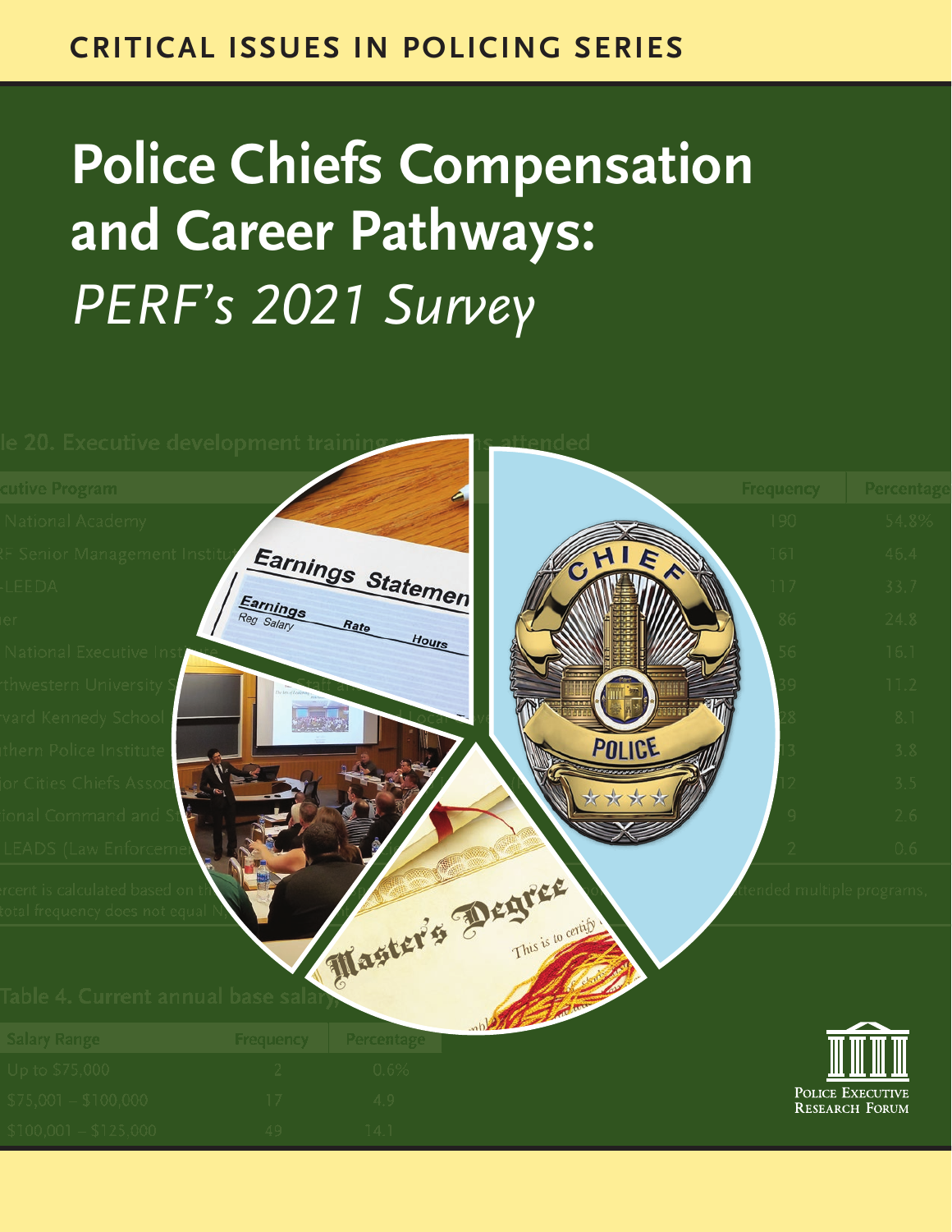CRITICAL ISSUES IN POLICING SERIES

# Police Chiefs Compensation and Career Pathways: *PERF's 2021 Survey*

POLICE EXECUTIVE RESEARCH FORUM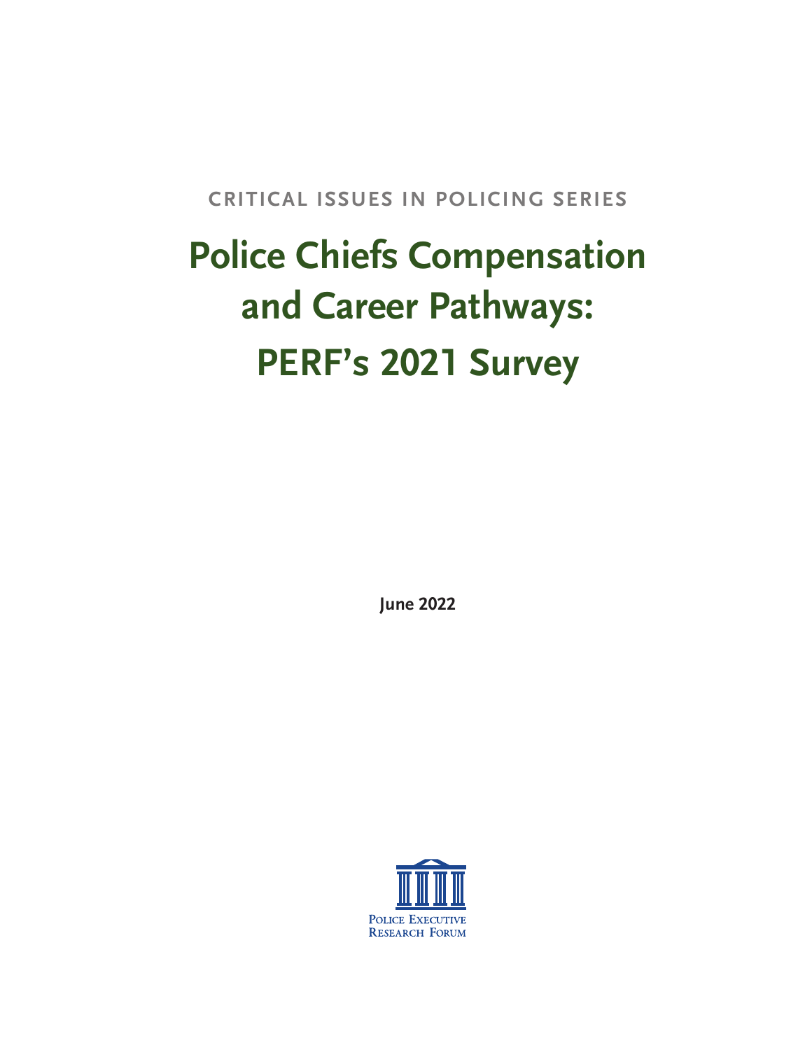CRITICAL ISSUES IN POLICING SERIES

# Police Chiefs Compensation and Career Pathways: PERF's 2021 Survey

**June 2022**

Police Executive Research Forum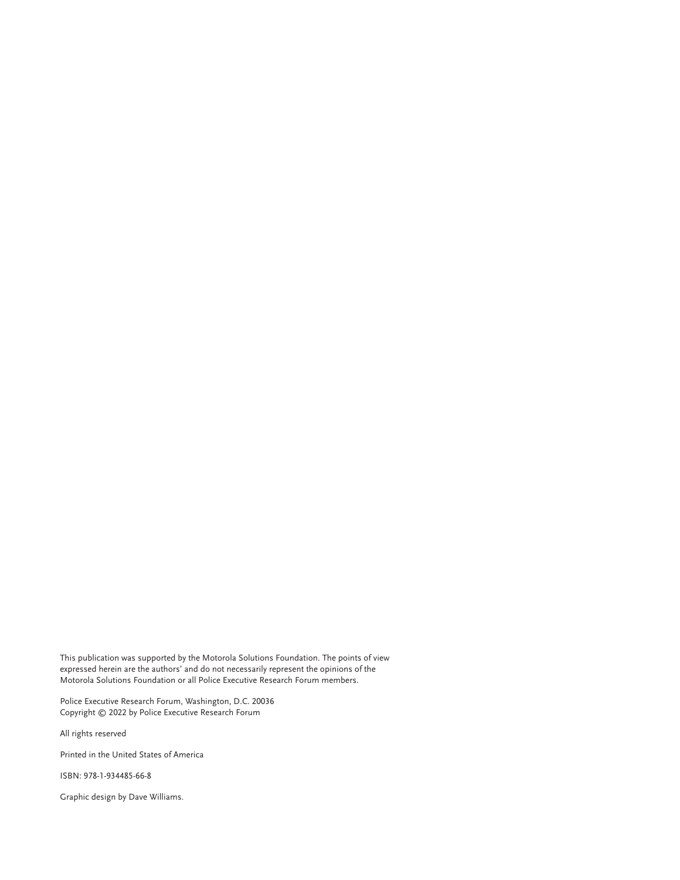This publication was supported by the Motorola Solutions Foundation. The points of view expressed herein are the authors' and do not necessarily represent the opinions of the Motorola Solutions Foundation or all Police Executive Research Forum members.

Police Executive Research Forum, Washington, D.C. 20036
Copyright © 2022 by Police Executive Research Forum

All rights reserved

Printed in the United States of America

ISBN: 978-1-934485-66-8

Graphic design by Dave Williams.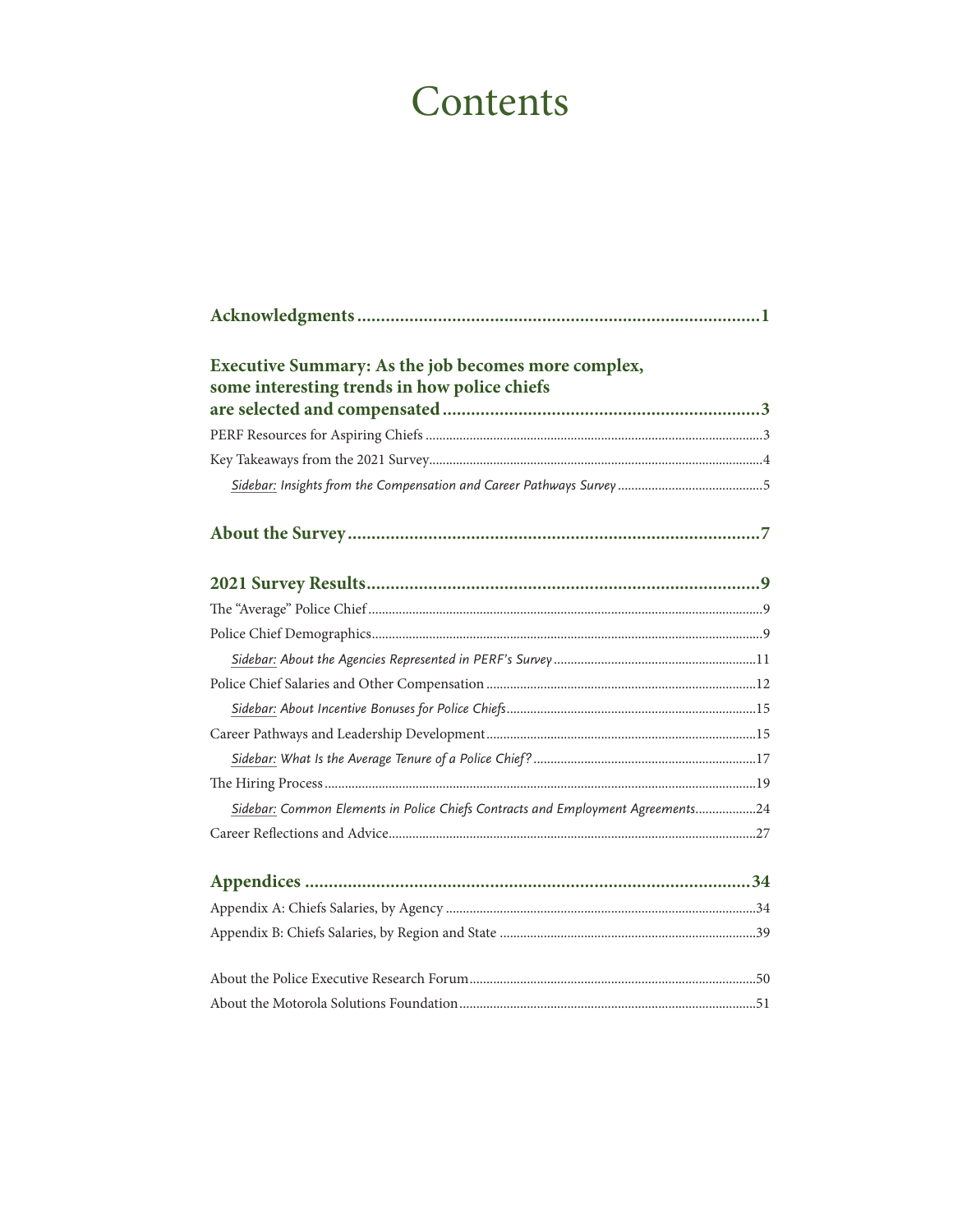# Contents

**Acknowledgments** ..... **1**

**Executive Summary: As the job becomes more complex, some interesting trends in how police chiefs are selected and compensated** ..... **3**

PERF Resources for Aspiring Chiefs ..... 3

Key Takeaways from the 2021 Survey ..... 4

*Sidebar: Insights from the Compensation and Career Pathways Survey* ..... 5

**About the Survey** ..... **7**

**2021 Survey Results** ..... **9**

The "Average" Police Chief ..... 9

Police Chief Demographics ..... 9

*Sidebar: About the Agencies Represented in PERF's Survey* ..... 11

Police Chief Salaries and Other Compensation ..... 12

*Sidebar: About Incentive Bonuses for Police Chiefs* ..... 15

Career Pathways and Leadership Development ..... 15

*Sidebar: What Is the Average Tenure of a Police Chief?* ..... 17

The Hiring Process ..... 19

*Sidebar: Common Elements in Police Chiefs Contracts and Employment Agreements* ..... 24

Career Reflections and Advice ..... 27

**Appendices** ..... **34**

Appendix A: Chiefs Salaries, by Agency ..... 34

Appendix B: Chiefs Salaries, by Region and State ..... 39

About the Police Executive Research Forum ..... 50

About the Motorola Solutions Foundation ..... 51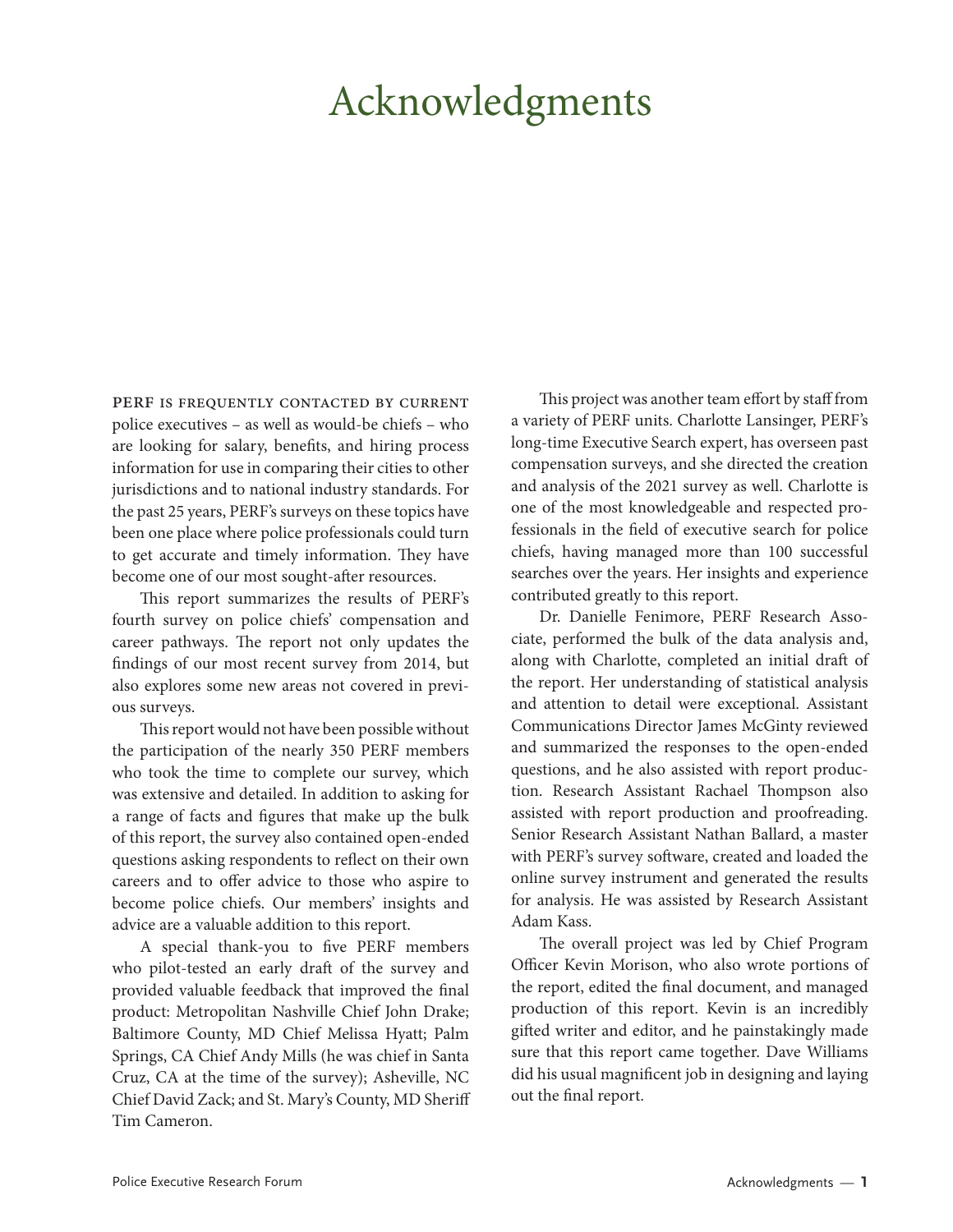# Acknowledgments

PERF IS FREQUENTLY CONTACTED BY CURRENT police executives – as well as would-be chiefs – who are looking for salary, benefits, and hiring process information for use in comparing their cities to other jurisdictions and to national industry standards. For the past 25 years, PERF's surveys on these topics have been one place where police professionals could turn to get accurate and timely information. They have become one of our most sought-after resources.

This report summarizes the results of PERF's fourth survey on police chiefs' compensation and career pathways. The report not only updates the findings of our most recent survey from 2014, but also explores some new areas not covered in previous surveys.

This report would not have been possible without the participation of the nearly 350 PERF members who took the time to complete our survey, which was extensive and detailed. In addition to asking for a range of facts and figures that make up the bulk of this report, the survey also contained open-ended questions asking respondents to reflect on their own careers and to offer advice to those who aspire to become police chiefs. Our members' insights and advice are a valuable addition to this report.

A special thank-you to five PERF members who pilot-tested an early draft of the survey and provided valuable feedback that improved the final product: Metropolitan Nashville Chief John Drake; Baltimore County, MD Chief Melissa Hyatt; Palm Springs, CA Chief Andy Mills (he was chief in Santa Cruz, CA at the time of the survey); Asheville, NC Chief David Zack; and St. Mary's County, MD Sheriff Tim Cameron.

This project was another team effort by staff from a variety of PERF units. Charlotte Lansinger, PERF's long-time Executive Search expert, has overseen past compensation surveys, and she directed the creation and analysis of the 2021 survey as well. Charlotte is one of the most knowledgeable and respected professionals in the field of executive search for police chiefs, having managed more than 100 successful searches over the years. Her insights and experience contributed greatly to this report.

Dr. Danielle Fenimore, PERF Research Associate, performed the bulk of the data analysis and, along with Charlotte, completed an initial draft of the report. Her understanding of statistical analysis and attention to detail were exceptional. Assistant Communications Director James McGinty reviewed and summarized the responses to the open-ended questions, and he also assisted with report production. Research Assistant Rachael Thompson also assisted with report production and proofreading. Senior Research Assistant Nathan Ballard, a master with PERF's survey software, created and loaded the online survey instrument and generated the results for analysis. He was assisted by Research Assistant Adam Kass.

The overall project was led by Chief Program Officer Kevin Morison, who also wrote portions of the report, edited the final document, and managed production of this report. Kevin is an incredibly gifted writer and editor, and he painstakingly made sure that this report came together. Dave Williams did his usual magnificent job in designing and laying out the final report.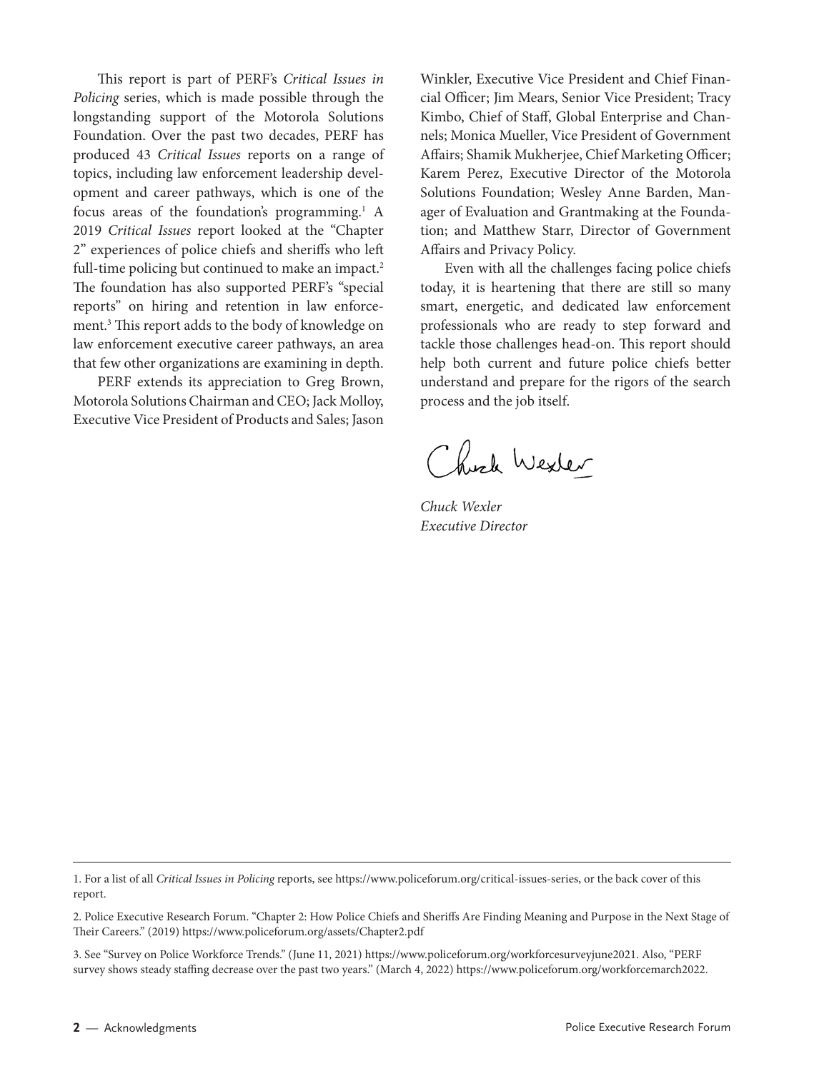This report is part of PERF's *Critical Issues in Policing* series, which is made possible through the longstanding support of the Motorola Solutions Foundation. Over the past two decades, PERF has produced 43 *Critical Issues* reports on a range of topics, including law enforcement leadership development and career pathways, which is one of the focus areas of the foundation's programming.[1] A 2019 *Critical Issues* report looked at the "Chapter 2" experiences of police chiefs and sheriffs who left full-time policing but continued to make an impact.[2] The foundation has also supported PERF's "special reports" on hiring and retention in law enforcement.[3] This report adds to the body of knowledge on law enforcement executive career pathways, an area that few other organizations are examining in depth.

PERF extends its appreciation to Greg Brown, Motorola Solutions Chairman and CEO; Jack Molloy, Executive Vice President of Products and Sales; Jason Winkler, Executive Vice President and Chief Financial Officer; Jim Mears, Senior Vice President; Tracy Kimbo, Chief of Staff, Global Enterprise and Channels; Monica Mueller, Vice President of Government Affairs; Shamik Mukherjee, Chief Marketing Officer; Karem Perez, Executive Director of the Motorola Solutions Foundation; Wesley Anne Barden, Manager of Evaluation and Grantmaking at the Foundation; and Matthew Starr, Director of Government Affairs and Privacy Policy.

Even with all the challenges facing police chiefs today, it is heartening that there are still so many smart, energetic, and dedicated law enforcement professionals who are ready to step forward and tackle those challenges head-on. This report should help both current and future police chiefs better understand and prepare for the rigors of the search process and the job itself.

Chuck Wexler

*Chuck Wexler*
*Executive Director*

---

1. For a list of all *Critical Issues in Policing* reports, see https://www.policeforum.org/critical-issues-series, or the back cover of this report.

2. Police Executive Research Forum. "Chapter 2: How Police Chiefs and Sheriffs Are Finding Meaning and Purpose in the Next Stage of Their Careers." (2019) https://www.policeforum.org/assets/Chapter2.pdf

3. See "Survey on Police Workforce Trends." (June 11, 2021) https://www.policeforum.org/workforcesurveyjune2021. Also, "PERF survey shows steady staffing decrease over the past two years." (March 4, 2022) https://www.policeforum.org/workforcemarch2022.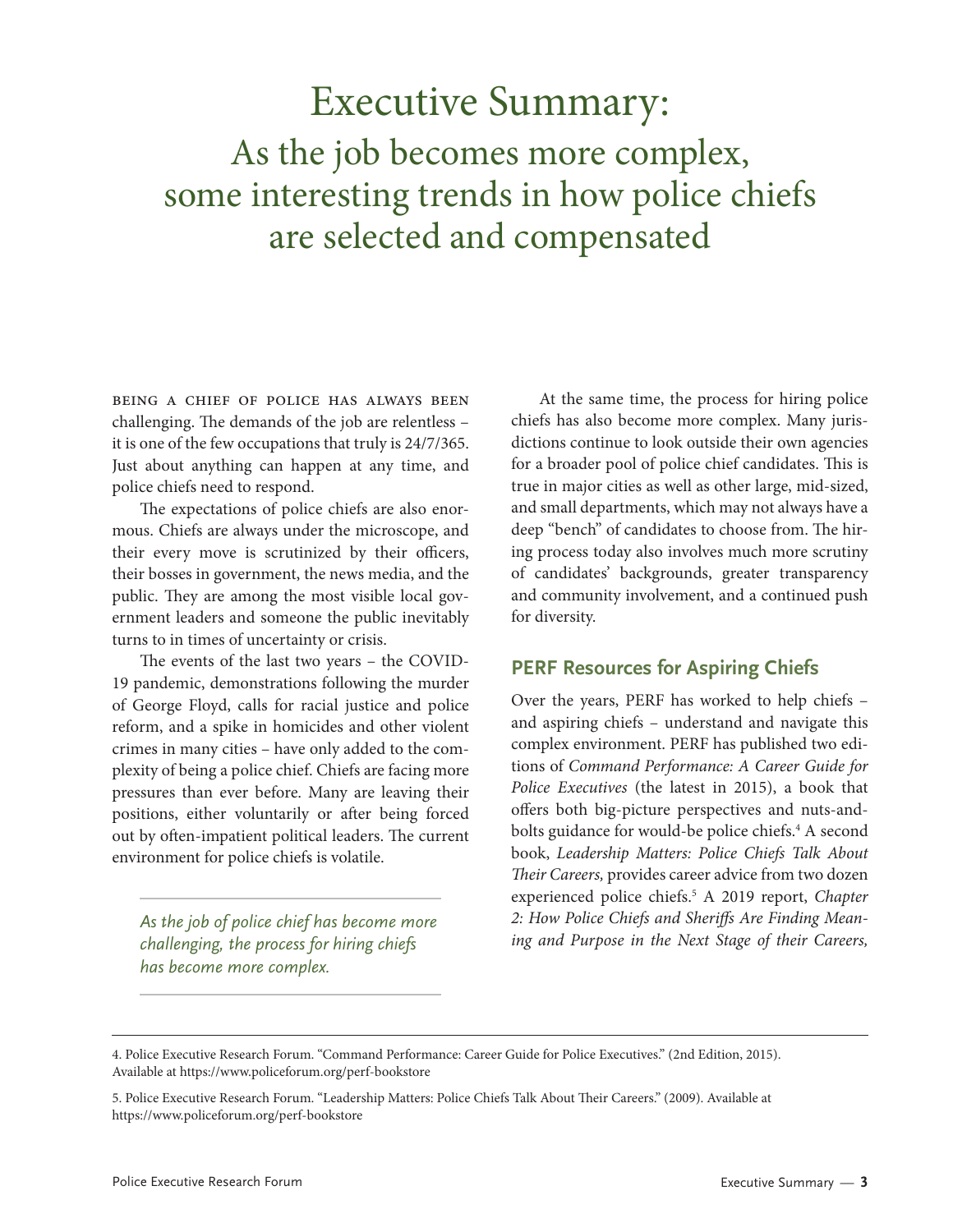# Executive Summary: As the job becomes more complex, some interesting trends in how police chiefs are selected and compensated

Being a chief of police has always been challenging. The demands of the job are relentless – it is one of the few occupations that truly is 24/7/365. Just about anything can happen at any time, and police chiefs need to respond.

The expectations of police chiefs are also enormous. Chiefs are always under the microscope, and their every move is scrutinized by their officers, their bosses in government, the news media, and the public. They are among the most visible local government leaders and someone the public inevitably turns to in times of uncertainty or crisis.

The events of the last two years – the COVID-19 pandemic, demonstrations following the murder of George Floyd, calls for racial justice and police reform, and a spike in homicides and other violent crimes in many cities – have only added to the complexity of being a police chief. Chiefs are facing more pressures than ever before. Many are leaving their positions, either voluntarily or after being forced out by often-impatient political leaders. The current environment for police chiefs is volatile.

*As the job of police chief has become more challenging, the process for hiring chiefs has become more complex.*

At the same time, the process for hiring police chiefs has also become more complex. Many jurisdictions continue to look outside their own agencies for a broader pool of police chief candidates. This is true in major cities as well as other large, mid-sized, and small departments, which may not always have a deep "bench" of candidates to choose from. The hiring process today also involves much more scrutiny of candidates' backgrounds, greater transparency and community involvement, and a continued push for diversity.

## PERF Resources for Aspiring Chiefs

Over the years, PERF has worked to help chiefs – and aspiring chiefs – understand and navigate this complex environment. PERF has published two editions of *Command Performance: A Career Guide for Police Executives* (the latest in 2015), a book that offers both big-picture perspectives and nuts-and-bolts guidance for would-be police chiefs.[4] A second book, *Leadership Matters: Police Chiefs Talk About Their Careers,* provides career advice from two dozen experienced police chiefs.[5] A 2019 report, *Chapter 2: How Police Chiefs and Sheriffs Are Finding Meaning and Purpose in the Next Stage of their Careers,*

---

4. Police Executive Research Forum. "Command Performance: Career Guide for Police Executives." (2nd Edition, 2015). Available at https://www.policeforum.org/perf-bookstore

5. Police Executive Research Forum. "Leadership Matters: Police Chiefs Talk About Their Careers." (2009). Available at https://www.policeforum.org/perf-bookstore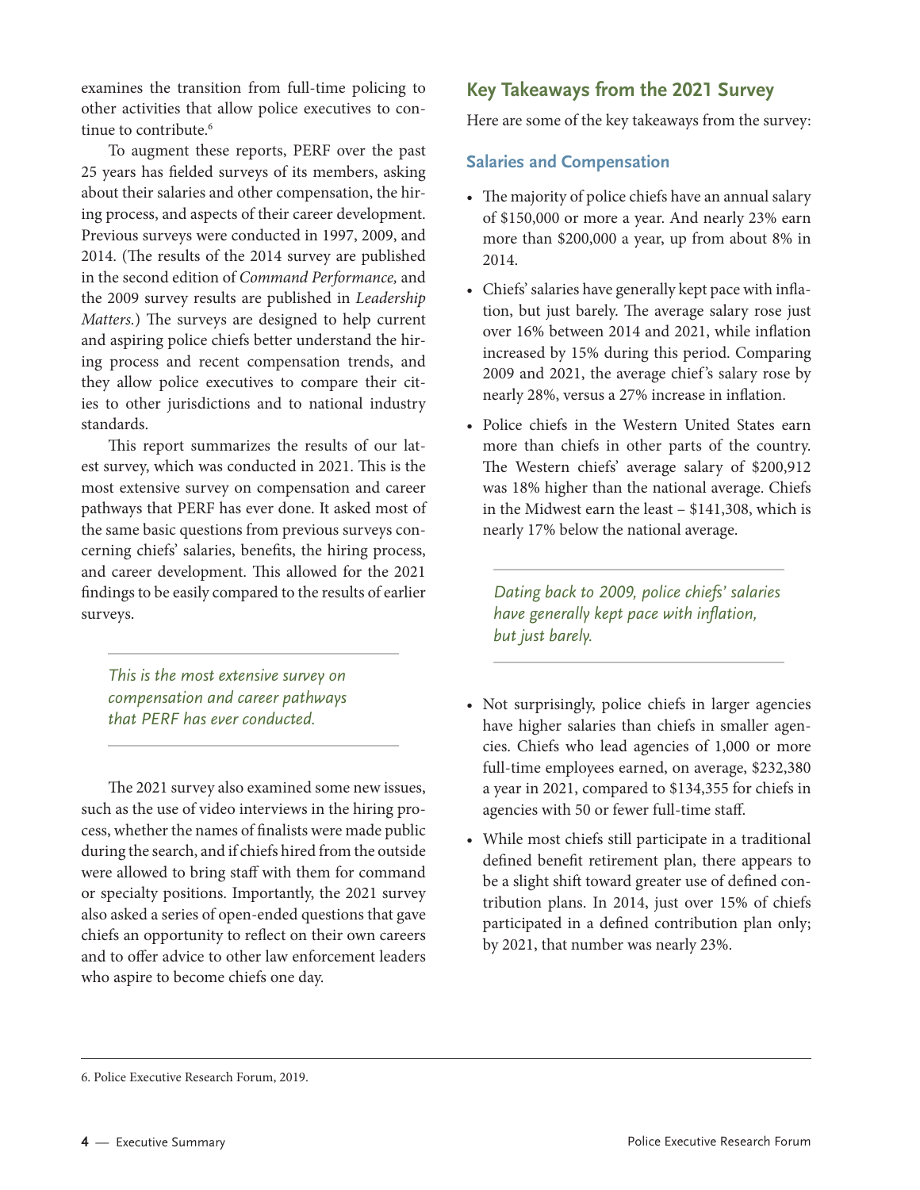examines the transition from full-time policing to other activities that allow police executives to continue to contribute.[6]

To augment these reports, PERF over the past 25 years has fielded surveys of its members, asking about their salaries and other compensation, the hiring process, and aspects of their career development. Previous surveys were conducted in 1997, 2009, and 2014. (The results of the 2014 survey are published in the second edition of *Command Performance,* and the 2009 survey results are published in *Leadership Matters.*) The surveys are designed to help current and aspiring police chiefs better understand the hiring process and recent compensation trends, and they allow police executives to compare their cities to other jurisdictions and to national industry standards.

This report summarizes the results of our latest survey, which was conducted in 2021. This is the most extensive survey on compensation and career pathways that PERF has ever done. It asked most of the same basic questions from previous surveys concerning chiefs' salaries, benefits, the hiring process, and career development. This allowed for the 2021 findings to be easily compared to the results of earlier surveys.

> *This is the most extensive survey on compensation and career pathways that PERF has ever conducted.*

The 2021 survey also examined some new issues, such as the use of video interviews in the hiring process, whether the names of finalists were made public during the search, and if chiefs hired from the outside were allowed to bring staff with them for command or specialty positions. Importantly, the 2021 survey also asked a series of open-ended questions that gave chiefs an opportunity to reflect on their own careers and to offer advice to other law enforcement leaders who aspire to become chiefs one day.

## Key Takeaways from the 2021 Survey

Here are some of the key takeaways from the survey:

### Salaries and Compensation

- The majority of police chiefs have an annual salary of $150,000 or more a year. And nearly 23% earn more than $200,000 a year, up from about 8% in 2014.
- Chiefs' salaries have generally kept pace with inflation, but just barely. The average salary rose just over 16% between 2014 and 2021, while inflation increased by 15% during this period. Comparing 2009 and 2021, the average chief's salary rose by nearly 28%, versus a 27% increase in inflation.
- Police chiefs in the Western United States earn more than chiefs in other parts of the country. The Western chiefs' average salary of $200,912 was 18% higher than the national average. Chiefs in the Midwest earn the least – $141,308, which is nearly 17% below the national average.

> *Dating back to 2009, police chiefs' salaries have generally kept pace with inflation, but just barely.*

- Not surprisingly, police chiefs in larger agencies have higher salaries than chiefs in smaller agencies. Chiefs who lead agencies of 1,000 or more full-time employees earned, on average, $232,380 a year in 2021, compared to $134,355 for chiefs in agencies with 50 or fewer full-time staff.
- While most chiefs still participate in a traditional defined benefit retirement plan, there appears to be a slight shift toward greater use of defined contribution plans. In 2014, just over 15% of chiefs participated in a defined contribution plan only; by 2021, that number was nearly 23%.

---

6. Police Executive Research Forum, 2019.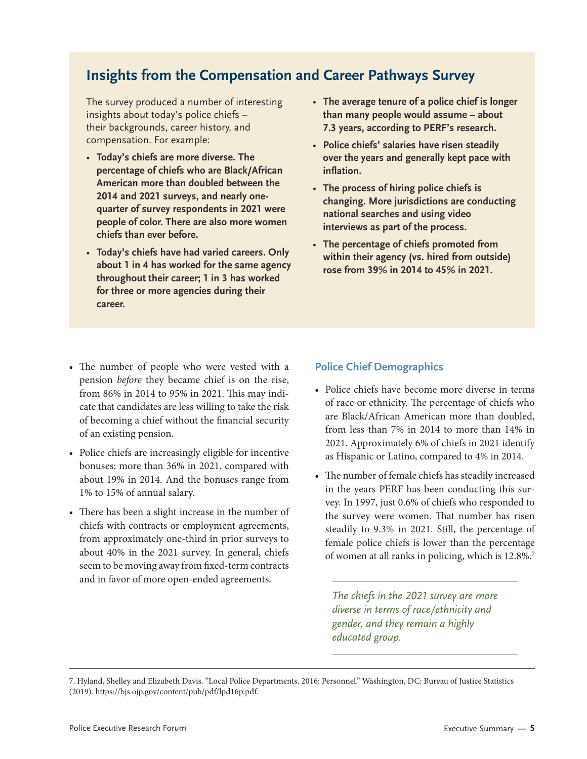## Insights from the Compensation and Career Pathways Survey

The survey produced a number of interesting insights about today's police chiefs – their backgrounds, career history, and compensation. For example:

- **Today's chiefs are more diverse. The percentage of chiefs who are Black/African American more than doubled between the 2014 and 2021 surveys, and nearly one-quarter of survey respondents in 2021 were people of color. There are also more women chiefs than ever before.**
- **Today's chiefs have had varied careers. Only about 1 in 4 has worked for the same agency throughout their career; 1 in 3 has worked for three or more agencies during their career.**
- **The average tenure of a police chief is longer than many people would assume – about 7.3 years, according to PERF's research.**
- **Police chiefs' salaries have risen steadily over the years and generally kept pace with inflation.**
- **The process of hiring police chiefs is changing. More jurisdictions are conducting national searches and using video interviews as part of the process.**
- **The percentage of chiefs promoted from within their agency (vs. hired from outside) rose from 39% in 2014 to 45% in 2021.**

- The number of people who were vested with a pension *before* they became chief is on the rise, from 86% in 2014 to 95% in 2021. This may indicate that candidates are less willing to take the risk of becoming a chief without the financial security of an existing pension.
- Police chiefs are increasingly eligible for incentive bonuses: more than 36% in 2021, compared with about 19% in 2014. And the bonuses range from 1% to 15% of annual salary.
- There has been a slight increase in the number of chiefs with contracts or employment agreements, from approximately one-third in prior surveys to about 40% in the 2021 survey. In general, chiefs seem to be moving away from fixed-term contracts and in favor of more open-ended agreements.

### Police Chief Demographics

- Police chiefs have become more diverse in terms of race or ethnicity. The percentage of chiefs who are Black/African American more than doubled, from less than 7% in 2014 to more than 14% in 2021. Approximately 6% of chiefs in 2021 identify as Hispanic or Latino, compared to 4% in 2014.
- The number of female chiefs has steadily increased in the years PERF has been conducting this survey. In 1997, just 0.6% of chiefs who responded to the survey were women. That number has risen steadily to 9.3% in 2021. Still, the percentage of female police chiefs is lower than the percentage of women at all ranks in policing, which is 12.8%.[7]

*The chiefs in the 2021 survey are more diverse in terms of race/ethnicity and gender, and they remain a highly educated group.*

7. Hyland, Shelley and Elizabeth Davis. "Local Police Departments, 2016: Personnel." Washington, DC: Bureau of Justice Statistics (2019). https://bjs.ojp.gov/content/pub/pdf/lpd16p.pdf.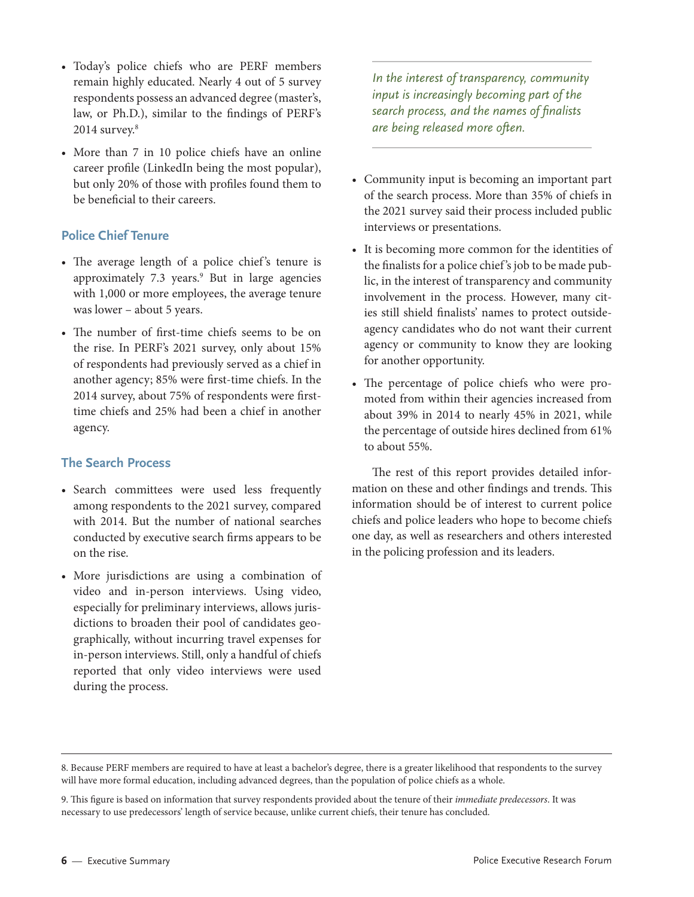- Today's police chiefs who are PERF members remain highly educated. Nearly 4 out of 5 survey respondents possess an advanced degree (master's, law, or Ph.D.), similar to the findings of PERF's 2014 survey.[8]
- More than 7 in 10 police chiefs have an online career profile (LinkedIn being the most popular), but only 20% of those with profiles found them to be beneficial to their careers.

### Police Chief Tenure

- The average length of a police chief's tenure is approximately 7.3 years.[9] But in large agencies with 1,000 or more employees, the average tenure was lower – about 5 years.
- The number of first-time chiefs seems to be on the rise. In PERF's 2021 survey, only about 15% of respondents had previously served as a chief in another agency; 85% were first-time chiefs. In the 2014 survey, about 75% of respondents were first-time chiefs and 25% had been a chief in another agency.

### The Search Process

- Search committees were used less frequently among respondents to the 2021 survey, compared with 2014. But the number of national searches conducted by executive search firms appears to be on the rise.
- More jurisdictions are using a combination of video and in-person interviews. Using video, especially for preliminary interviews, allows jurisdictions to broaden their pool of candidates geographically, without incurring travel expenses for in-person interviews. Still, only a handful of chiefs reported that only video interviews were used during the process.

> *In the interest of transparency, community input is increasingly becoming part of the search process, and the names of finalists are being released more often.*

- Community input is becoming an important part of the search process. More than 35% of chiefs in the 2021 survey said their process included public interviews or presentations.
- It is becoming more common for the identities of the finalists for a police chief's job to be made public, in the interest of transparency and community involvement in the process. However, many cities still shield finalists' names to protect outside-agency candidates who do not want their current agency or community to know they are looking for another opportunity.
- The percentage of police chiefs who were promoted from within their agencies increased from about 39% in 2014 to nearly 45% in 2021, while the percentage of outside hires declined from 61% to about 55%.

The rest of this report provides detailed information on these and other findings and trends. This information should be of interest to current police chiefs and police leaders who hope to become chiefs one day, as well as researchers and others interested in the policing profession and its leaders.

---

8. Because PERF members are required to have at least a bachelor's degree, there is a greater likelihood that respondents to the survey will have more formal education, including advanced degrees, than the population of police chiefs as a whole.

9. This figure is based on information that survey respondents provided about the tenure of their *immediate predecessors*. It was necessary to use predecessors' length of service because, unlike current chiefs, their tenure has concluded.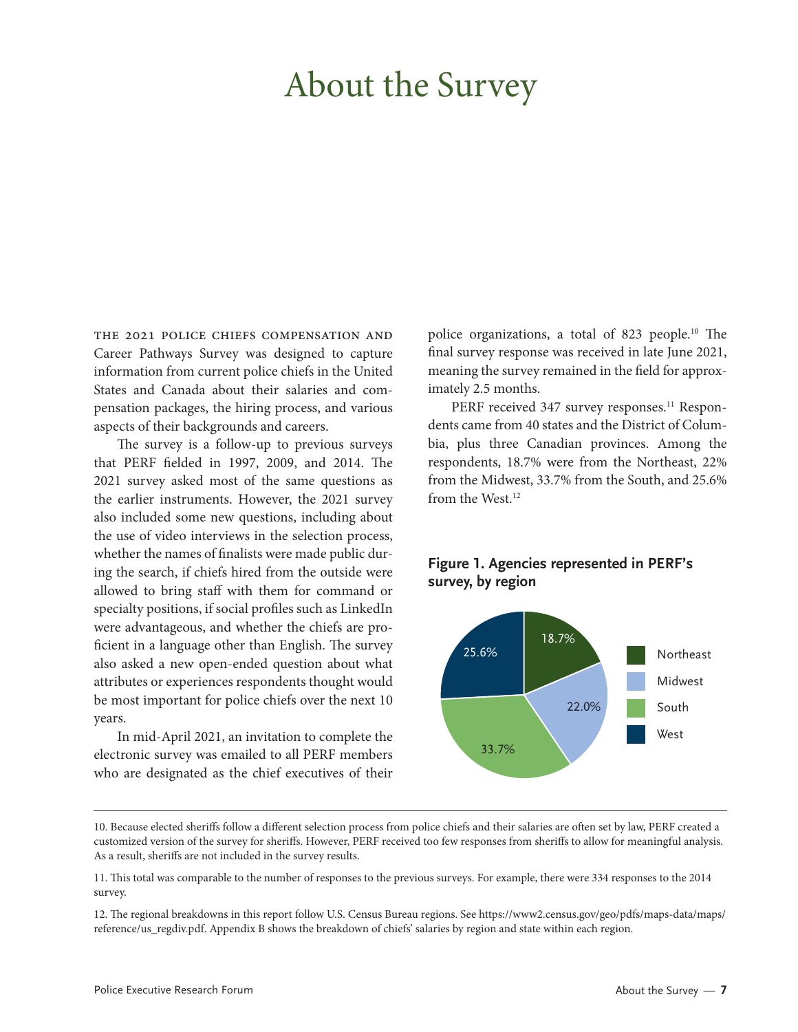# About the Survey

THE 2021 POLICE CHIEFS COMPENSATION AND Career Pathways Survey was designed to capture information from current police chiefs in the United States and Canada about their salaries and compensation packages, the hiring process, and various aspects of their backgrounds and careers.

The survey is a follow-up to previous surveys that PERF fielded in 1997, 2009, and 2014. The 2021 survey asked most of the same questions as the earlier instruments. However, the 2021 survey also included some new questions, including about the use of video interviews in the selection process, whether the names of finalists were made public during the search, if chiefs hired from the outside were allowed to bring staff with them for command or specialty positions, if social profiles such as LinkedIn were advantageous, and whether the chiefs are proficient in a language other than English. The survey also asked a new open-ended question about what attributes or experiences respondents thought would be most important for police chiefs over the next 10 years.

In mid-April 2021, an invitation to complete the electronic survey was emailed to all PERF members who are designated as the chief executives of their police organizations, a total of 823 people.[10] The final survey response was received in late June 2021, meaning the survey remained in the field for approximately 2.5 months.

PERF received 347 survey responses.[11] Respondents came from 40 states and the District of Columbia, plus three Canadian provinces. Among the respondents, 18.7% were from the Northeast, 22% from the Midwest, 33.7% from the South, and 25.6% from the West.[12]

**Figure 1. Agencies represented in PERF's survey, by region**

| Region | Percent |
|---|---|
| Northeast | 18.7% |
| Midwest | 22.0% |
| South | 33.7% |
| West | 25.6% |

---

10. Because elected sheriffs follow a different selection process from police chiefs and their salaries are often set by law, PERF created a customized version of the survey for sheriffs. However, PERF received too few responses from sheriffs to allow for meaningful analysis. As a result, sheriffs are not included in the survey results.

11. This total was comparable to the number of responses to the previous surveys. For example, there were 334 responses to the 2014 survey.

12. The regional breakdowns in this report follow U.S. Census Bureau regions. See https://www2.census.gov/geo/pdfs/maps-data/maps/reference/us_regdiv.pdf. Appendix B shows the breakdown of chiefs' salaries by region and state within each region.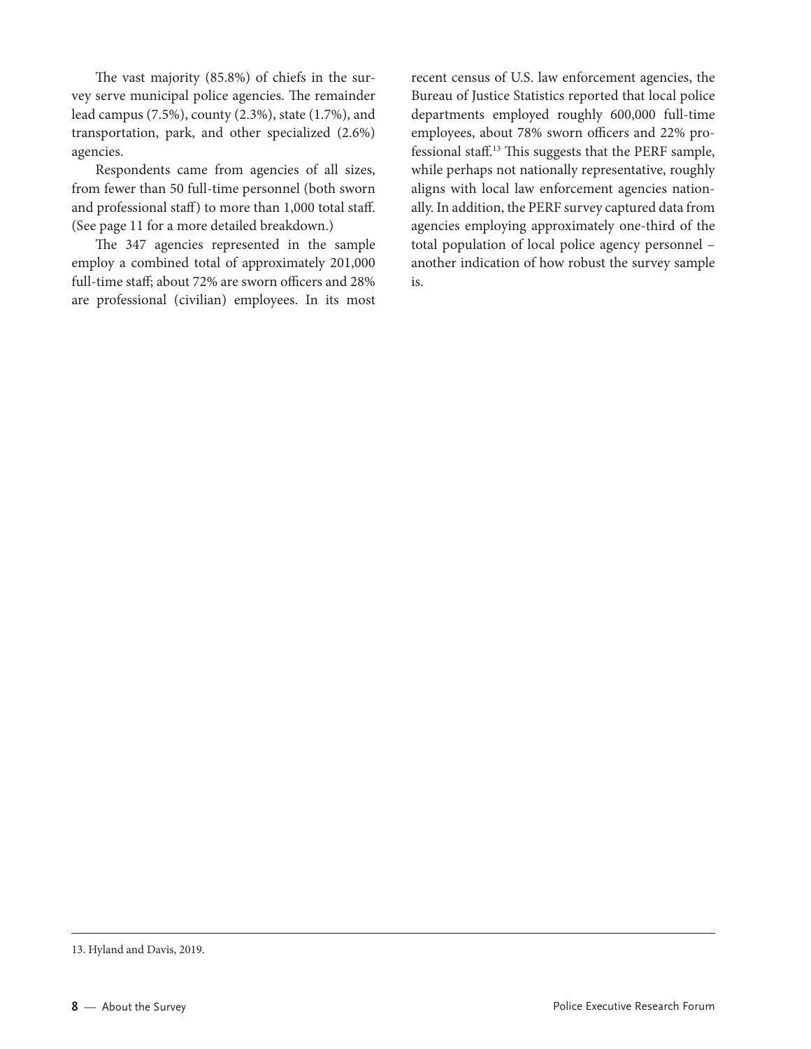The vast majority (85.8%) of chiefs in the survey serve municipal police agencies. The remainder lead campus (7.5%), county (2.3%), state (1.7%), and transportation, park, and other specialized (2.6%) agencies.

Respondents came from agencies of all sizes, from fewer than 50 full-time personnel (both sworn and professional staff) to more than 1,000 total staff. (See page 11 for a more detailed breakdown.)

The 347 agencies represented in the sample employ a combined total of approximately 201,000 full-time staff; about 72% are sworn officers and 28% are professional (civilian) employees. In its most recent census of U.S. law enforcement agencies, the Bureau of Justice Statistics reported that local police departments employed roughly 600,000 full-time employees, about 78% sworn officers and 22% professional staff.[13] This suggests that the PERF sample, while perhaps not nationally representative, roughly aligns with local law enforcement agencies nationally. In addition, the PERF survey captured data from agencies employing approximately one-third of the total population of local police agency personnel – another indication of how robust the survey sample is.

13. Hyland and Davis, 2019.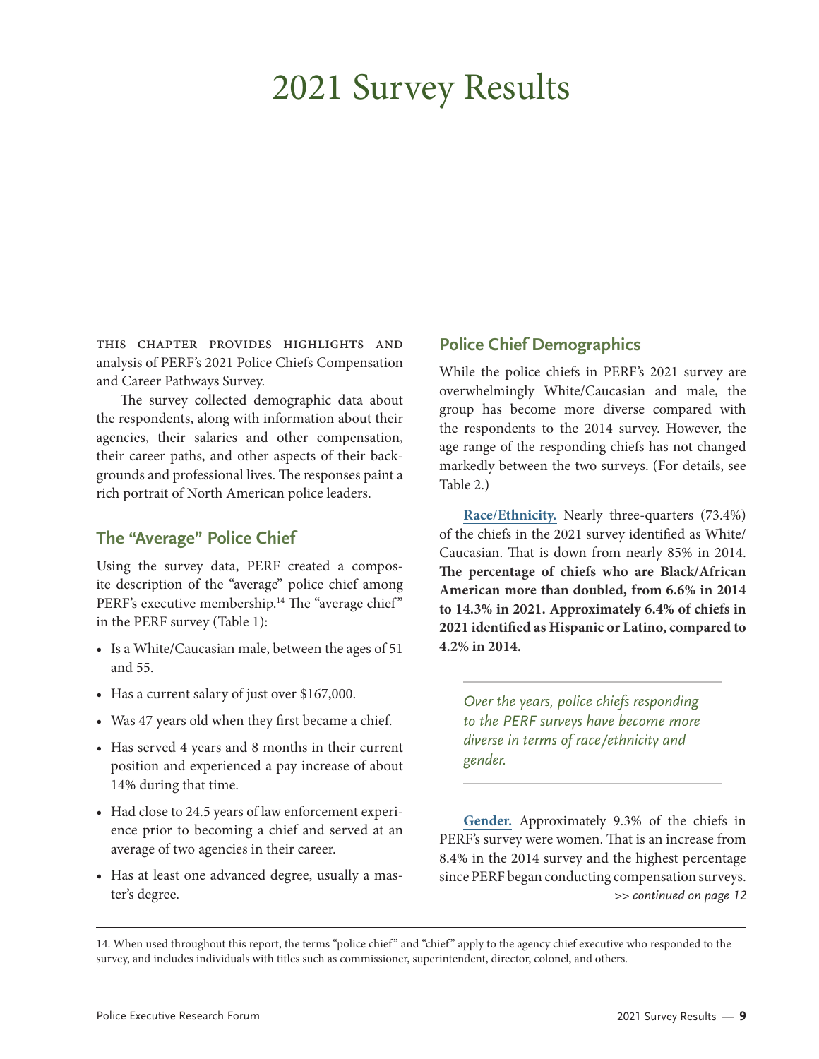# 2021 Survey Results

THIS CHAPTER PROVIDES HIGHLIGHTS AND analysis of PERF's 2021 Police Chiefs Compensation and Career Pathways Survey.

The survey collected demographic data about the respondents, along with information about their agencies, their salaries and other compensation, their career paths, and other aspects of their backgrounds and professional lives. The responses paint a rich portrait of North American police leaders.

## The "Average" Police Chief

Using the survey data, PERF created a composite description of the "average" police chief among PERF's executive membership.[14] The "average chief" in the PERF survey (Table 1):

- Is a White/Caucasian male, between the ages of 51 and 55.
- Has a current salary of just over $167,000.
- Was 47 years old when they first became a chief.
- Has served 4 years and 8 months in their current position and experienced a pay increase of about 14% during that time.
- Had close to 24.5 years of law enforcement experience prior to becoming a chief and served at an average of two agencies in their career.
- Has at least one advanced degree, usually a master's degree.

## Police Chief Demographics

While the police chiefs in PERF's 2021 survey are overwhelmingly White/Caucasian and male, the group has become more diverse compared with the respondents to the 2014 survey. However, the age range of the responding chiefs has not changed markedly between the two surveys. (For details, see Table 2.)

**Race/Ethnicity.** Nearly three-quarters (73.4%) of the chiefs in the 2021 survey identified as White/Caucasian. That is down from nearly 85% in 2014. **The percentage of chiefs who are Black/African American more than doubled, from 6.6% in 2014 to 14.3% in 2021. Approximately 6.4% of chiefs in 2021 identified as Hispanic or Latino, compared to 4.2% in 2014.**

*Over the years, police chiefs responding to the PERF surveys have become more diverse in terms of race/ethnicity and gender.*

**Gender.** Approximately 9.3% of the chiefs in PERF's survey were women. That is an increase from 8.4% in the 2014 survey and the highest percentage since PERF began conducting compensation surveys.

*>> continued on page 12*

14. When used throughout this report, the terms "police chief" and "chief" apply to the agency chief executive who responded to the survey, and includes individuals with titles such as commissioner, superintendent, director, colonel, and others.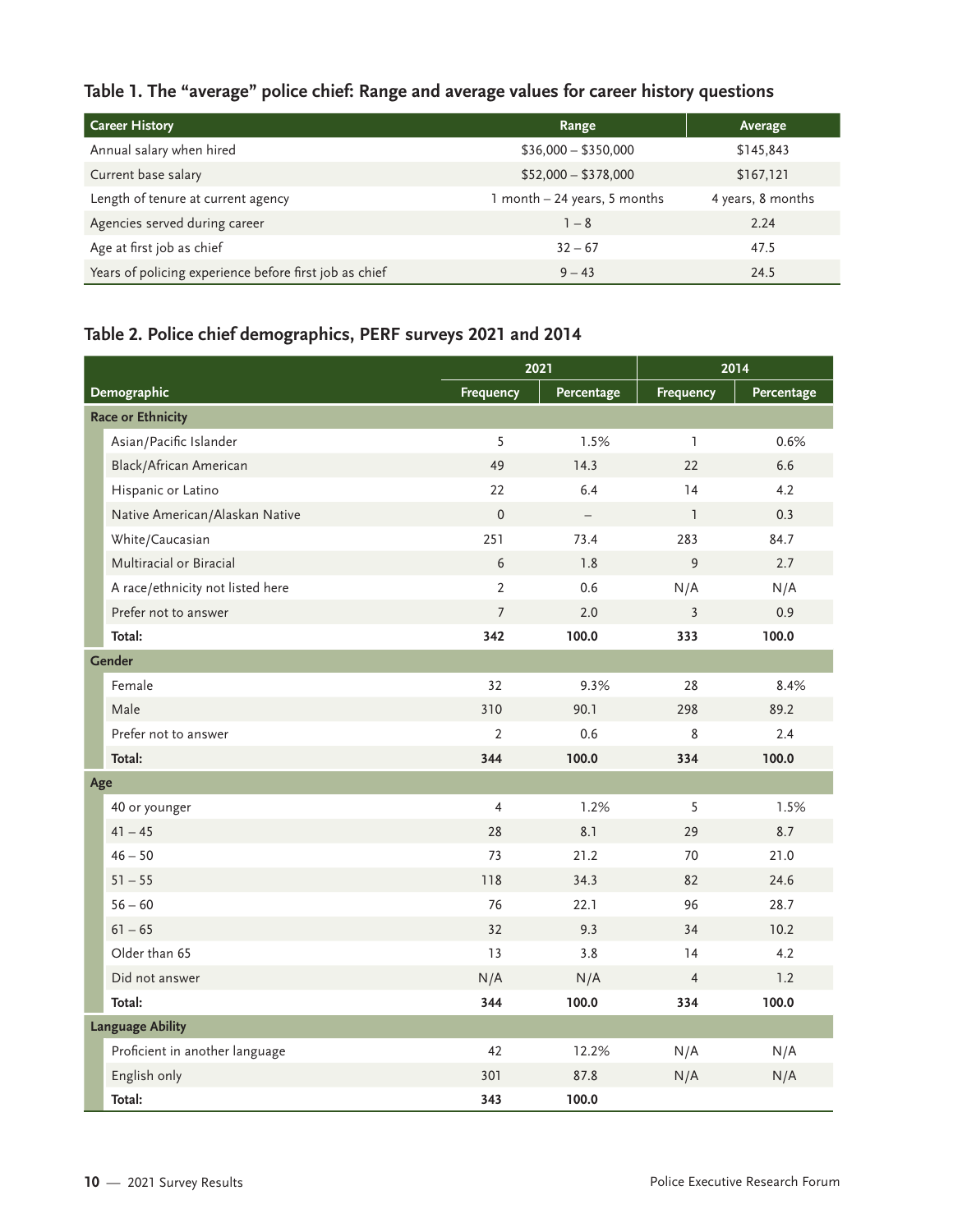### Table 1. The "average" police chief: Range and average values for career history questions

| Career History | Range | Average |
|---|---|---|
| Annual salary when hired | $36,000 – $350,000 | $145,843 |
| Current base salary | $52,000 – $378,000 | $167,121 |
| Length of tenure at current agency | 1 month – 24 years, 5 months | 4 years, 8 months |
| Agencies served during career | 1 – 8 | 2.24 |
| Age at first job as chief | 32 – 67 | 47.5 |
| Years of policing experience before first job as chief | 9 – 43 | 24.5 |

### Table 2. Police chief demographics, PERF surveys 2021 and 2014

| | 2021 | | 2014 | |
|---|---|---|---|---|
| **Demographic** | **Frequency** | **Percentage** | **Frequency** | **Percentage** |
| **Race or Ethnicity** | | | | |
| Asian/Pacific Islander | 5 | 1.5% | 1 | 0.6% |
| Black/African American | 49 | 14.3 | 22 | 6.6 |
| Hispanic or Latino | 22 | 6.4 | 14 | 4.2 |
| Native American/Alaskan Native | 0 | – | 1 | 0.3 |
| White/Caucasian | 251 | 73.4 | 283 | 84.7 |
| Multiracial or Biracial | 6 | 1.8 | 9 | 2.7 |
| A race/ethnicity not listed here | 2 | 0.6 | N/A | N/A |
| Prefer not to answer | 7 | 2.0 | 3 | 0.9 |
| **Total:** | **342** | **100.0** | **333** | **100.0** |
| **Gender** | | | | |
| Female | 32 | 9.3% | 28 | 8.4% |
| Male | 310 | 90.1 | 298 | 89.2 |
| Prefer not to answer | 2 | 0.6 | 8 | 2.4 |
| **Total:** | **344** | **100.0** | **334** | **100.0** |
| **Age** | | | | |
| 40 or younger | 4 | 1.2% | 5 | 1.5% |
| 41 – 45 | 28 | 8.1 | 29 | 8.7 |
| 46 – 50 | 73 | 21.2 | 70 | 21.0 |
| 51 – 55 | 118 | 34.3 | 82 | 24.6 |
| 56 – 60 | 76 | 22.1 | 96 | 28.7 |
| 61 – 65 | 32 | 9.3 | 34 | 10.2 |
| Older than 65 | 13 | 3.8 | 14 | 4.2 |
| Did not answer | N/A | N/A | 4 | 1.2 |
| **Total:** | **344** | **100.0** | **334** | **100.0** |
| **Language Ability** | | | | |
| Proficient in another language | 42 | 12.2% | N/A | N/A |
| English only | 301 | 87.8 | N/A | N/A |
| **Total:** | **343** | **100.0** | | |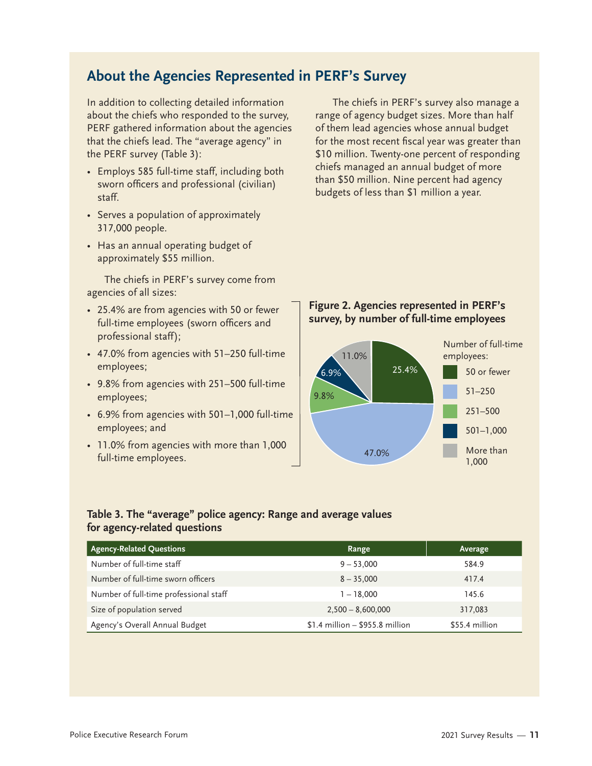## About the Agencies Represented in PERF's Survey

In addition to collecting detailed information about the chiefs who responded to the survey, PERF gathered information about the agencies that the chiefs lead. The "average agency" in the PERF survey (Table 3):

- Employs 585 full-time staff, including both sworn officers and professional (civilian) staff.
- Serves a population of approximately 317,000 people.
- Has an annual operating budget of approximately $55 million.

The chiefs in PERF's survey come from agencies of all sizes:

- 25.4% are from agencies with 50 or fewer full-time employees (sworn officers and professional staff);
- 47.0% from agencies with 51–250 full-time employees;
- 9.8% from agencies with 251–500 full-time employees;
- 6.9% from agencies with 501–1,000 full-time employees; and
- 11.0% from agencies with more than 1,000 full-time employees.

The chiefs in PERF's survey also manage a range of agency budget sizes. More than half of them lead agencies whose annual budget for the most recent fiscal year was greater than $10 million. Twenty-one percent of responding chiefs managed an annual budget of more than $50 million. Nine percent had agency budgets of less than $1 million a year.

**Figure 2. Agencies represented in PERF's survey, by number of full-time employees**

| Number of full-time employees | Percent |
|---|---|
| 50 or fewer | 25.4% |
| 51–250 | 47.0% |
| 251–500 | 9.8% |
| 501–1,000 | 6.9% |
| More than 1,000 | 11.0% |

**Table 3. The "average" police agency: Range and average values for agency-related questions**

| Agency-Related Questions | Range | Average |
|---|---|---|
| Number of full-time staff | 9 – 53,000 | 584.9 |
| Number of full-time sworn officers | 8 – 35,000 | 417.4 |
| Number of full-time professional staff | 1 – 18,000 | 145.6 |
| Size of population served | 2,500 – 8,600,000 | 317,083 |
| Agency's Overall Annual Budget | $1.4 million – $955.8 million | $55.4 million |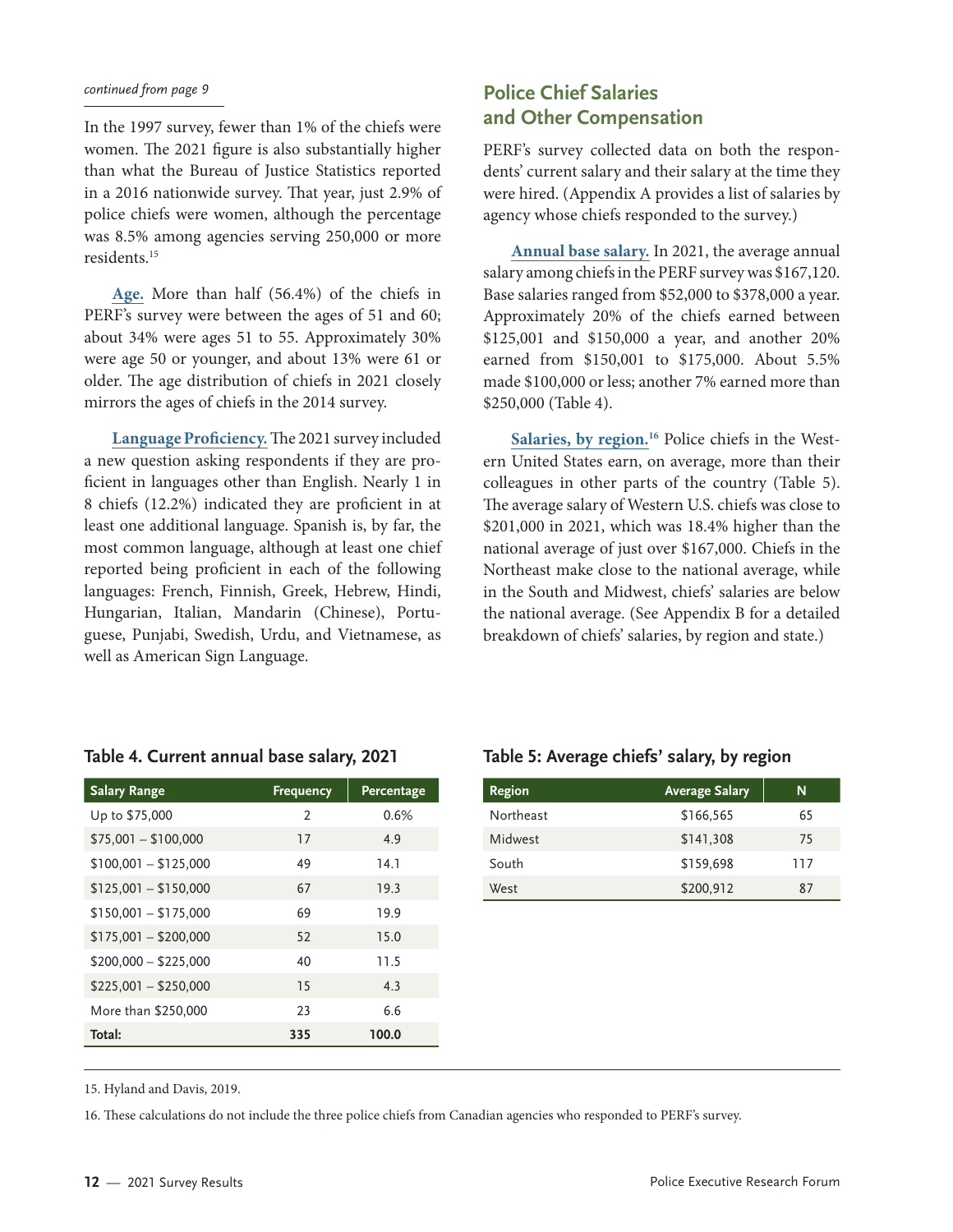*continued from page 9*

In the 1997 survey, fewer than 1% of the chiefs were women. The 2021 figure is also substantially higher than what the Bureau of Justice Statistics reported in a 2016 nationwide survey. That year, just 2.9% of police chiefs were women, although the percentage was 8.5% among agencies serving 250,000 or more residents.[15]

**Age.** More than half (56.4%) of the chiefs in PERF's survey were between the ages of 51 and 60; about 34% were ages 51 to 55. Approximately 30% were age 50 or younger, and about 13% were 61 or older. The age distribution of chiefs in 2021 closely mirrors the ages of chiefs in the 2014 survey.

**Language Proficiency.** The 2021 survey included a new question asking respondents if they are proficient in languages other than English. Nearly 1 in 8 chiefs (12.2%) indicated they are proficient in at least one additional language. Spanish is, by far, the most common language, although at least one chief reported being proficient in each of the following languages: French, Finnish, Greek, Hebrew, Hindi, Hungarian, Italian, Mandarin (Chinese), Portuguese, Punjabi, Swedish, Urdu, and Vietnamese, as well as American Sign Language.

## Police Chief Salaries and Other Compensation

PERF's survey collected data on both the respondents' current salary and their salary at the time they were hired. (Appendix A provides a list of salaries by agency whose chiefs responded to the survey.)

**Annual base salary.** In 2021, the average annual salary among chiefs in the PERF survey was $167,120. Base salaries ranged from $52,000 to $378,000 a year. Approximately 20% of the chiefs earned between $125,001 and $150,000 a year, and another 20% earned from $150,001 to $175,000. About 5.5% made $100,000 or less; another 7% earned more than $250,000 (Table 4).

**Salaries, by region.**[16] Police chiefs in the Western United States earn, on average, more than their colleagues in other parts of the country (Table 5). The average salary of Western U.S. chiefs was close to $201,000 in 2021, which was 18.4% higher than the national average of just over $167,000. Chiefs in the Northeast make close to the national average, while in the South and Midwest, chiefs' salaries are below the national average. (See Appendix B for a detailed breakdown of chiefs' salaries, by region and state.)

### Table 4. Current annual base salary, 2021

| Salary Range | Frequency | Percentage |
|---|---|---|
| Up to $75,000 | 2 | 0.6% |
| $75,001 – $100,000 | 17 | 4.9 |
| $100,001 – $125,000 | 49 | 14.1 |
| $125,001 – $150,000 | 67 | 19.3 |
| $150,001 – $175,000 | 69 | 19.9 |
| $175,001 – $200,000 | 52 | 15.0 |
| $200,000 – $225,000 | 40 | 11.5 |
| $225,001 – $250,000 | 15 | 4.3 |
| More than $250,000 | 23 | 6.6 |
| **Total:** | **335** | **100.0** |

### Table 5: Average chiefs' salary, by region

| Region | Average Salary | N |
|---|---|---|
| Northeast | $166,565 | 65 |
| Midwest | $141,308 | 75 |
| South | $159,698 | 117 |
| West | $200,912 | 87 |

15. Hyland and Davis, 2019.

16. These calculations do not include the three police chiefs from Canadian agencies who responded to PERF's survey.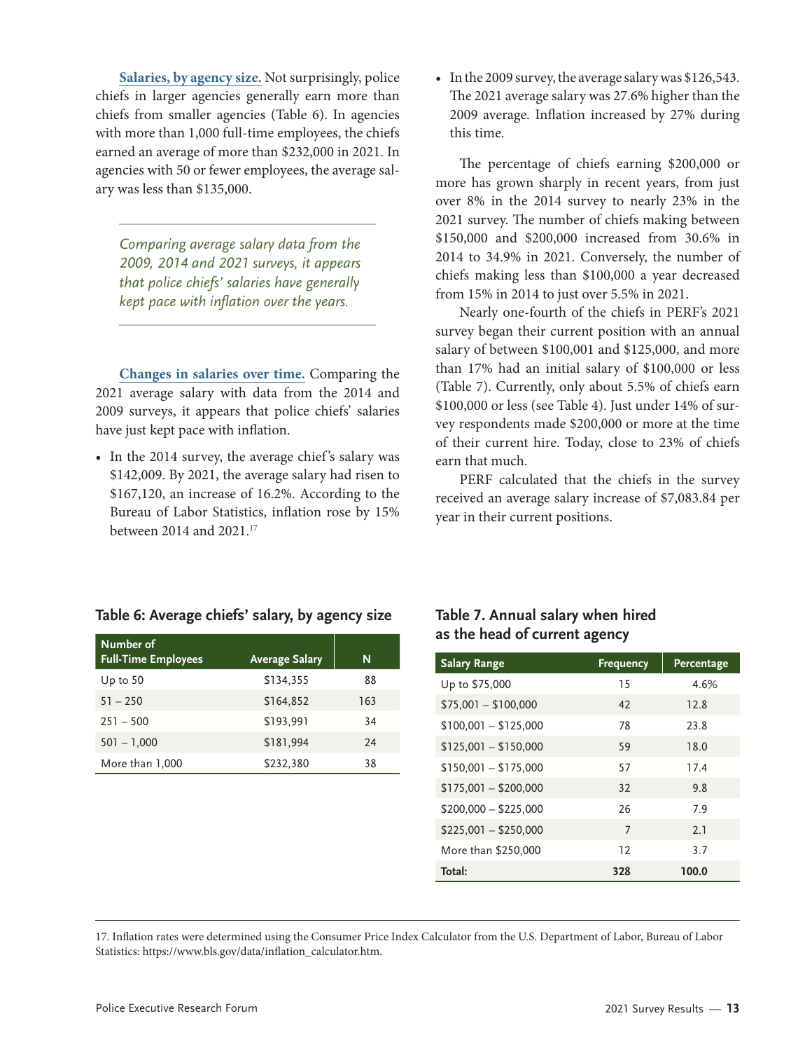**Salaries, by agency size.** Not surprisingly, police chiefs in larger agencies generally earn more than chiefs from smaller agencies (Table 6). In agencies with more than 1,000 full-time employees, the chiefs earned an average of more than $232,000 in 2021. In agencies with 50 or fewer employees, the average salary was less than $135,000.

*Comparing average salary data from the 2009, 2014 and 2021 surveys, it appears that police chiefs' salaries have generally kept pace with inflation over the years.*

**Changes in salaries over time.** Comparing the 2021 average salary with data from the 2014 and 2009 surveys, it appears that police chiefs' salaries have just kept pace with inflation.

- In the 2014 survey, the average chief's salary was $142,009. By 2021, the average salary had risen to $167,120, an increase of 16.2%. According to the Bureau of Labor Statistics, inflation rose by 15% between 2014 and 2021.[17]
- In the 2009 survey, the average salary was $126,543. The 2021 average salary was 27.6% higher than the 2009 average. Inflation increased by 27% during this time.

The percentage of chiefs earning $200,000 or more has grown sharply in recent years, from just over 8% in the 2014 survey to nearly 23% in the 2021 survey. The number of chiefs making between $150,000 and $200,000 increased from 30.6% in 2014 to 34.9% in 2021. Conversely, the number of chiefs making less than $100,000 a year decreased from 15% in 2014 to just over 5.5% in 2021.

Nearly one-fourth of the chiefs in PERF's 2021 survey began their current position with an annual salary of between $100,001 and $125,000, and more than 17% had an initial salary of $100,000 or less (Table 7). Currently, only about 5.5% of chiefs earn $100,000 or less (see Table 4). Just under 14% of survey respondents made $200,000 or more at the time of their current hire. Today, close to 23% of chiefs earn that much.

PERF calculated that the chiefs in the survey received an average salary increase of $7,083.84 per year in their current positions.

**Table 6: Average chiefs' salary, by agency size**

| Number of Full-Time Employees | Average Salary | N |
|---|---|---|
| Up to 50 | $134,355 | 88 |
| 51 – 250 | $164,852 | 163 |
| 251 – 500 | $193,991 | 34 |
| 501 – 1,000 | $181,994 | 24 |
| More than 1,000 | $232,380 | 38 |

**Table 7. Annual salary when hired as the head of current agency**

| Salary Range | Frequency | Percentage |
|---|---|---|
| Up to $75,000 | 15 | 4.6% |
| $75,001 – $100,000 | 42 | 12.8 |
| $100,001 – $125,000 | 78 | 23.8 |
| $125,001 – $150,000 | 59 | 18.0 |
| $150,001 – $175,000 | 57 | 17.4 |
| $175,001 – $200,000 | 32 | 9.8 |
| $200,000 – $225,000 | 26 | 7.9 |
| $225,001 – $250,000 | 7 | 2.1 |
| More than $250,000 | 12 | 3.7 |
| **Total:** | **328** | **100.0** |

17. Inflation rates were determined using the Consumer Price Index Calculator from the U.S. Department of Labor, Bureau of Labor Statistics: https://www.bls.gov/data/inflation_calculator.htm.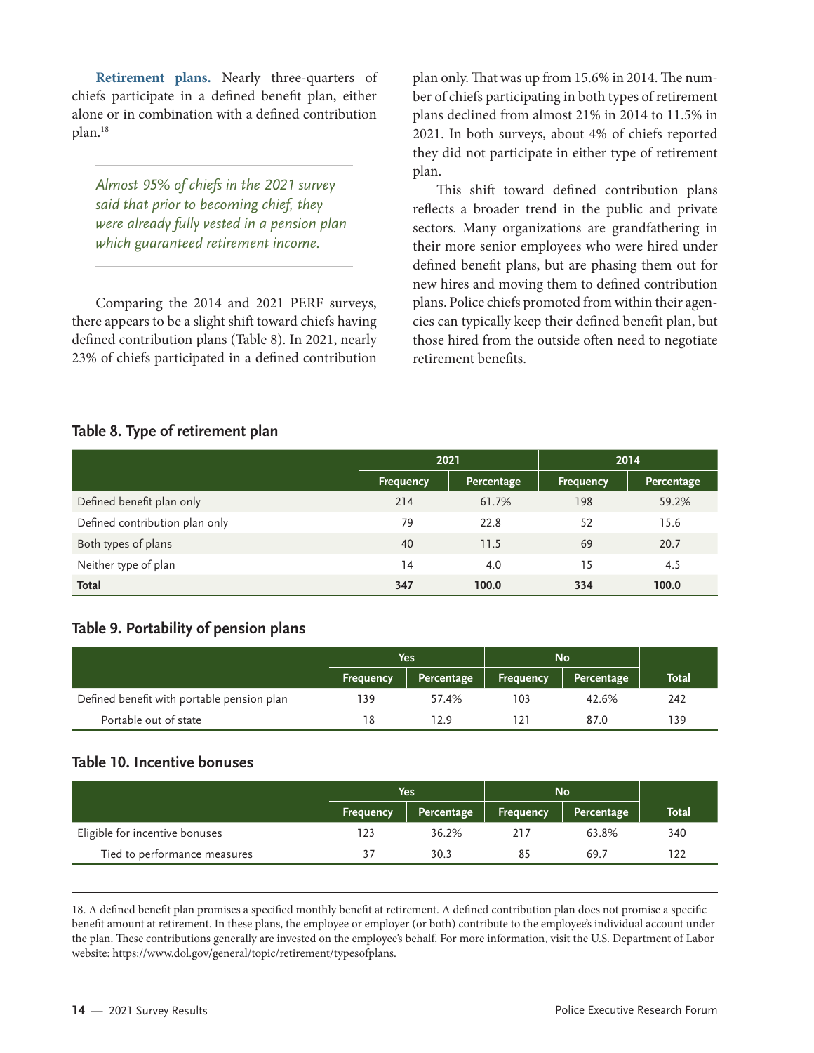**Retirement plans.** Nearly three-quarters of chiefs participate in a defined benefit plan, either alone or in combination with a defined contribution plan.[18]

*Almost 95% of chiefs in the 2021 survey said that prior to becoming chief, they were already fully vested in a pension plan which guaranteed retirement income.*

Comparing the 2014 and 2021 PERF surveys, there appears to be a slight shift toward chiefs having defined contribution plans (Table 8). In 2021, nearly 23% of chiefs participated in a defined contribution plan only. That was up from 15.6% in 2014. The number of chiefs participating in both types of retirement plans declined from almost 21% in 2014 to 11.5% in 2021. In both surveys, about 4% of chiefs reported they did not participate in either type of retirement plan.

This shift toward defined contribution plans reflects a broader trend in the public and private sectors. Many organizations are grandfathering in their more senior employees who were hired under defined benefit plans, but are phasing them out for new hires and moving them to defined contribution plans. Police chiefs promoted from within their agencies can typically keep their defined benefit plan, but those hired from the outside often need to negotiate retirement benefits.

### Table 8. Type of retirement plan

| | 2021 | | 2014 | |
|---|---|---|---|---|
| | Frequency | Percentage | Frequency | Percentage |
| Defined benefit plan only | 214 | 61.7% | 198 | 59.2% |
| Defined contribution plan only | 79 | 22.8 | 52 | 15.6 |
| Both types of plans | 40 | 11.5 | 69 | 20.7 |
| Neither type of plan | 14 | 4.0 | 15 | 4.5 |
| **Total** | **347** | **100.0** | **334** | **100.0** |

### Table 9. Portability of pension plans

| | Yes | | No | | |
|---|---|---|---|---|---|
| | Frequency | Percentage | Frequency | Percentage | Total |
| Defined benefit with portable pension plan | 139 | 57.4% | 103 | 42.6% | 242 |
| Portable out of state | 18 | 12.9 | 121 | 87.0 | 139 |

### Table 10. Incentive bonuses

| | Yes | | No | | |
|---|---|---|---|---|---|
| | Frequency | Percentage | Frequency | Percentage | Total |
| Eligible for incentive bonuses | 123 | 36.2% | 217 | 63.8% | 340 |
| Tied to performance measures | 37 | 30.3 | 85 | 69.7 | 122 |

18. A defined benefit plan promises a specified monthly benefit at retirement. A defined contribution plan does not promise a specific benefit amount at retirement. In these plans, the employee or employer (or both) contribute to the employee's individual account under the plan. These contributions generally are invested on the employee's behalf. For more information, visit the U.S. Department of Labor website: https://www.dol.gov/general/topic/retirement/typesofplans.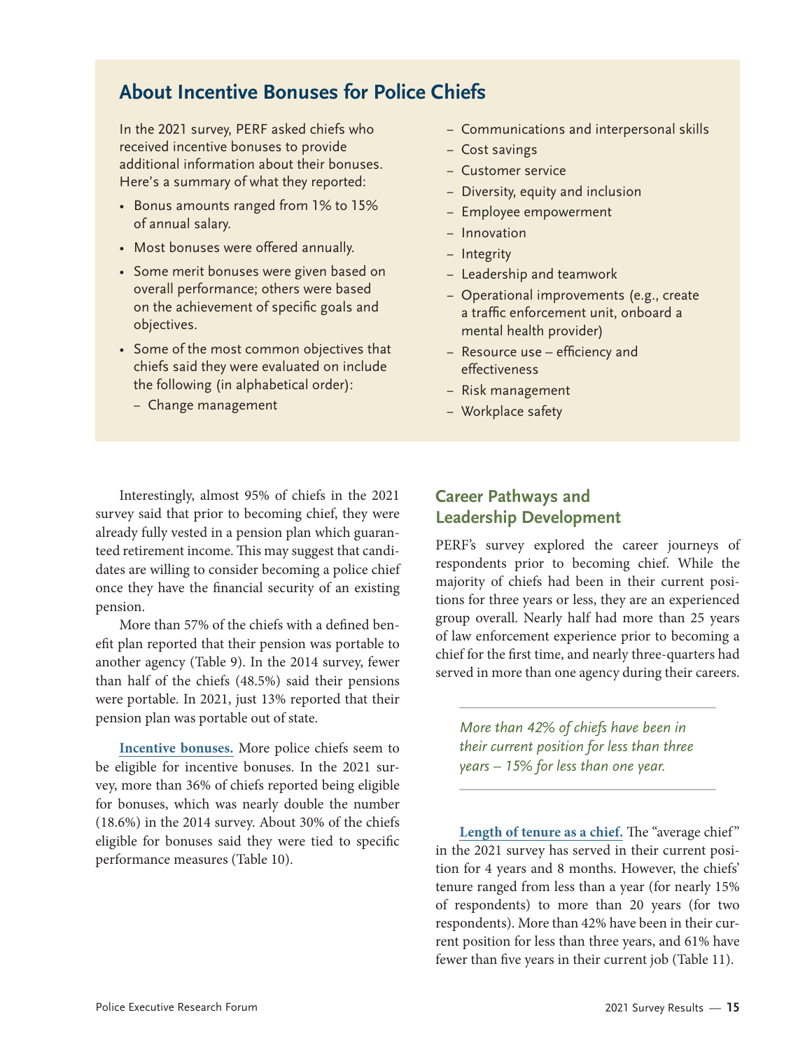## About Incentive Bonuses for Police Chiefs

In the 2021 survey, PERF asked chiefs who received incentive bonuses to provide additional information about their bonuses. Here's a summary of what they reported:

- Bonus amounts ranged from 1% to 15% of annual salary.
- Most bonuses were offered annually.
- Some merit bonuses were given based on overall performance; others were based on the achievement of specific goals and objectives.
- Some of the most common objectives that chiefs said they were evaluated on include the following (in alphabetical order):
  - Change management
  - Communications and interpersonal skills
  - Cost savings
  - Customer service
  - Diversity, equity and inclusion
  - Employee empowerment
  - Innovation
  - Integrity
  - Leadership and teamwork
  - Operational improvements (e.g., create a traffic enforcement unit, onboard a mental health provider)
  - Resource use – efficiency and effectiveness
  - Risk management
  - Workplace safety

Interestingly, almost 95% of chiefs in the 2021 survey said that prior to becoming chief, they were already fully vested in a pension plan which guaranteed retirement income. This may suggest that candidates are willing to consider becoming a police chief once they have the financial security of an existing pension.

More than 57% of the chiefs with a defined benefit plan reported that their pension was portable to another agency (Table 9). In the 2014 survey, fewer than half of the chiefs (48.5%) said their pensions were portable. In 2021, just 13% reported that their pension plan was portable out of state.

**Incentive bonuses.** More police chiefs seem to be eligible for incentive bonuses. In the 2021 survey, more than 36% of chiefs reported being eligible for bonuses, which was nearly double the number (18.6%) in the 2014 survey. About 30% of the chiefs eligible for bonuses said they were tied to specific performance measures (Table 10).

## Career Pathways and Leadership Development

PERF's survey explored the career journeys of respondents prior to becoming chief. While the majority of chiefs had been in their current positions for three years or less, they are an experienced group overall. Nearly half had more than 25 years of law enforcement experience prior to becoming a chief for the first time, and nearly three-quarters had served in more than one agency during their careers.

*More than 42% of chiefs have been in their current position for less than three years – 15% for less than one year.*

**Length of tenure as a chief.** The "average chief" in the 2021 survey has served in their current position for 4 years and 8 months. However, the chiefs' tenure ranged from less than a year (for nearly 15% of respondents) to more than 20 years (for two respondents). More than 42% have been in their current position for less than three years, and 61% have fewer than five years in their current job (Table 11).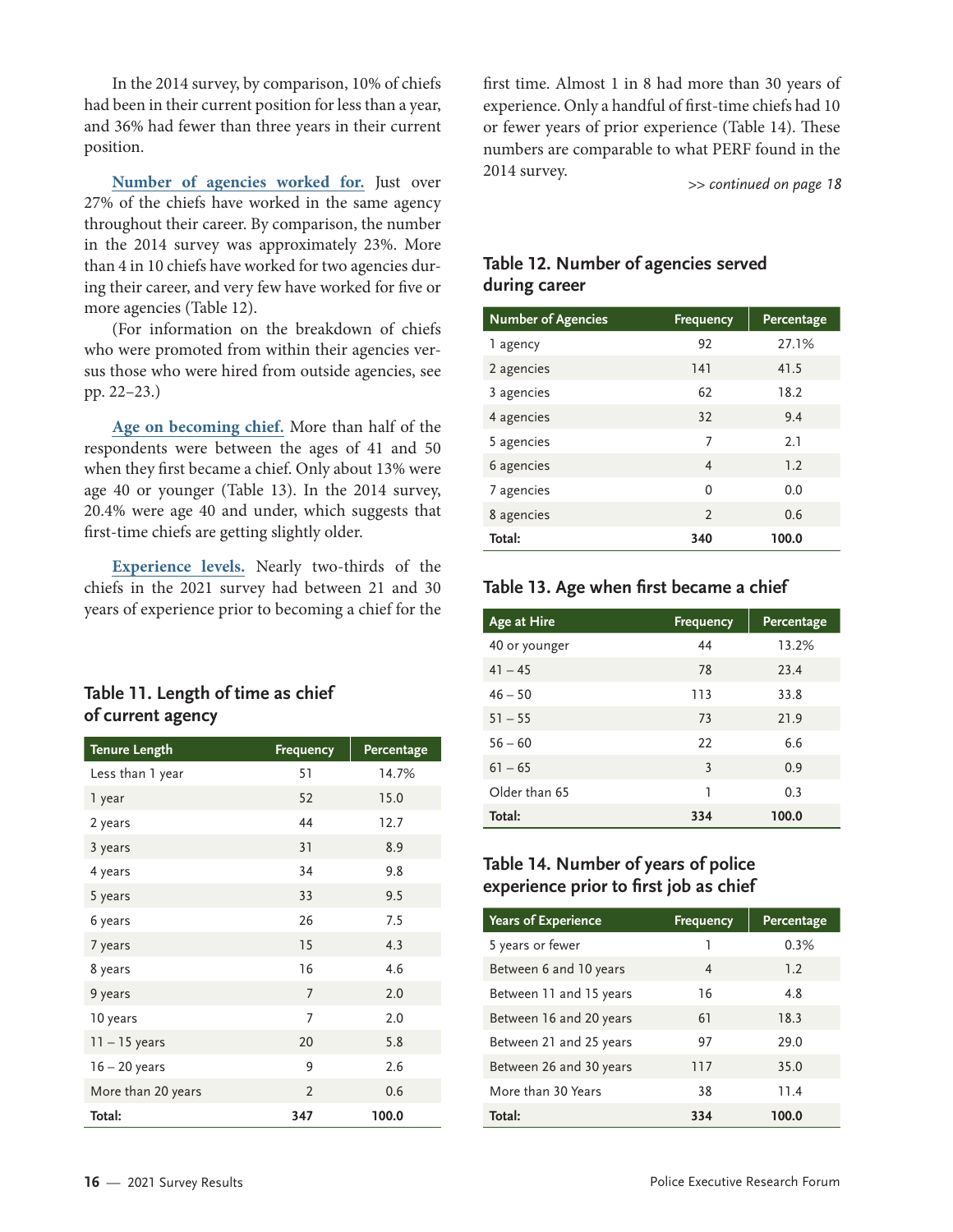In the 2014 survey, by comparison, 10% of chiefs had been in their current position for less than a year, and 36% had fewer than three years in their current position.

**Number of agencies worked for.** Just over 27% of the chiefs have worked in the same agency throughout their career. By comparison, the number in the 2014 survey was approximately 23%. More than 4 in 10 chiefs have worked for two agencies during their career, and very few have worked for five or more agencies (Table 12).

(For information on the breakdown of chiefs who were promoted from within their agencies versus those who were hired from outside agencies, see pp. 22–23.)

**Age on becoming chief.** More than half of the respondents were between the ages of 41 and 50 when they first became a chief. Only about 13% were age 40 or younger (Table 13). In the 2014 survey, 20.4% were age 40 and under, which suggests that first-time chiefs are getting slightly older.

**Experience levels.** Nearly two-thirds of the chiefs in the 2021 survey had between 21 and 30 years of experience prior to becoming a chief for the first time. Almost 1 in 8 had more than 30 years of experience. Only a handful of first-time chiefs had 10 or fewer years of prior experience (Table 14). These numbers are comparable to what PERF found in the 2014 survey.

*>> continued on page 18*

### Table 11. Length of time as chief of current agency

| Tenure Length | Frequency | Percentage |
|---|---|---|
| Less than 1 year | 51 | 14.7% |
| 1 year | 52 | 15.0 |
| 2 years | 44 | 12.7 |
| 3 years | 31 | 8.9 |
| 4 years | 34 | 9.8 |
| 5 years | 33 | 9.5 |
| 6 years | 26 | 7.5 |
| 7 years | 15 | 4.3 |
| 8 years | 16 | 4.6 |
| 9 years | 7 | 2.0 |
| 10 years | 7 | 2.0 |
| 11 – 15 years | 20 | 5.8 |
| 16 – 20 years | 9 | 2.6 |
| More than 20 years | 2 | 0.6 |
| **Total:** | **347** | **100.0** |

### Table 12. Number of agencies served during career

| Number of Agencies | Frequency | Percentage |
|---|---|---|
| 1 agency | 92 | 27.1% |
| 2 agencies | 141 | 41.5 |
| 3 agencies | 62 | 18.2 |
| 4 agencies | 32 | 9.4 |
| 5 agencies | 7 | 2.1 |
| 6 agencies | 4 | 1.2 |
| 7 agencies | 0 | 0.0 |
| 8 agencies | 2 | 0.6 |
| **Total:** | **340** | **100.0** |

### Table 13. Age when first became a chief

| Age at Hire | Frequency | Percentage |
|---|---|---|
| 40 or younger | 44 | 13.2% |
| 41 – 45 | 78 | 23.4 |
| 46 – 50 | 113 | 33.8 |
| 51 – 55 | 73 | 21.9 |
| 56 – 60 | 22 | 6.6 |
| 61 – 65 | 3 | 0.9 |
| Older than 65 | 1 | 0.3 |
| **Total:** | **334** | **100.0** |

### Table 14. Number of years of police experience prior to first job as chief

| Years of Experience | Frequency | Percentage |
|---|---|---|
| 5 years or fewer | 1 | 0.3% |
| Between 6 and 10 years | 4 | 1.2 |
| Between 11 and 15 years | 16 | 4.8 |
| Between 16 and 20 years | 61 | 18.3 |
| Between 21 and 25 years | 97 | 29.0 |
| Between 26 and 30 years | 117 | 35.0 |
| More than 30 Years | 38 | 11.4 |
| **Total:** | **334** | **100.0** |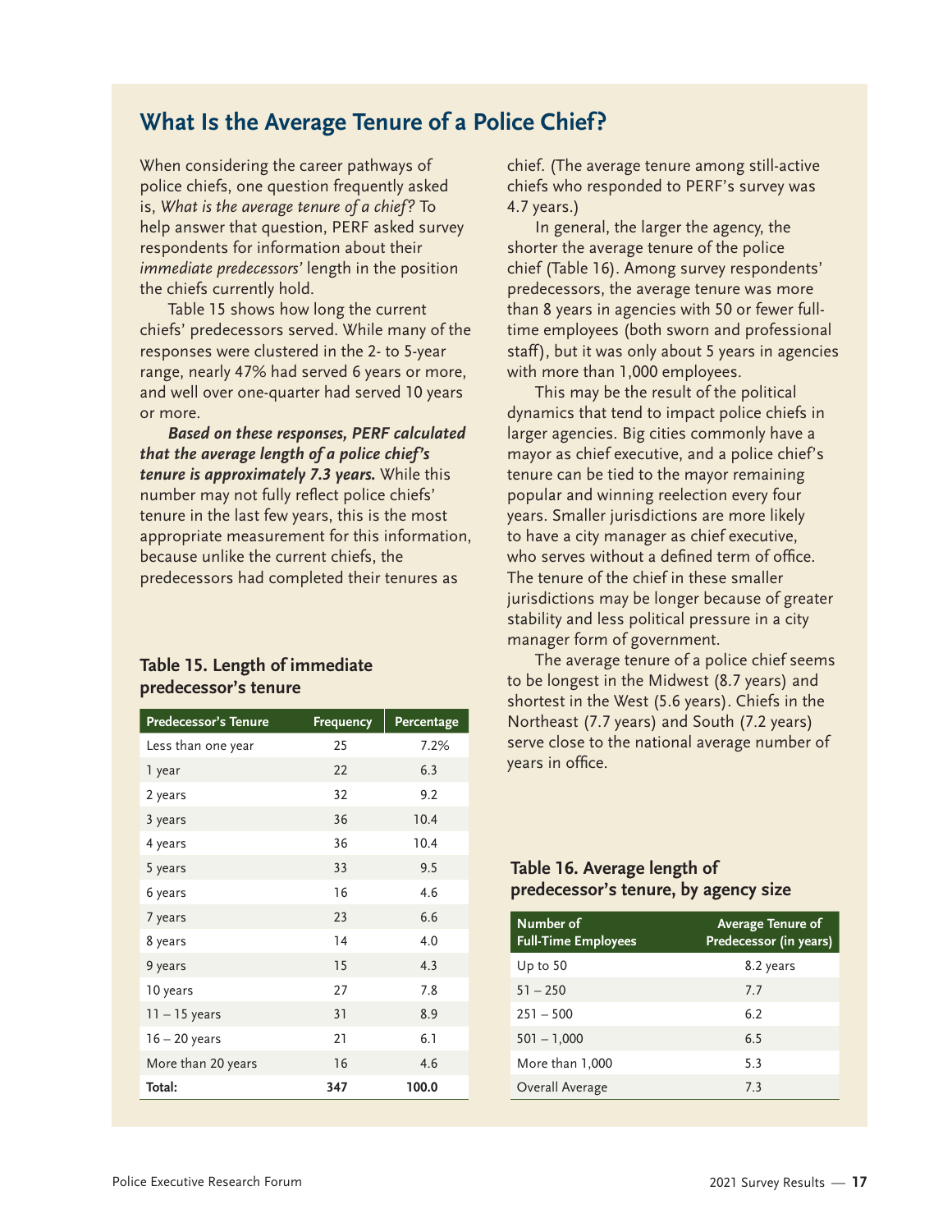## What Is the Average Tenure of a Police Chief?

When considering the career pathways of police chiefs, one question frequently asked is, *What is the average tenure of a chief?* To help answer that question, PERF asked survey respondents for information about their *immediate predecessors'* length in the position the chiefs currently hold.

Table 15 shows how long the current chiefs' predecessors served. While many of the responses were clustered in the 2- to 5-year range, nearly 47% had served 6 years or more, and well over one-quarter had served 10 years or more.

***Based on these responses, PERF calculated that the average length of a police chief's tenure is approximately 7.3 years.*** While this number may not fully reflect police chiefs' tenure in the last few years, this is the most appropriate measurement for this information, because unlike the current chiefs, the predecessors had completed their tenures as chief. (The average tenure among still-active chiefs who responded to PERF's survey was 4.7 years.)

In general, the larger the agency, the shorter the average tenure of the police chief (Table 16). Among survey respondents' predecessors, the average tenure was more than 8 years in agencies with 50 or fewer full-time employees (both sworn and professional staff), but it was only about 5 years in agencies with more than 1,000 employees.

This may be the result of the political dynamics that tend to impact police chiefs in larger agencies. Big cities commonly have a mayor as chief executive, and a police chief's tenure can be tied to the mayor remaining popular and winning reelection every four years. Smaller jurisdictions are more likely to have a city manager as chief executive, who serves without a defined term of office. The tenure of the chief in these smaller jurisdictions may be longer because of greater stability and less political pressure in a city manager form of government.

The average tenure of a police chief seems to be longest in the Midwest (8.7 years) and shortest in the West (5.6 years). Chiefs in the Northeast (7.7 years) and South (7.2 years) serve close to the national average number of years in office.

### Table 15. Length of immediate predecessor's tenure

| Predecessor's Tenure | Frequency | Percentage |
|---|---|---|
| Less than one year | 25 | 7.2% |
| 1 year | 22 | 6.3 |
| 2 years | 32 | 9.2 |
| 3 years | 36 | 10.4 |
| 4 years | 36 | 10.4 |
| 5 years | 33 | 9.5 |
| 6 years | 16 | 4.6 |
| 7 years | 23 | 6.6 |
| 8 years | 14 | 4.0 |
| 9 years | 15 | 4.3 |
| 10 years | 27 | 7.8 |
| 11 – 15 years | 31 | 8.9 |
| 16 – 20 years | 21 | 6.1 |
| More than 20 years | 16 | 4.6 |
| **Total:** | **347** | **100.0** |

### Table 16. Average length of predecessor's tenure, by agency size

| Number of Full-Time Employees | Average Tenure of Predecessor (in years) |
|---|---|
| Up to 50 | 8.2 years |
| 51 – 250 | 7.7 |
| 251 – 500 | 6.2 |
| 501 – 1,000 | 6.5 |
| More than 1,000 | 5.3 |
| Overall Average | 7.3 |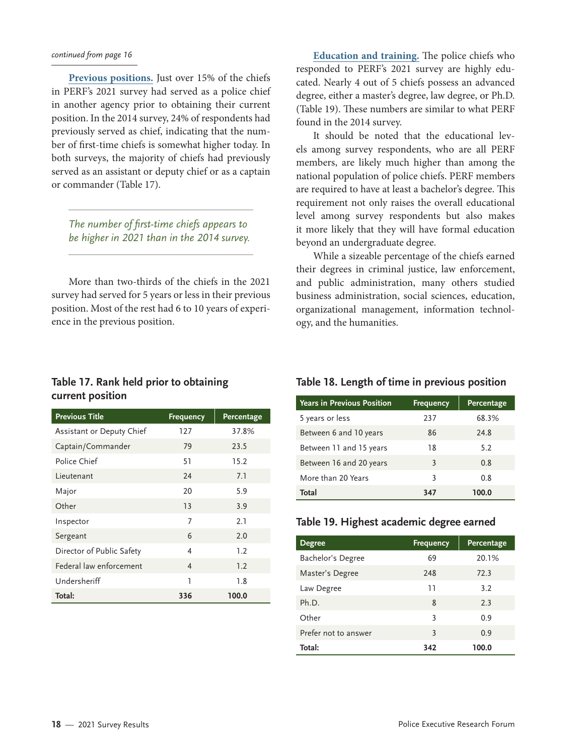*continued from page 16*

**Previous positions.** Just over 15% of the chiefs in PERF's 2021 survey had served as a police chief in another agency prior to obtaining their current position. In the 2014 survey, 24% of respondents had previously served as chief, indicating that the number of first-time chiefs is somewhat higher today. In both surveys, the majority of chiefs had previously served as an assistant or deputy chief or as a captain or commander (Table 17).

*The number of first-time chiefs appears to be higher in 2021 than in the 2014 survey.*

More than two-thirds of the chiefs in the 2021 survey had served for 5 years or less in their previous position. Most of the rest had 6 to 10 years of experience in the previous position.

**Education and training.** The police chiefs who responded to PERF's 2021 survey are highly educated. Nearly 4 out of 5 chiefs possess an advanced degree, either a master's degree, law degree, or Ph.D. (Table 19). These numbers are similar to what PERF found in the 2014 survey.

It should be noted that the educational levels among survey respondents, who are all PERF members, are likely much higher than among the national population of police chiefs. PERF members are required to have at least a bachelor's degree. This requirement not only raises the overall educational level among survey respondents but also makes it more likely that they will have formal education beyond an undergraduate degree.

While a sizeable percentage of the chiefs earned their degrees in criminal justice, law enforcement, and public administration, many others studied business administration, social sciences, education, organizational management, information technology, and the humanities.

### Table 17. Rank held prior to obtaining current position

| Previous Title | Frequency | Percentage |
|---|---|---|
| Assistant or Deputy Chief | 127 | 37.8% |
| Captain/Commander | 79 | 23.5 |
| Police Chief | 51 | 15.2 |
| Lieutenant | 24 | 7.1 |
| Major | 20 | 5.9 |
| Other | 13 | 3.9 |
| Inspector | 7 | 2.1 |
| Sergeant | 6 | 2.0 |
| Director of Public Safety | 4 | 1.2 |
| Federal law enforcement | 4 | 1.2 |
| Undersheriff | 1 | 1.8 |
| **Total:** | **336** | **100.0** |

### Table 18. Length of time in previous position

| Years in Previous Position | Frequency | Percentage |
|---|---|---|
| 5 years or less | 237 | 68.3% |
| Between 6 and 10 years | 86 | 24.8 |
| Between 11 and 15 years | 18 | 5.2 |
| Between 16 and 20 years | 3 | 0.8 |
| More than 20 Years | 3 | 0.8 |
| **Total** | **347** | **100.0** |

### Table 19. Highest academic degree earned

| Degree | Frequency | Percentage |
|---|---|---|
| Bachelor's Degree | 69 | 20.1% |
| Master's Degree | 248 | 72.3 |
| Law Degree | 11 | 3.2 |
| Ph.D. | 8 | 2.3 |
| Other | 3 | 0.9 |
| Prefer not to answer | 3 | 0.9 |
| **Total:** | **342** | **100.0** |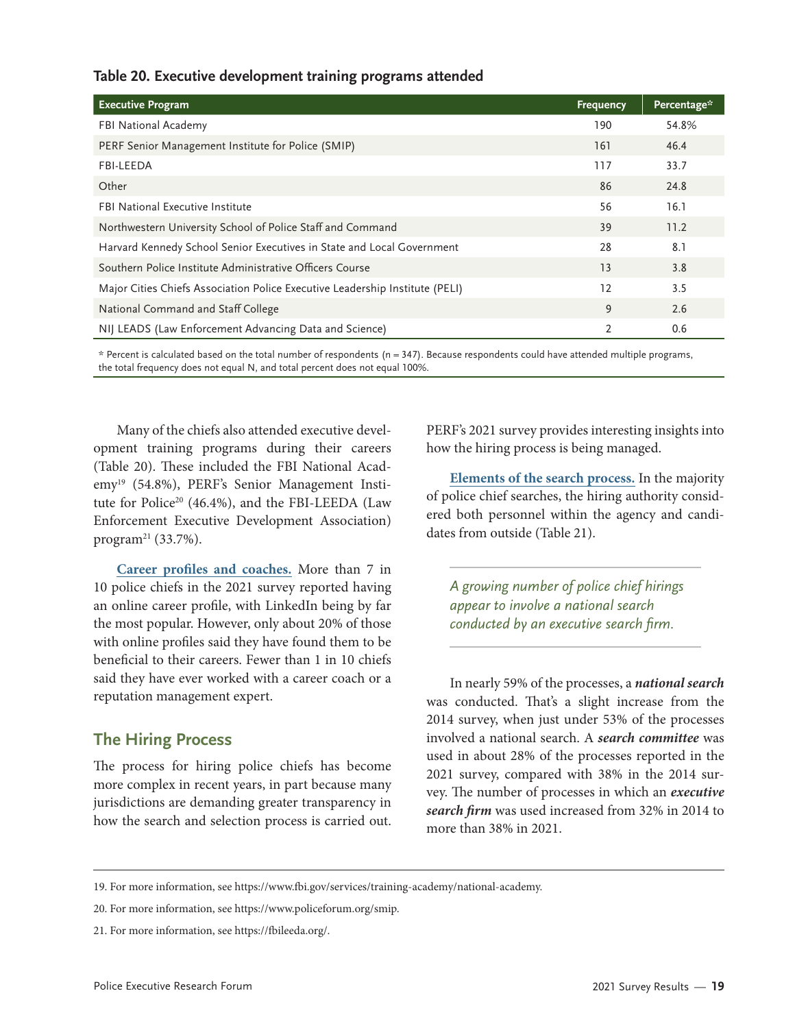**Table 20. Executive development training programs attended**

| Executive Program | Frequency | Percentage* |
|---|---|---|
| FBI National Academy | 190 | 54.8% |
| PERF Senior Management Institute for Police (SMIP) | 161 | 46.4 |
| FBI-LEEDA | 117 | 33.7 |
| Other | 86 | 24.8 |
| FBI National Executive Institute | 56 | 16.1 |
| Northwestern University School of Police Staff and Command | 39 | 11.2 |
| Harvard Kennedy School Senior Executives in State and Local Government | 28 | 8.1 |
| Southern Police Institute Administrative Officers Course | 13 | 3.8 |
| Major Cities Chiefs Association Police Executive Leadership Institute (PELI) | 12 | 3.5 |
| National Command and Staff College | 9 | 2.6 |
| NIJ LEADS (Law Enforcement Advancing Data and Science) | 2 | 0.6 |

* Percent is calculated based on the total number of respondents (n = 347). Because respondents could have attended multiple programs, the total frequency does not equal N, and total percent does not equal 100%.

Many of the chiefs also attended executive development training programs during their careers (Table 20). These included the FBI National Academy[19] (54.8%), PERF's Senior Management Institute for Police[20] (46.4%), and the FBI-LEEDA (Law Enforcement Executive Development Association) program[21] (33.7%).

**Career profiles and coaches.** More than 7 in 10 police chiefs in the 2021 survey reported having an online career profile, with LinkedIn being by far the most popular. However, only about 20% of those with online profiles said they have found them to be beneficial to their careers. Fewer than 1 in 10 chiefs said they have ever worked with a career coach or a reputation management expert.

## The Hiring Process

The process for hiring police chiefs has become more complex in recent years, in part because many jurisdictions are demanding greater transparency in how the search and selection process is carried out. PERF's 2021 survey provides interesting insights into how the hiring process is being managed.

**Elements of the search process.** In the majority of police chief searches, the hiring authority considered both personnel within the agency and candidates from outside (Table 21).

*A growing number of police chief hirings appear to involve a national search conducted by an executive search firm.*

In nearly 59% of the processes, a ***national search*** was conducted. That's a slight increase from the 2014 survey, when just under 53% of the processes involved a national search. A ***search committee*** was used in about 28% of the processes reported in the 2021 survey, compared with 38% in the 2014 survey. The number of processes in which an ***executive search firm*** was used increased from 32% in 2014 to more than 38% in 2021.

19. For more information, see https://www.fbi.gov/services/training-academy/national-academy.

20. For more information, see https://www.policeforum.org/smip.

21. For more information, see https://fbileeda.org/.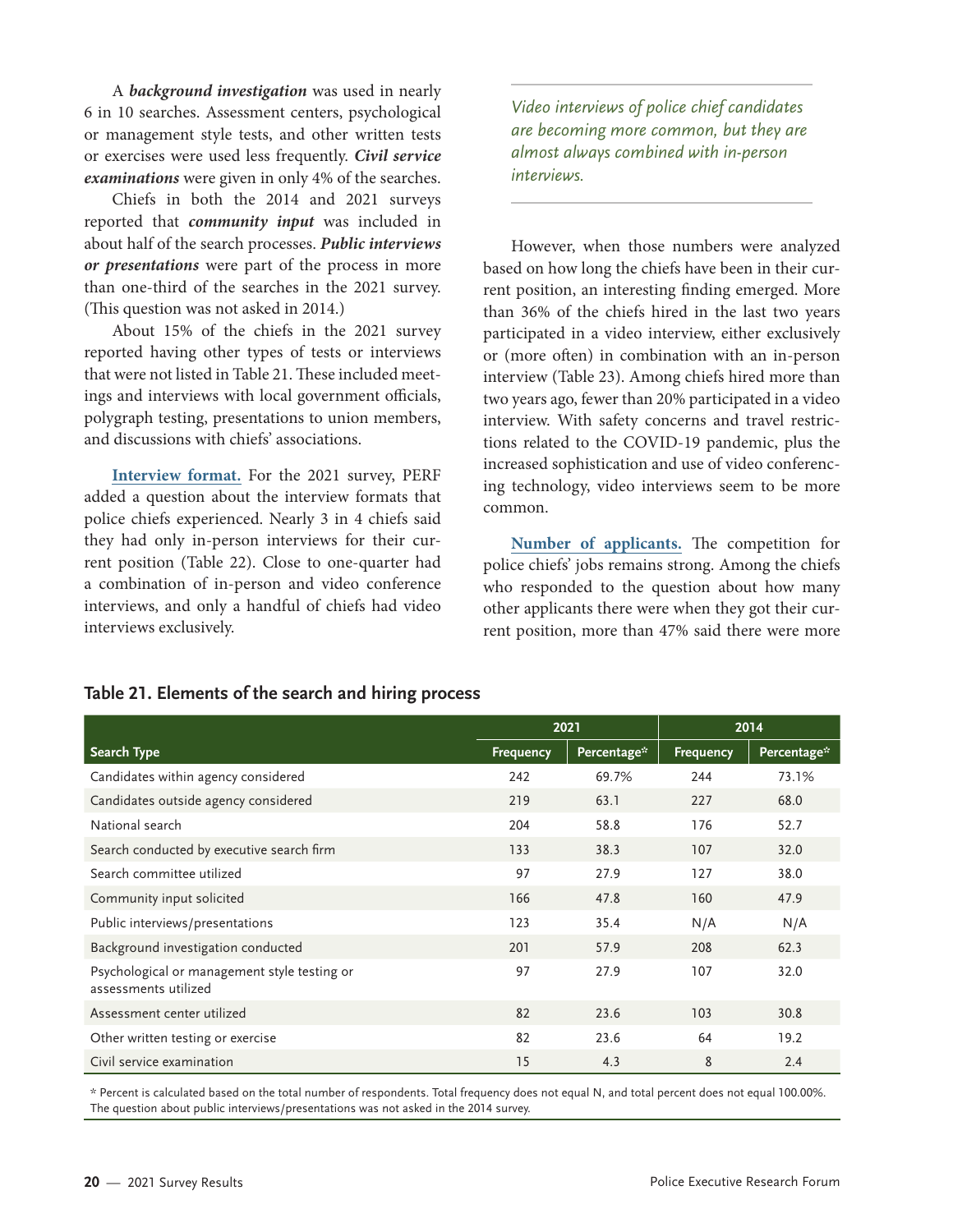A ***background investigation*** was used in nearly 6 in 10 searches. Assessment centers, psychological or management style tests, and other written tests or exercises were used less frequently. ***Civil service examinations*** were given in only 4% of the searches.

Chiefs in both the 2014 and 2021 surveys reported that ***community input*** was included in about half of the search processes. ***Public interviews or presentations*** were part of the process in more than one-third of the searches in the 2021 survey. (This question was not asked in 2014.)

About 15% of the chiefs in the 2021 survey reported having other types of tests or interviews that were not listed in Table 21. These included meetings and interviews with local government officials, polygraph testing, presentations to union members, and discussions with chiefs' associations.

**Interview format.** For the 2021 survey, PERF added a question about the interview formats that police chiefs experienced. Nearly 3 in 4 chiefs said they had only in-person interviews for their current position (Table 22). Close to one-quarter had a combination of in-person and video conference interviews, and only a handful of chiefs had video interviews exclusively.

*Video interviews of police chief candidates are becoming more common, but they are almost always combined with in-person interviews.*

However, when those numbers were analyzed based on how long the chiefs have been in their current position, an interesting finding emerged. More than 36% of the chiefs hired in the last two years participated in a video interview, either exclusively or (more often) in combination with an in-person interview (Table 23). Among chiefs hired more than two years ago, fewer than 20% participated in a video interview. With safety concerns and travel restrictions related to the COVID-19 pandemic, plus the increased sophistication and use of video conferencing technology, video interviews seem to be more common.

**Number of applicants.** The competition for police chiefs' jobs remains strong. Among the chiefs who responded to the question about how many other applicants there were when they got their current position, more than 47% said there were more

### Table 21. Elements of the search and hiring process

| | 2021 | | 2014 | |
|---|---|---|---|---|
| **Search Type** | **Frequency** | **Percentage*** | **Frequency** | **Percentage*** |
| Candidates within agency considered | 242 | 69.7% | 244 | 73.1% |
| Candidates outside agency considered | 219 | 63.1 | 227 | 68.0 |
| National search | 204 | 58.8 | 176 | 52.7 |
| Search conducted by executive search firm | 133 | 38.3 | 107 | 32.0 |
| Search committee utilized | 97 | 27.9 | 127 | 38.0 |
| Community input solicited | 166 | 47.8 | 160 | 47.9 |
| Public interviews/presentations | 123 | 35.4 | N/A | N/A |
| Background investigation conducted | 201 | 57.9 | 208 | 62.3 |
| Psychological or management style testing or assessments utilized | 97 | 27.9 | 107 | 32.0 |
| Assessment center utilized | 82 | 23.6 | 103 | 30.8 |
| Other written testing or exercise | 82 | 23.6 | 64 | 19.2 |
| Civil service examination | 15 | 4.3 | 8 | 2.4 |

\* Percent is calculated based on the total number of respondents. Total frequency does not equal N, and total percent does not equal 100.00%. The question about public interviews/presentations was not asked in the 2014 survey.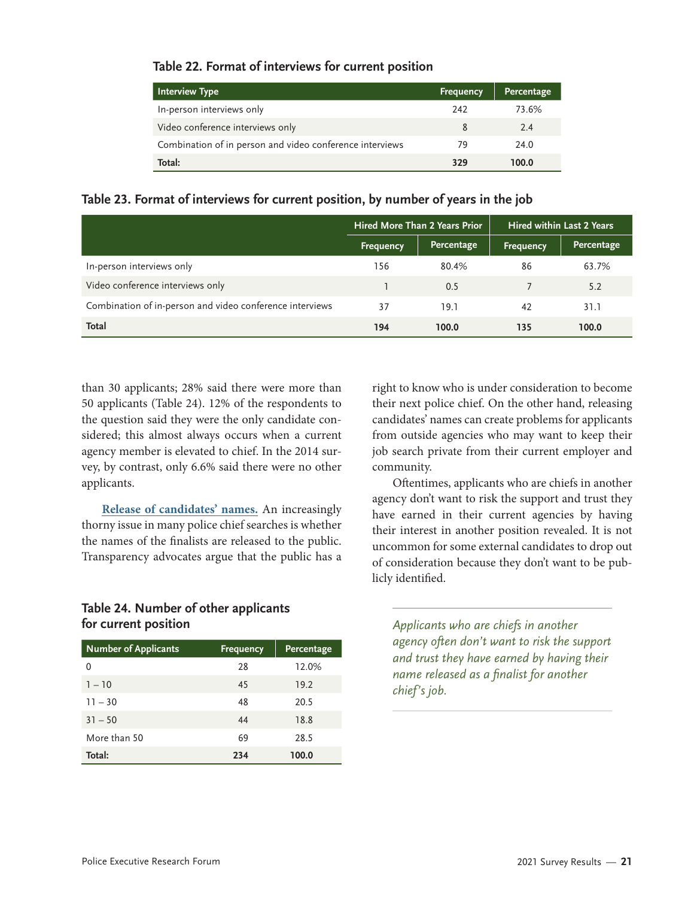**Table 22. Format of interviews for current position**

| Interview Type | Frequency | Percentage |
|---|---|---|
| In-person interviews only | 242 | 73.6% |
| Video conference interviews only | 8 | 2.4 |
| Combination of in person and video conference interviews | 79 | 24.0 |
| **Total:** | **329** | **100.0** |

**Table 23. Format of interviews for current position, by number of years in the job**

| | Hired More Than 2 Years Prior | | Hired within Last 2 Years | |
|---|---|---|---|---|
| | Frequency | Percentage | Frequency | Percentage |
| In-person interviews only | 156 | 80.4% | 86 | 63.7% |
| Video conference interviews only | 1 | 0.5 | 7 | 5.2 |
| Combination of in-person and video conference interviews | 37 | 19.1 | 42 | 31.1 |
| **Total** | **194** | **100.0** | **135** | **100.0** |

than 30 applicants; 28% said there were more than 50 applicants (Table 24). 12% of the respondents to the question said they were the only candidate considered; this almost always occurs when a current agency member is elevated to chief. In the 2014 survey, by contrast, only 6.6% said there were no other applicants.

**Release of candidates' names.** An increasingly thorny issue in many police chief searches is whether the names of the finalists are released to the public. Transparency advocates argue that the public has a right to know who is under consideration to become their next police chief. On the other hand, releasing candidates' names can create problems for applicants from outside agencies who may want to keep their job search private from their current employer and community.

Oftentimes, applicants who are chiefs in another agency don't want to risk the support and trust they have earned in their current agencies by having their interest in another position revealed. It is not uncommon for some external candidates to drop out of consideration because they don't want to be publicly identified.

*Applicants who are chiefs in another agency often don't want to risk the support and trust they have earned by having their name released as a finalist for another chief's job.*

**Table 24. Number of other applicants for current position**

| Number of Applicants | Frequency | Percentage |
|---|---|---|
| 0 | 28 | 12.0% |
| 1 – 10 | 45 | 19.2 |
| 11 – 30 | 48 | 20.5 |
| 31 – 50 | 44 | 18.8 |
| More than 50 | 69 | 28.5 |
| **Total:** | **234** | **100.0** |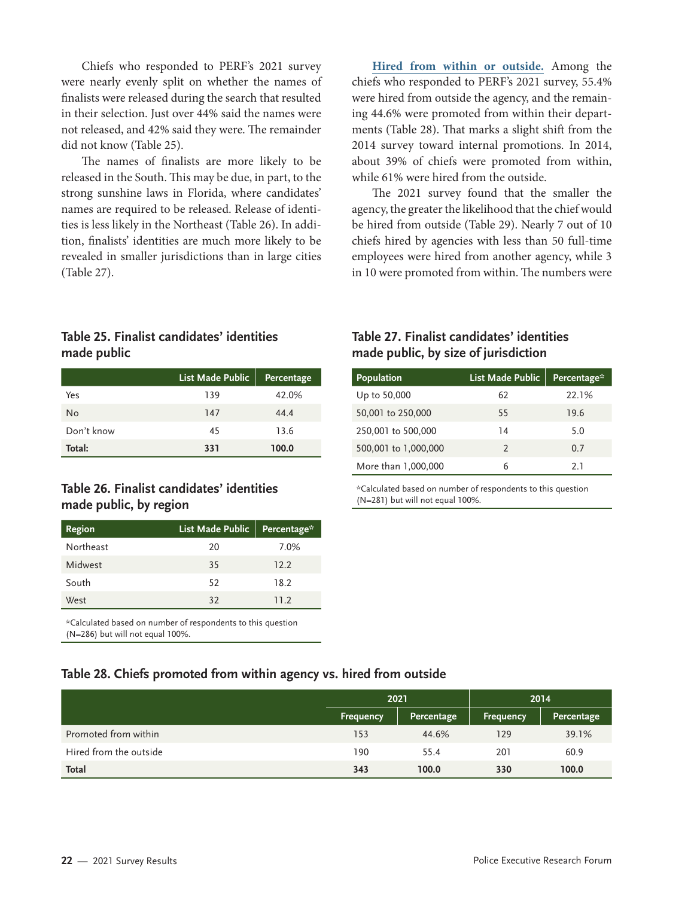Chiefs who responded to PERF's 2021 survey were nearly evenly split on whether the names of finalists were released during the search that resulted in their selection. Just over 44% said the names were not released, and 42% said they were. The remainder did not know (Table 25).

The names of finalists are more likely to be released in the South. This may be due, in part, to the strong sunshine laws in Florida, where candidates' names are required to be released. Release of identities is less likely in the Northeast (Table 26). In addition, finalists' identities are much more likely to be revealed in smaller jurisdictions than in large cities (Table 27).

**Hired from within or outside.** Among the chiefs who responded to PERF's 2021 survey, 55.4% were hired from outside the agency, and the remaining 44.6% were promoted from within their departments (Table 28). That marks a slight shift from the 2014 survey toward internal promotions. In 2014, about 39% of chiefs were promoted from within, while 61% were hired from the outside.

The 2021 survey found that the smaller the agency, the greater the likelihood that the chief would be hired from outside (Table 29). Nearly 7 out of 10 chiefs hired by agencies with less than 50 full-time employees were hired from another agency, while 3 in 10 were promoted from within. The numbers were

### Table 25. Finalist candidates' identities made public

| | List Made Public | Percentage |
|---|---|---|
| Yes | 139 | 42.0% |
| No | 147 | 44.4 |
| Don't know | 45 | 13.6 |
| **Total:** | **331** | **100.0** |

### Table 26. Finalist candidates' identities made public, by region

| Region | List Made Public | Percentage* |
|---|---|---|
| Northeast | 20 | 7.0% |
| Midwest | 35 | 12.2 |
| South | 52 | 18.2 |
| West | 32 | 11.2 |

*Calculated based on number of respondents to this question (N=286) but will not equal 100%.

### Table 27. Finalist candidates' identities made public, by size of jurisdiction

| Population | List Made Public | Percentage* |
|---|---|---|
| Up to 50,000 | 62 | 22.1% |
| 50,001 to 250,000 | 55 | 19.6 |
| 250,001 to 500,000 | 14 | 5.0 |
| 500,001 to 1,000,000 | 2 | 0.7 |
| More than 1,000,000 | 6 | 2.1 |

*Calculated based on number of respondents to this question (N=281) but will not equal 100%.

### Table 28. Chiefs promoted from within agency vs. hired from outside

| | 2021 | | 2014 | |
|---|---|---|---|---|
| | Frequency | Percentage | Frequency | Percentage |
| Promoted from within | 153 | 44.6% | 129 | 39.1% |
| Hired from the outside | 190 | 55.4 | 201 | 60.9 |
| **Total** | **343** | **100.0** | **330** | **100.0** |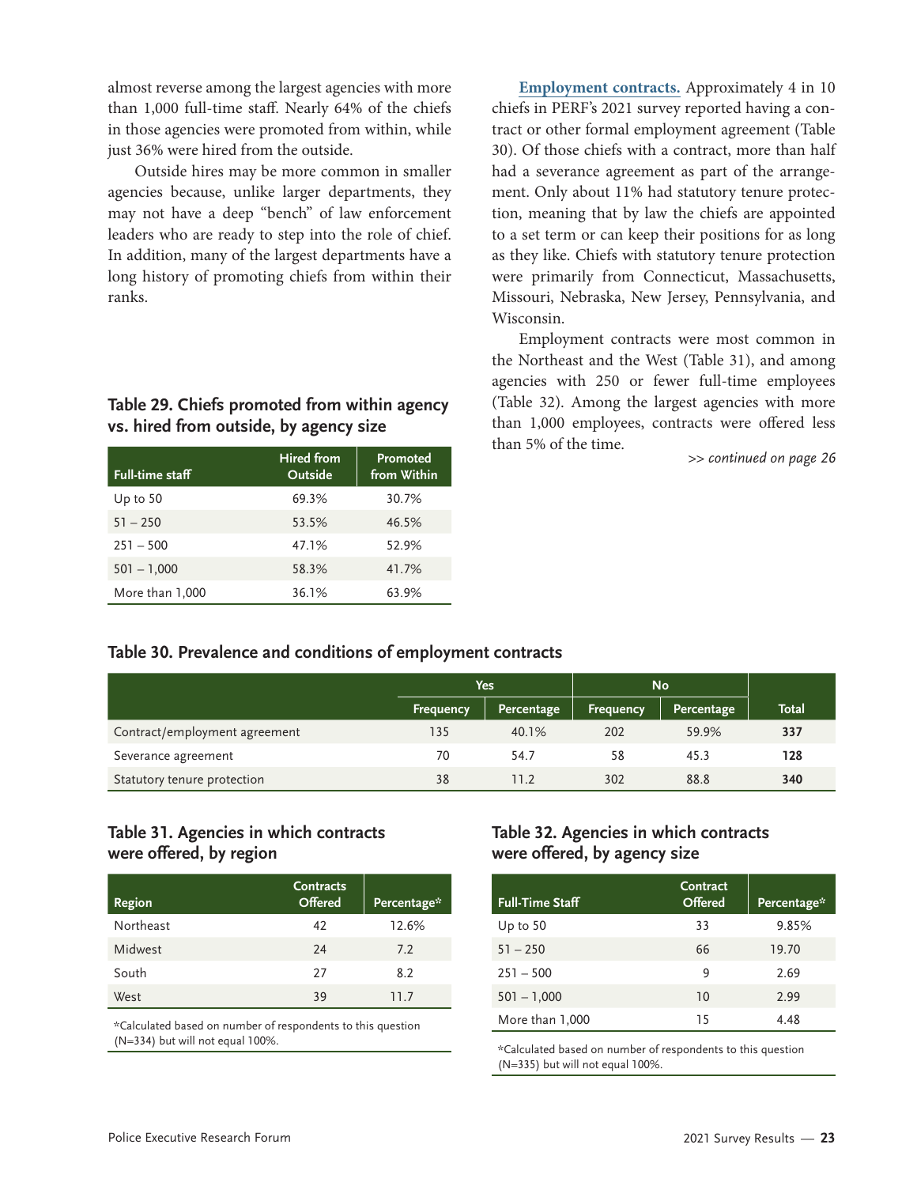almost reverse among the largest agencies with more than 1,000 full-time staff. Nearly 64% of the chiefs in those agencies were promoted from within, while just 36% were hired from the outside.

Outside hires may be more common in smaller agencies because, unlike larger departments, they may not have a deep "bench" of law enforcement leaders who are ready to step into the role of chief. In addition, many of the largest departments have a long history of promoting chiefs from within their ranks.

### Table 29. Chiefs promoted from within agency vs. hired from outside, by agency size

| Full-time staff | Hired from Outside | Promoted from Within |
|---|---|---|
| Up to 50 | 69.3% | 30.7% |
| 51 – 250 | 53.5% | 46.5% |
| 251 – 500 | 47.1% | 52.9% |
| 501 – 1,000 | 58.3% | 41.7% |
| More than 1,000 | 36.1% | 63.9% |

**Employment contracts.** Approximately 4 in 10 chiefs in PERF's 2021 survey reported having a contract or other formal employment agreement (Table 30). Of those chiefs with a contract, more than half had a severance agreement as part of the arrangement. Only about 11% had statutory tenure protection, meaning that by law the chiefs are appointed to a set term or can keep their positions for as long as they like. Chiefs with statutory tenure protection were primarily from Connecticut, Massachusetts, Missouri, Nebraska, New Jersey, Pennsylvania, and Wisconsin.

Employment contracts were most common in the Northeast and the West (Table 31), and among agencies with 250 or fewer full-time employees (Table 32). Among the largest agencies with more than 1,000 employees, contracts were offered less than 5% of the time.

*>> continued on page 26*

### Table 30. Prevalence and conditions of employment contracts

| | Yes | | No | | |
|---|---|---|---|---|---|
| | Frequency | Percentage | Frequency | Percentage | Total |
| Contract/employment agreement | 135 | 40.1% | 202 | 59.9% | **337** |
| Severance agreement | 70 | 54.7 | 58 | 45.3 | **128** |
| Statutory tenure protection | 38 | 11.2 | 302 | 88.8 | **340** |

### Table 31. Agencies in which contracts were offered, by region

| Region | Contracts Offered | Percentage* |
|---|---|---|
| Northeast | 42 | 12.6% |
| Midwest | 24 | 7.2 |
| South | 27 | 8.2 |
| West | 39 | 11.7 |

*Calculated based on number of respondents to this question (N=334) but will not equal 100%.

### Table 32. Agencies in which contracts were offered, by agency size

| Full-Time Staff | Contract Offered | Percentage* |
|---|---|---|
| Up to 50 | 33 | 9.85% |
| 51 – 250 | 66 | 19.70 |
| 251 – 500 | 9 | 2.69 |
| 501 – 1,000 | 10 | 2.99 |
| More than 1,000 | 15 | 4.48 |

*Calculated based on number of respondents to this question (N=335) but will not equal 100%.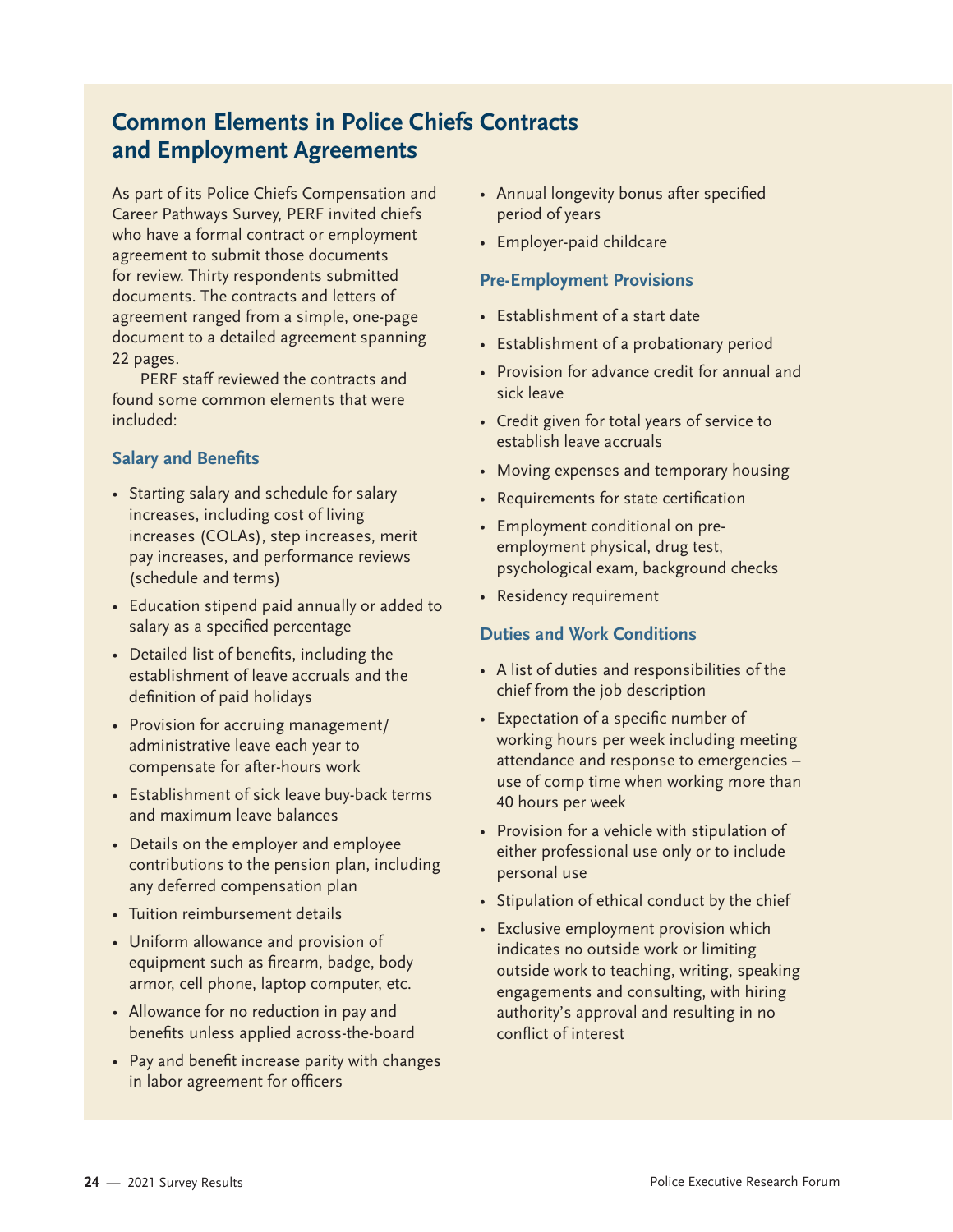## Common Elements in Police Chiefs Contracts and Employment Agreements

As part of its Police Chiefs Compensation and Career Pathways Survey, PERF invited chiefs who have a formal contract or employment agreement to submit those documents for review. Thirty respondents submitted documents. The contracts and letters of agreement ranged from a simple, one-page document to a detailed agreement spanning 22 pages.

PERF staff reviewed the contracts and found some common elements that were included:

### Salary and Benefits

- Starting salary and schedule for salary increases, including cost of living increases (COLAs), step increases, merit pay increases, and performance reviews (schedule and terms)
- Education stipend paid annually or added to salary as a specified percentage
- Detailed list of benefits, including the establishment of leave accruals and the definition of paid holidays
- Provision for accruing management/administrative leave each year to compensate for after-hours work
- Establishment of sick leave buy-back terms and maximum leave balances
- Details on the employer and employee contributions to the pension plan, including any deferred compensation plan
- Tuition reimbursement details
- Uniform allowance and provision of equipment such as firearm, badge, body armor, cell phone, laptop computer, etc.
- Allowance for no reduction in pay and benefits unless applied across-the-board
- Pay and benefit increase parity with changes in labor agreement for officers
- Annual longevity bonus after specified period of years
- Employer-paid childcare

### Pre-Employment Provisions

- Establishment of a start date
- Establishment of a probationary period
- Provision for advance credit for annual and sick leave
- Credit given for total years of service to establish leave accruals
- Moving expenses and temporary housing
- Requirements for state certification
- Employment conditional on pre-employment physical, drug test, psychological exam, background checks
- Residency requirement

### Duties and Work Conditions

- A list of duties and responsibilities of the chief from the job description
- Expectation of a specific number of working hours per week including meeting attendance and response to emergencies – use of comp time when working more than 40 hours per week
- Provision for a vehicle with stipulation of either professional use only or to include personal use
- Stipulation of ethical conduct by the chief
- Exclusive employment provision which indicates no outside work or limiting outside work to teaching, writing, speaking engagements and consulting, with hiring authority's approval and resulting in no conflict of interest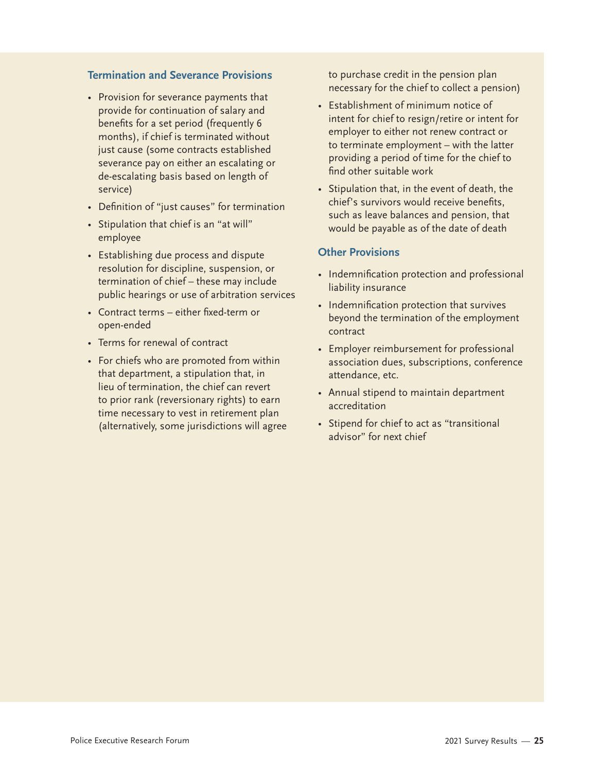### Termination and Severance Provisions

- Provision for severance payments that provide for continuation of salary and benefits for a set period (frequently 6 months), if chief is terminated without just cause (some contracts established severance pay on either an escalating or de-escalating basis based on length of service)
- Definition of "just causes" for termination
- Stipulation that chief is an "at will" employee
- Establishing due process and dispute resolution for discipline, suspension, or termination of chief – these may include public hearings or use of arbitration services
- Contract terms – either fixed-term or open-ended
- Terms for renewal of contract
- For chiefs who are promoted from within that department, a stipulation that, in lieu of termination, the chief can revert to prior rank (reversionary rights) to earn time necessary to vest in retirement plan (alternatively, some jurisdictions will agree to purchase credit in the pension plan necessary for the chief to collect a pension)
- Establishment of minimum notice of intent for chief to resign/retire or intent for employer to either not renew contract or to terminate employment – with the latter providing a period of time for the chief to find other suitable work
- Stipulation that, in the event of death, the chief's survivors would receive benefits, such as leave balances and pension, that would be payable as of the date of death

### Other Provisions

- Indemnification protection and professional liability insurance
- Indemnification protection that survives beyond the termination of the employment contract
- Employer reimbursement for professional association dues, subscriptions, conference attendance, etc.
- Annual stipend to maintain department accreditation
- Stipend for chief to act as "transitional advisor" for next chief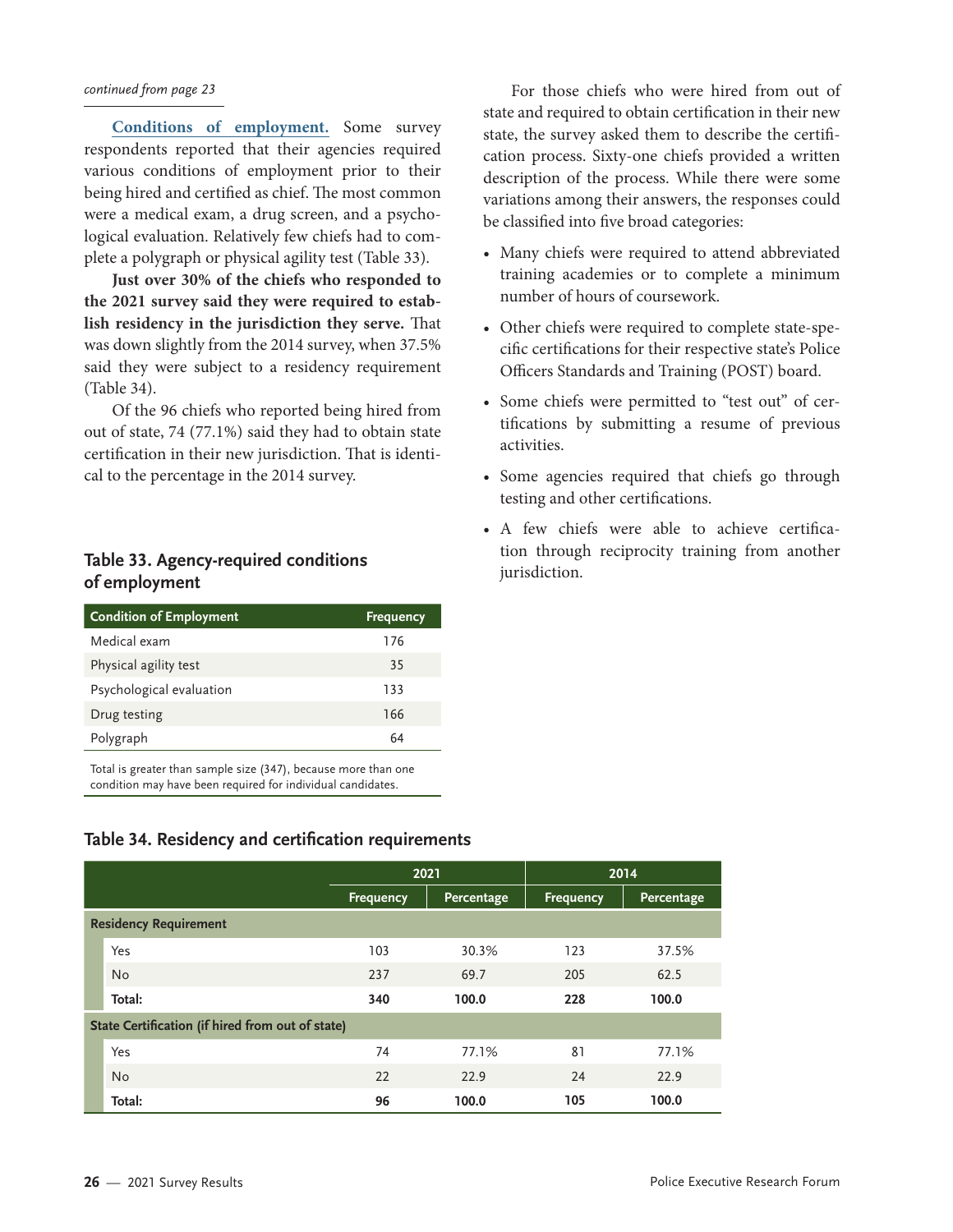*continued from page 23*

**Conditions of employment.** Some survey respondents reported that their agencies required various conditions of employment prior to their being hired and certified as chief. The most common were a medical exam, a drug screen, and a psychological evaluation. Relatively few chiefs had to complete a polygraph or physical agility test (Table 33).

**Just over 30% of the chiefs who responded to the 2021 survey said they were required to establish residency in the jurisdiction they serve.** That was down slightly from the 2014 survey, when 37.5% said they were subject to a residency requirement (Table 34).

Of the 96 chiefs who reported being hired from out of state, 74 (77.1%) said they had to obtain state certification in their new jurisdiction. That is identical to the percentage in the 2014 survey.

For those chiefs who were hired from out of state and required to obtain certification in their new state, the survey asked them to describe the certification process. Sixty-one chiefs provided a written description of the process. While there were some variations among their answers, the responses could be classified into five broad categories:

- Many chiefs were required to attend abbreviated training academies or to complete a minimum number of hours of coursework.
- Other chiefs were required to complete state-specific certifications for their respective state's Police Officers Standards and Training (POST) board.
- Some chiefs were permitted to "test out" of certifications by submitting a resume of previous activities.
- Some agencies required that chiefs go through testing and other certifications.
- A few chiefs were able to achieve certification through reciprocity training from another jurisdiction.

### Table 33. Agency-required conditions of employment

| Condition of Employment | Frequency |
|---|---|
| Medical exam | 176 |
| Physical agility test | 35 |
| Psychological evaluation | 133 |
| Drug testing | 166 |
| Polygraph | 64 |

Total is greater than sample size (347), because more than one condition may have been required for individual candidates.

### Table 34. Residency and certification requirements

| | 2021 | | 2014 | |
|---|---|---|---|---|
| | Frequency | Percentage | Frequency | Percentage |
| **Residency Requirement** | | | | |
| Yes | 103 | 30.3% | 123 | 37.5% |
| No | 237 | 69.7 | 205 | 62.5 |
| **Total:** | **340** | **100.0** | **228** | **100.0** |
| **State Certification (if hired from out of state)** | | | | |
| Yes | 74 | 77.1% | 81 | 77.1% |
| No | 22 | 22.9 | 24 | 22.9 |
| **Total:** | **96** | **100.0** | **105** | **100.0** |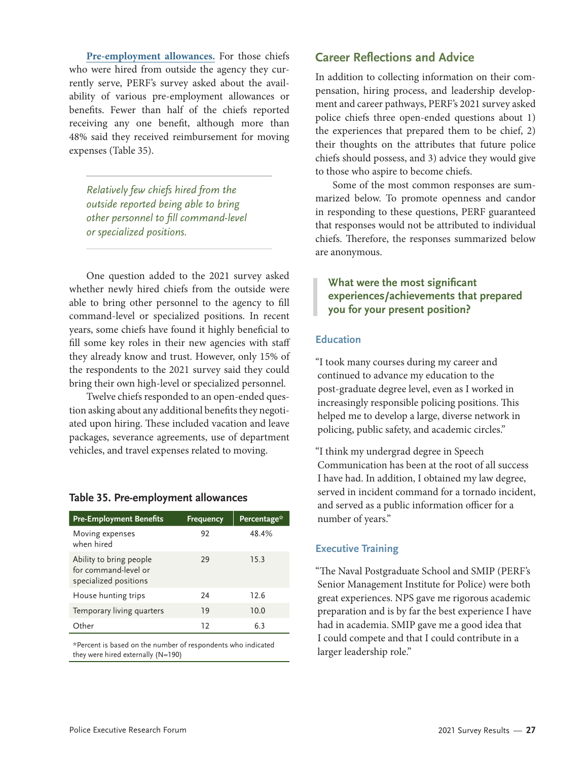**Pre-employment allowances.** For those chiefs who were hired from outside the agency they currently serve, PERF's survey asked about the availability of various pre-employment allowances or benefits. Fewer than half of the chiefs reported receiving any one benefit, although more than 48% said they received reimbursement for moving expenses (Table 35).

*Relatively few chiefs hired from the outside reported being able to bring other personnel to fill command-level or specialized positions.*

One question added to the 2021 survey asked whether newly hired chiefs from the outside were able to bring other personnel to the agency to fill command-level or specialized positions. In recent years, some chiefs have found it highly beneficial to fill some key roles in their new agencies with staff they already know and trust. However, only 15% of the respondents to the 2021 survey said they could bring their own high-level or specialized personnel.

Twelve chiefs responded to an open-ended question asking about any additional benefits they negotiated upon hiring. These included vacation and leave packages, severance agreements, use of department vehicles, and travel expenses related to moving.

**Table 35. Pre-employment allowances**

| Pre-Employment Benefits | Frequency | Percentage* |
|---|---|---|
| Moving expenses when hired | 92 | 48.4% |
| Ability to bring people for command-level or specialized positions | 29 | 15.3 |
| House hunting trips | 24 | 12.6 |
| Temporary living quarters | 19 | 10.0 |
| Other | 12 | 6.3 |

*Percent is based on the number of respondents who indicated they were hired externally (N=190)

## Career Reflections and Advice

In addition to collecting information on their compensation, hiring process, and leadership development and career pathways, PERF's 2021 survey asked police chiefs three open-ended questions about 1) the experiences that prepared them to be chief, 2) their thoughts on the attributes that future police chiefs should possess, and 3) advice they would give to those who aspire to become chiefs.

Some of the most common responses are summarized below. To promote openness and candor in responding to these questions, PERF guaranteed that responses would not be attributed to individual chiefs. Therefore, the responses summarized below are anonymous.

### What were the most significant experiences/achievements that prepared you for your present position?

#### Education

"I took many courses during my career and continued to advance my education to the post-graduate degree level, even as I worked in increasingly responsible policing positions. This helped me to develop a large, diverse network in policing, public safety, and academic circles."

"I think my undergrad degree in Speech Communication has been at the root of all success I have had. In addition, I obtained my law degree, served in incident command for a tornado incident, and served as a public information officer for a number of years."

#### Executive Training

"The Naval Postgraduate School and SMIP (PERF's Senior Management Institute for Police) were both great experiences. NPS gave me rigorous academic preparation and is by far the best experience I have had in academia. SMIP gave me a good idea that I could compete and that I could contribute in a larger leadership role."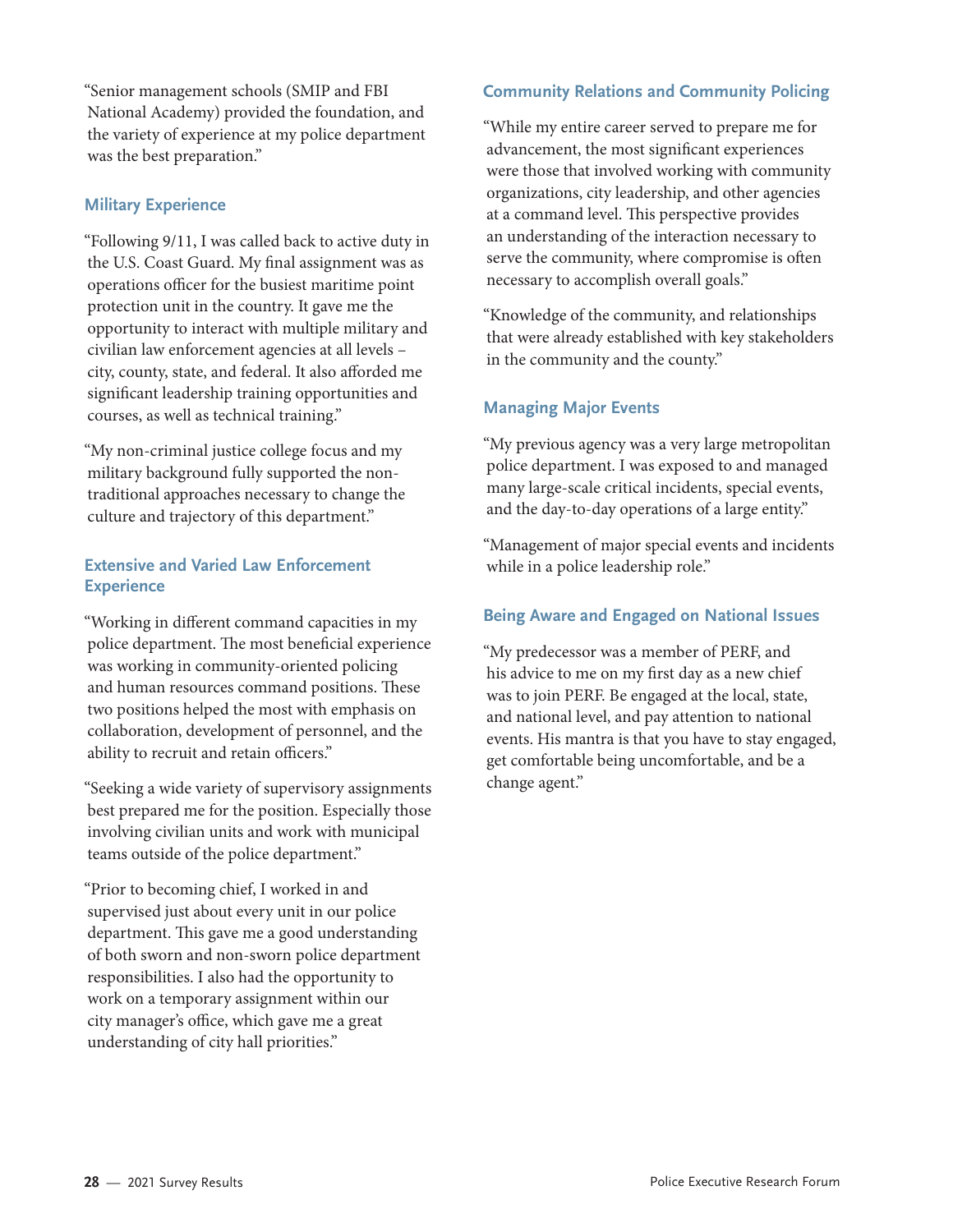"Senior management schools (SMIP and FBI National Academy) provided the foundation, and the variety of experience at my police department was the best preparation."

### Military Experience

"Following 9/11, I was called back to active duty in the U.S. Coast Guard. My final assignment was as operations officer for the busiest maritime point protection unit in the country. It gave me the opportunity to interact with multiple military and civilian law enforcement agencies at all levels – city, county, state, and federal. It also afforded me significant leadership training opportunities and courses, as well as technical training."

"My non-criminal justice college focus and my military background fully supported the non-traditional approaches necessary to change the culture and trajectory of this department."

### Extensive and Varied Law Enforcement Experience

"Working in different command capacities in my police department. The most beneficial experience was working in community-oriented policing and human resources command positions. These two positions helped the most with emphasis on collaboration, development of personnel, and the ability to recruit and retain officers."

"Seeking a wide variety of supervisory assignments best prepared me for the position. Especially those involving civilian units and work with municipal teams outside of the police department."

"Prior to becoming chief, I worked in and supervised just about every unit in our police department. This gave me a good understanding of both sworn and non-sworn police department responsibilities. I also had the opportunity to work on a temporary assignment within our city manager's office, which gave me a great understanding of city hall priorities."

### Community Relations and Community Policing

"While my entire career served to prepare me for advancement, the most significant experiences were those that involved working with community organizations, city leadership, and other agencies at a command level. This perspective provides an understanding of the interaction necessary to serve the community, where compromise is often necessary to accomplish overall goals."

"Knowledge of the community, and relationships that were already established with key stakeholders in the community and the county."

### Managing Major Events

"My previous agency was a very large metropolitan police department. I was exposed to and managed many large-scale critical incidents, special events, and the day-to-day operations of a large entity."

"Management of major special events and incidents while in a police leadership role."

### Being Aware and Engaged on National Issues

"My predecessor was a member of PERF, and his advice to me on my first day as a new chief was to join PERF. Be engaged at the local, state, and national level, and pay attention to national events. His mantra is that you have to stay engaged, get comfortable being uncomfortable, and be a change agent."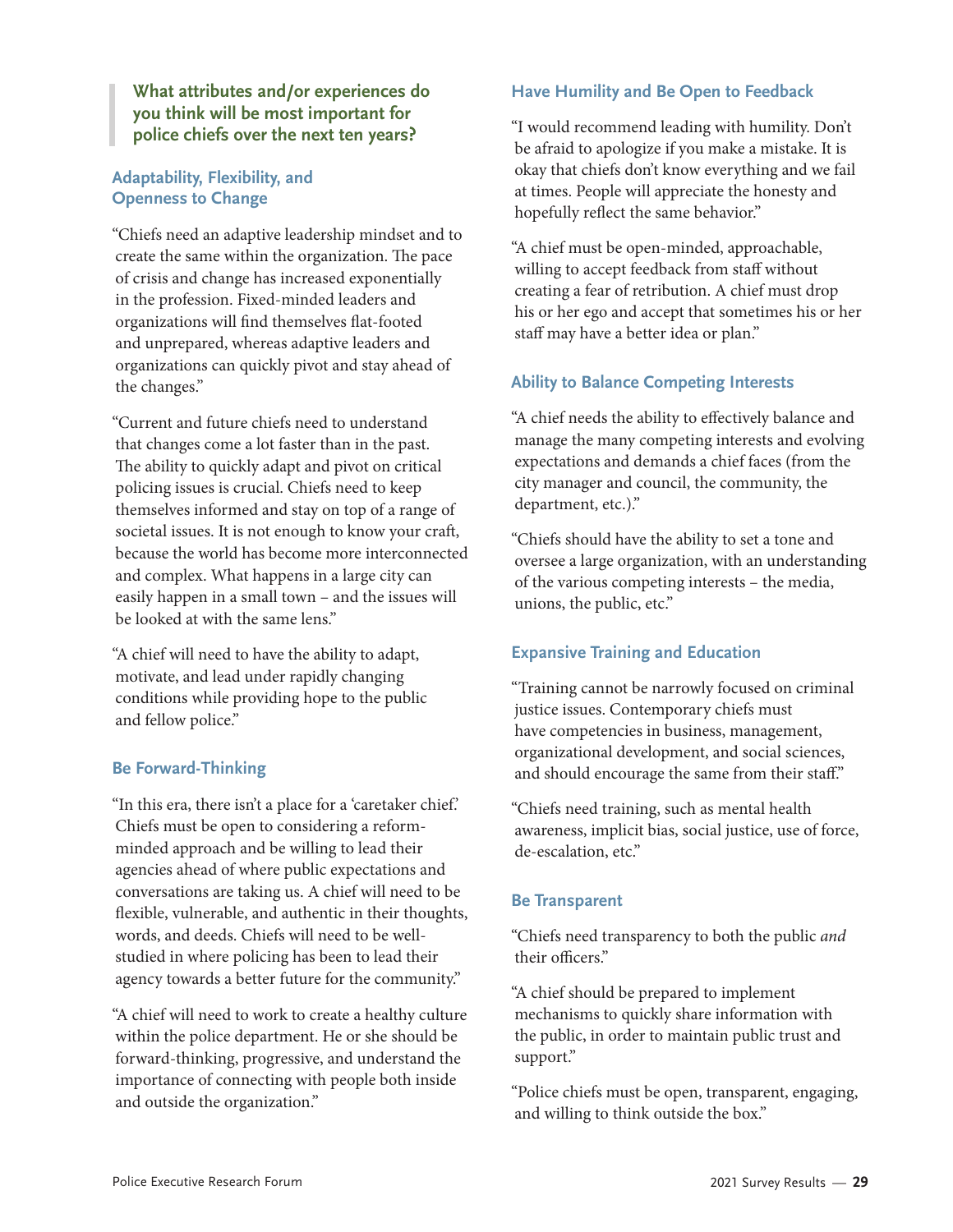## What attributes and/or experiences do you think will be most important for police chiefs over the next ten years?

### Adaptability, Flexibility, and Openness to Change

"Chiefs need an adaptive leadership mindset and to create the same within the organization. The pace of crisis and change has increased exponentially in the profession. Fixed-minded leaders and organizations will find themselves flat-footed and unprepared, whereas adaptive leaders and organizations can quickly pivot and stay ahead of the changes."

"Current and future chiefs need to understand that changes come a lot faster than in the past. The ability to quickly adapt and pivot on critical policing issues is crucial. Chiefs need to keep themselves informed and stay on top of a range of societal issues. It is not enough to know your craft, because the world has become more interconnected and complex. What happens in a large city can easily happen in a small town – and the issues will be looked at with the same lens."

"A chief will need to have the ability to adapt, motivate, and lead under rapidly changing conditions while providing hope to the public and fellow police."

### Be Forward-Thinking

"In this era, there isn't a place for a 'caretaker chief.' Chiefs must be open to considering a reform-minded approach and be willing to lead their agencies ahead of where public expectations and conversations are taking us. A chief will need to be flexible, vulnerable, and authentic in their thoughts, words, and deeds. Chiefs will need to be well-studied in where policing has been to lead their agency towards a better future for the community."

"A chief will need to work to create a healthy culture within the police department. He or she should be forward-thinking, progressive, and understand the importance of connecting with people both inside and outside the organization."

### Have Humility and Be Open to Feedback

"I would recommend leading with humility. Don't be afraid to apologize if you make a mistake. It is okay that chiefs don't know everything and we fail at times. People will appreciate the honesty and hopefully reflect the same behavior."

"A chief must be open-minded, approachable, willing to accept feedback from staff without creating a fear of retribution. A chief must drop his or her ego and accept that sometimes his or her staff may have a better idea or plan."

### Ability to Balance Competing Interests

"A chief needs the ability to effectively balance and manage the many competing interests and evolving expectations and demands a chief faces (from the city manager and council, the community, the department, etc.)."

"Chiefs should have the ability to set a tone and oversee a large organization, with an understanding of the various competing interests – the media, unions, the public, etc."

### Expansive Training and Education

"Training cannot be narrowly focused on criminal justice issues. Contemporary chiefs must have competencies in business, management, organizational development, and social sciences, and should encourage the same from their staff."

"Chiefs need training, such as mental health awareness, implicit bias, social justice, use of force, de-escalation, etc."

### Be Transparent

"Chiefs need transparency to both the public *and* their officers."

"A chief should be prepared to implement mechanisms to quickly share information with the public, in order to maintain public trust and support."

"Police chiefs must be open, transparent, engaging, and willing to think outside the box."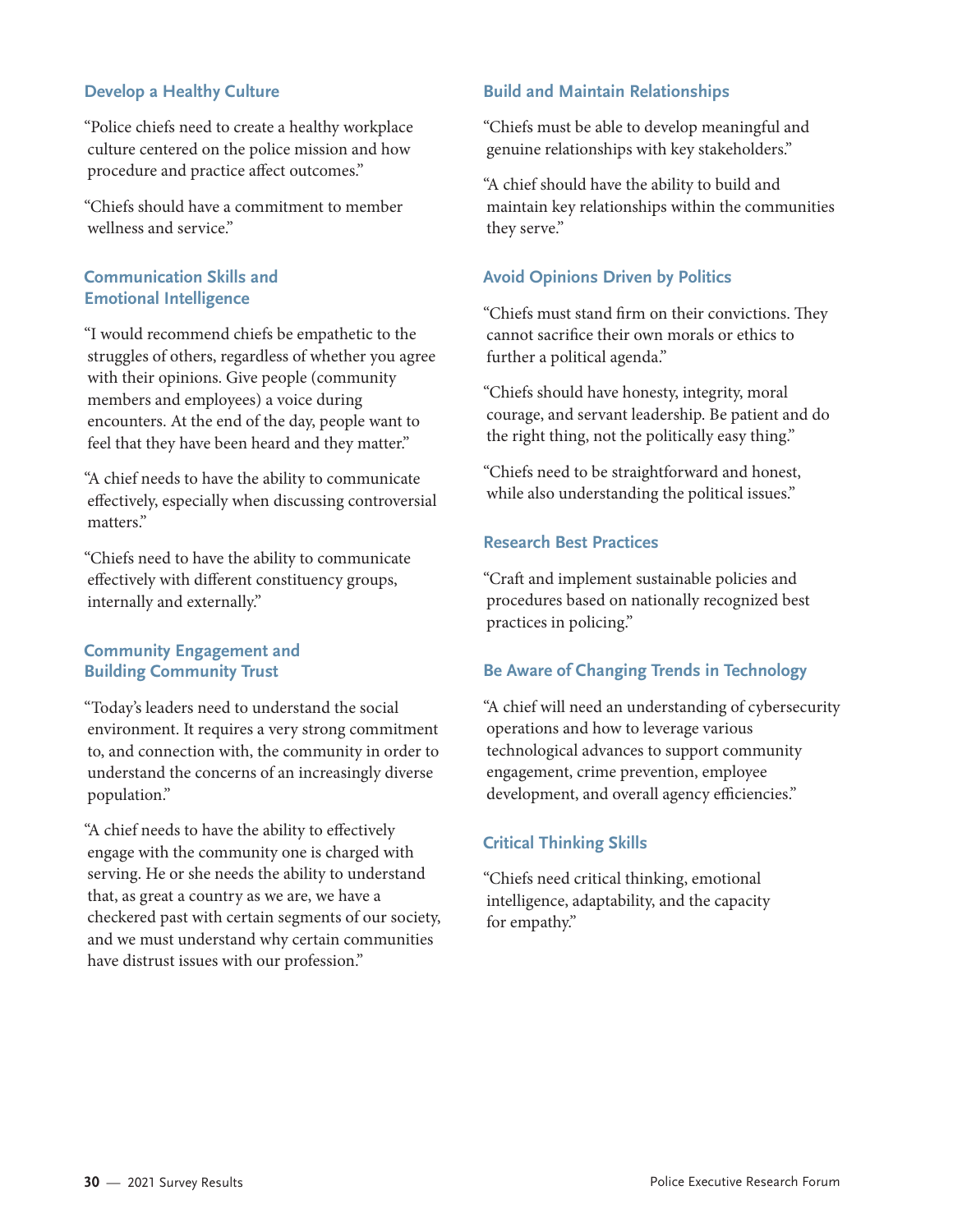### Develop a Healthy Culture

"Police chiefs need to create a healthy workplace culture centered on the police mission and how procedure and practice affect outcomes."

"Chiefs should have a commitment to member wellness and service."

### Communication Skills and Emotional Intelligence

"I would recommend chiefs be empathetic to the struggles of others, regardless of whether you agree with their opinions. Give people (community members and employees) a voice during encounters. At the end of the day, people want to feel that they have been heard and they matter."

"A chief needs to have the ability to communicate effectively, especially when discussing controversial matters."

"Chiefs need to have the ability to communicate effectively with different constituency groups, internally and externally."

### Community Engagement and Building Community Trust

"Today's leaders need to understand the social environment. It requires a very strong commitment to, and connection with, the community in order to understand the concerns of an increasingly diverse population."

"A chief needs to have the ability to effectively engage with the community one is charged with serving. He or she needs the ability to understand that, as great a country as we are, we have a checkered past with certain segments of our society, and we must understand why certain communities have distrust issues with our profession."

### Build and Maintain Relationships

"Chiefs must be able to develop meaningful and genuine relationships with key stakeholders."

"A chief should have the ability to build and maintain key relationships within the communities they serve."

### Avoid Opinions Driven by Politics

"Chiefs must stand firm on their convictions. They cannot sacrifice their own morals or ethics to further a political agenda."

"Chiefs should have honesty, integrity, moral courage, and servant leadership. Be patient and do the right thing, not the politically easy thing."

"Chiefs need to be straightforward and honest, while also understanding the political issues."

### Research Best Practices

"Craft and implement sustainable policies and procedures based on nationally recognized best practices in policing."

### Be Aware of Changing Trends in Technology

"A chief will need an understanding of cybersecurity operations and how to leverage various technological advances to support community engagement, crime prevention, employee development, and overall agency efficiencies."

### Critical Thinking Skills

"Chiefs need critical thinking, emotional intelligence, adaptability, and the capacity for empathy."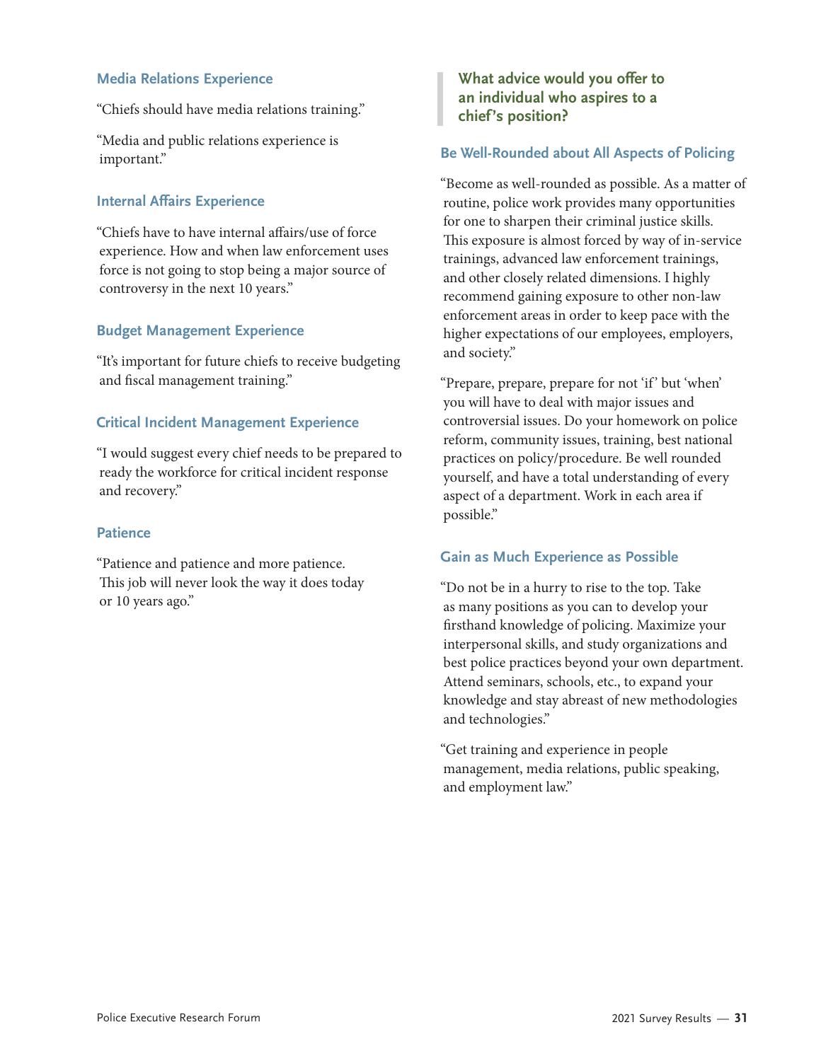### Media Relations Experience

"Chiefs should have media relations training."

"Media and public relations experience is important."

### Internal Affairs Experience

"Chiefs have to have internal affairs/use of force experience. How and when law enforcement uses force is not going to stop being a major source of controversy in the next 10 years."

### Budget Management Experience

"It's important for future chiefs to receive budgeting and fiscal management training."

### Critical Incident Management Experience

"I would suggest every chief needs to be prepared to ready the workforce for critical incident response and recovery."

### Patience

"Patience and patience and more patience. This job will never look the way it does today or 10 years ago."

## What advice would you offer to an individual who aspires to a chief's position?

### Be Well-Rounded about All Aspects of Policing

"Become as well-rounded as possible. As a matter of routine, police work provides many opportunities for one to sharpen their criminal justice skills. This exposure is almost forced by way of in-service trainings, advanced law enforcement trainings, and other closely related dimensions. I highly recommend gaining exposure to other non-law enforcement areas in order to keep pace with the higher expectations of our employees, employers, and society."

"Prepare, prepare, prepare for not 'if' but 'when' you will have to deal with major issues and controversial issues. Do your homework on police reform, community issues, training, best national practices on policy/procedure. Be well rounded yourself, and have a total understanding of every aspect of a department. Work in each area if possible."

### Gain as Much Experience as Possible

"Do not be in a hurry to rise to the top. Take as many positions as you can to develop your firsthand knowledge of policing. Maximize your interpersonal skills, and study organizations and best police practices beyond your own department. Attend seminars, schools, etc., to expand your knowledge and stay abreast of new methodologies and technologies."

"Get training and experience in people management, media relations, public speaking, and employment law."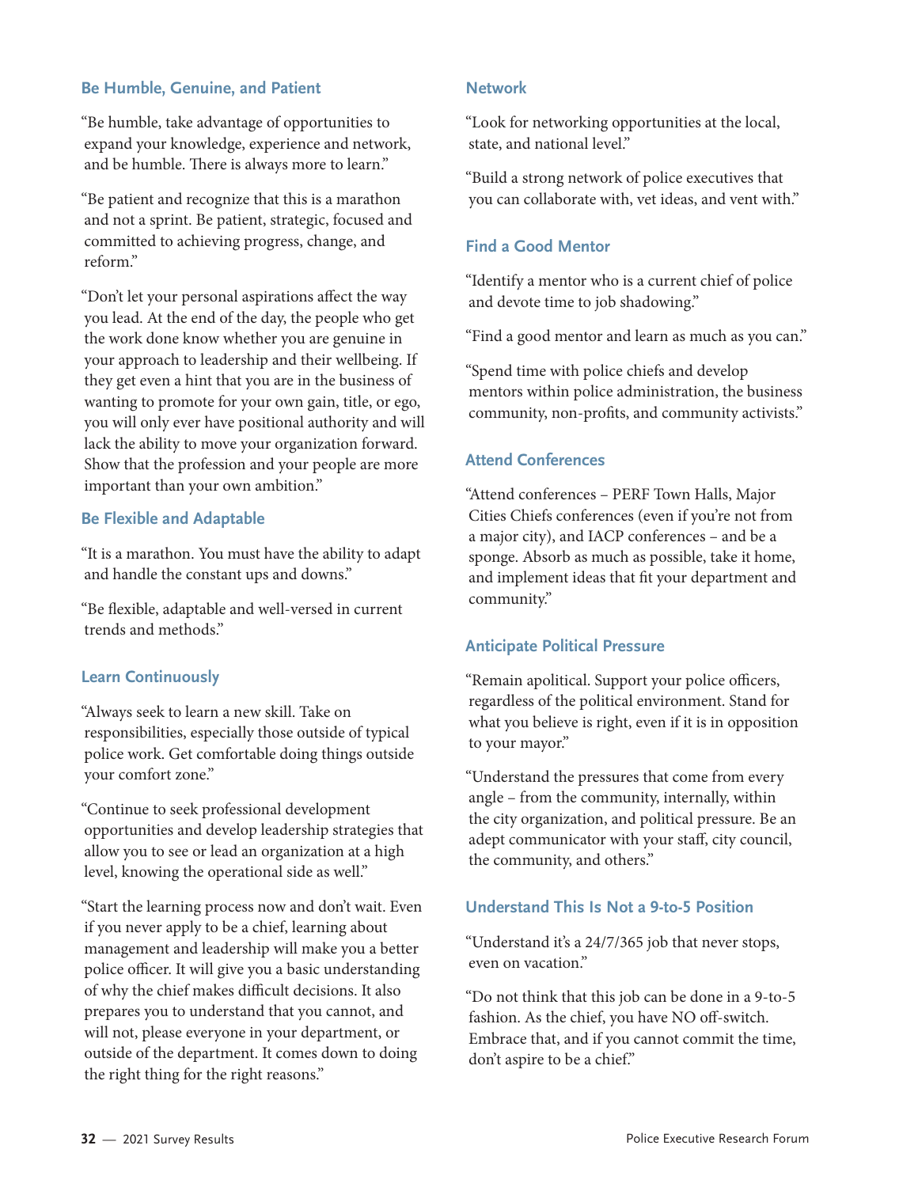### Be Humble, Genuine, and Patient

"Be humble, take advantage of opportunities to expand your knowledge, experience and network, and be humble. There is always more to learn."

"Be patient and recognize that this is a marathon and not a sprint. Be patient, strategic, focused and committed to achieving progress, change, and reform."

"Don't let your personal aspirations affect the way you lead. At the end of the day, the people who get the work done know whether you are genuine in your approach to leadership and their wellbeing. If they get even a hint that you are in the business of wanting to promote for your own gain, title, or ego, you will only ever have positional authority and will lack the ability to move your organization forward. Show that the profession and your people are more important than your own ambition."

### Be Flexible and Adaptable

"It is a marathon. You must have the ability to adapt and handle the constant ups and downs."

"Be flexible, adaptable and well-versed in current trends and methods."

### Learn Continuously

"Always seek to learn a new skill. Take on responsibilities, especially those outside of typical police work. Get comfortable doing things outside your comfort zone."

"Continue to seek professional development opportunities and develop leadership strategies that allow you to see or lead an organization at a high level, knowing the operational side as well."

"Start the learning process now and don't wait. Even if you never apply to be a chief, learning about management and leadership will make you a better police officer. It will give you a basic understanding of why the chief makes difficult decisions. It also prepares you to understand that you cannot, and will not, please everyone in your department, or outside of the department. It comes down to doing the right thing for the right reasons."

### Network

"Look for networking opportunities at the local, state, and national level."

"Build a strong network of police executives that you can collaborate with, vet ideas, and vent with."

### Find a Good Mentor

"Identify a mentor who is a current chief of police and devote time to job shadowing."

"Find a good mentor and learn as much as you can."

"Spend time with police chiefs and develop mentors within police administration, the business community, non-profits, and community activists."

### Attend Conferences

"Attend conferences – PERF Town Halls, Major Cities Chiefs conferences (even if you're not from a major city), and IACP conferences – and be a sponge. Absorb as much as possible, take it home, and implement ideas that fit your department and community."

### Anticipate Political Pressure

"Remain apolitical. Support your police officers, regardless of the political environment. Stand for what you believe is right, even if it is in opposition to your mayor."

"Understand the pressures that come from every angle – from the community, internally, within the city organization, and political pressure. Be an adept communicator with your staff, city council, the community, and others."

### Understand This Is Not a 9-to-5 Position

"Understand it's a 24/7/365 job that never stops, even on vacation."

"Do not think that this job can be done in a 9-to-5 fashion. As the chief, you have NO off-switch. Embrace that, and if you cannot commit the time, don't aspire to be a chief."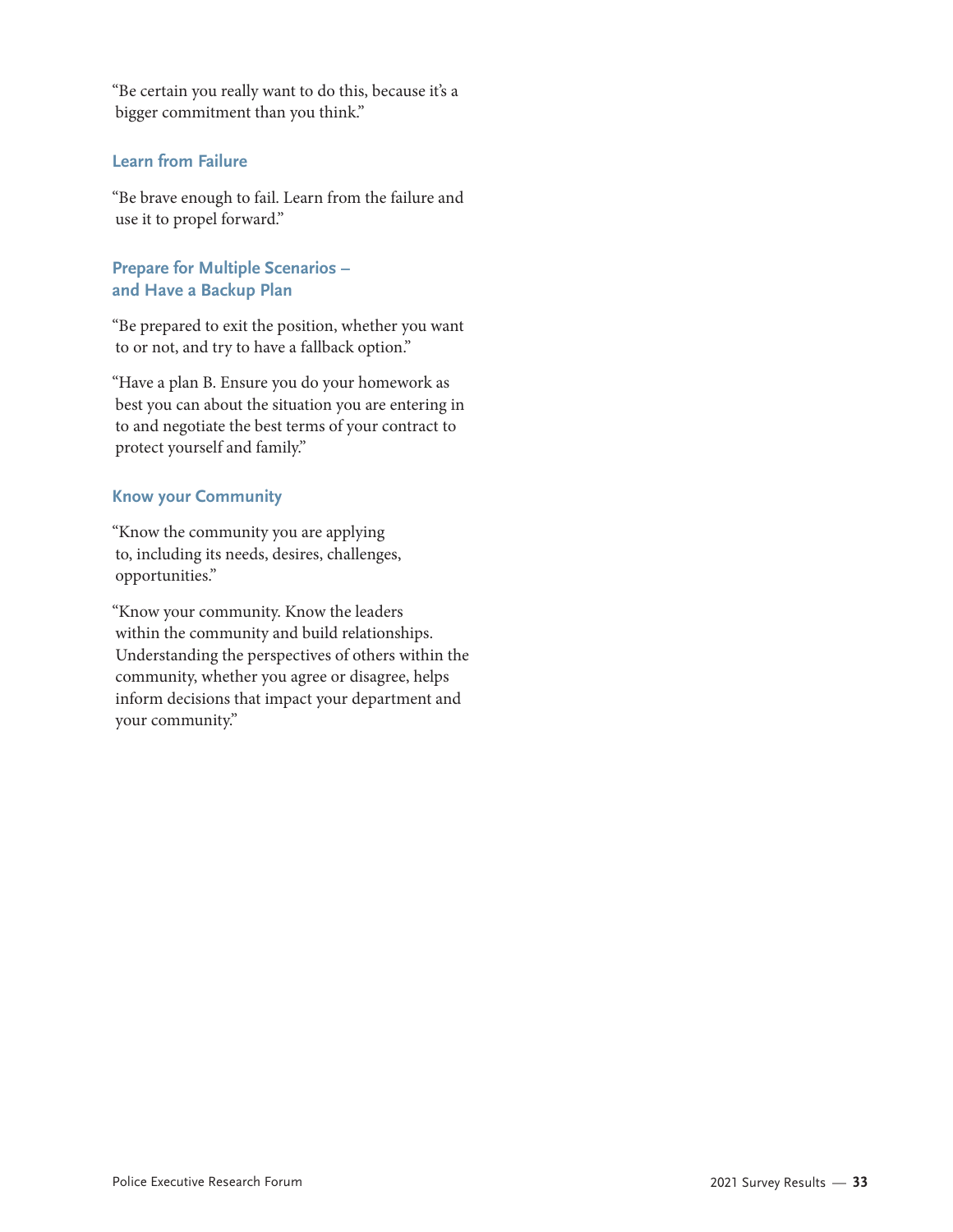"Be certain you really want to do this, because it's a bigger commitment than you think."

### Learn from Failure

"Be brave enough to fail. Learn from the failure and use it to propel forward."

### Prepare for Multiple Scenarios – and Have a Backup Plan

"Be prepared to exit the position, whether you want to or not, and try to have a fallback option."

"Have a plan B. Ensure you do your homework as best you can about the situation you are entering in to and negotiate the best terms of your contract to protect yourself and family."

### Know your Community

"Know the community you are applying to, including its needs, desires, challenges, opportunities."

"Know your community. Know the leaders within the community and build relationships. Understanding the perspectives of others within the community, whether you agree or disagree, helps inform decisions that impact your department and your community."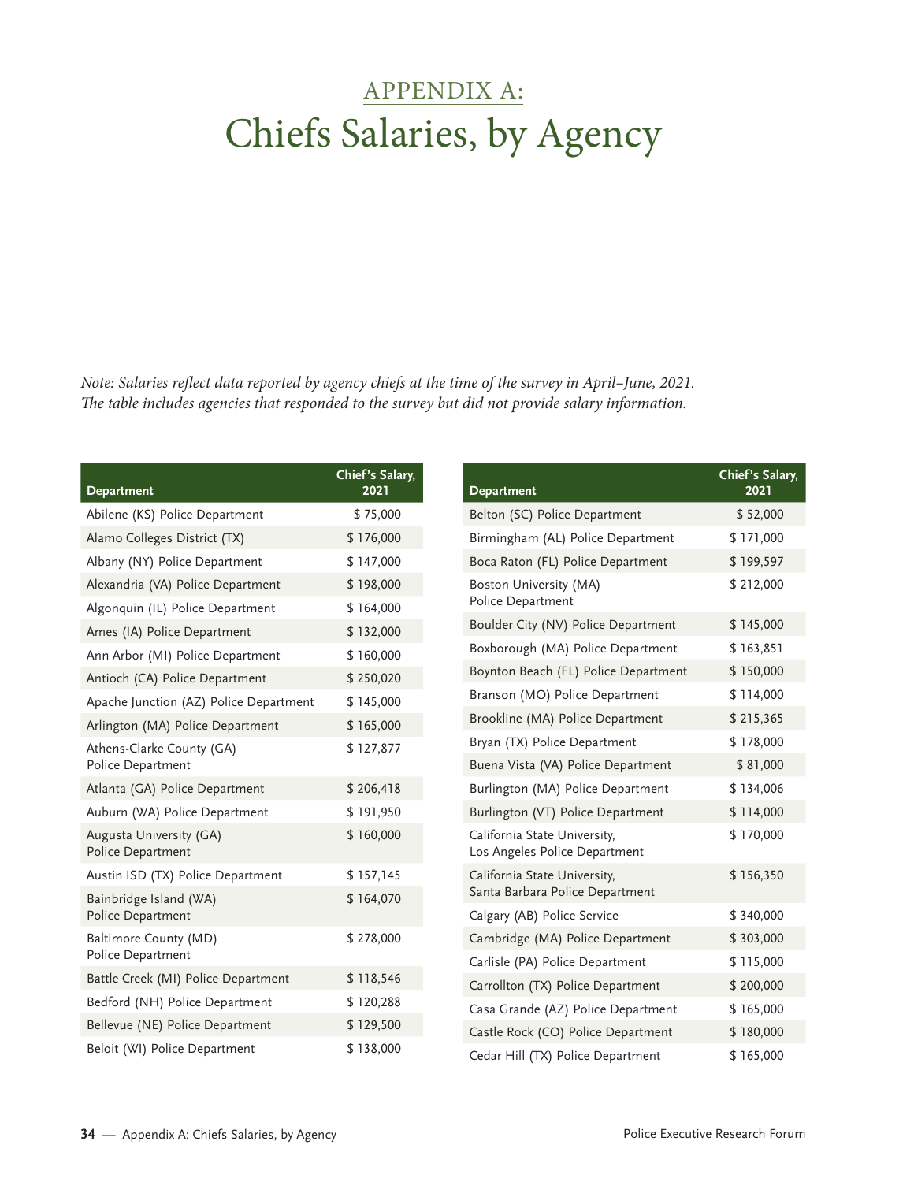# APPENDIX A:
# Chiefs Salaries, by Agency

*Note: Salaries reflect data reported by agency chiefs at the time of the survey in April–June, 2021. The table includes agencies that responded to the survey but did not provide salary information.*

| Department | Chief's Salary, 2021 |
|---|---|
| Abilene (KS) Police Department | $ 75,000 |
| Alamo Colleges District (TX) | $ 176,000 |
| Albany (NY) Police Department | $ 147,000 |
| Alexandria (VA) Police Department | $ 198,000 |
| Algonquin (IL) Police Department | $ 164,000 |
| Ames (IA) Police Department | $ 132,000 |
| Ann Arbor (MI) Police Department | $ 160,000 |
| Antioch (CA) Police Department | $ 250,020 |
| Apache Junction (AZ) Police Department | $ 145,000 |
| Arlington (MA) Police Department | $ 165,000 |
| Athens-Clarke County (GA) Police Department | $ 127,877 |
| Atlanta (GA) Police Department | $ 206,418 |
| Auburn (WA) Police Department | $ 191,950 |
| Augusta University (GA) Police Department | $ 160,000 |
| Austin ISD (TX) Police Department | $ 157,145 |
| Bainbridge Island (WA) Police Department | $ 164,070 |
| Baltimore County (MD) Police Department | $ 278,000 |
| Battle Creek (MI) Police Department | $ 118,546 |
| Bedford (NH) Police Department | $ 120,288 |
| Bellevue (NE) Police Department | $ 129,500 |
| Beloit (WI) Police Department | $ 138,000 |
| Belton (SC) Police Department | $ 52,000 |
| Birmingham (AL) Police Department | $ 171,000 |
| Boca Raton (FL) Police Department | $ 199,597 |
| Boston University (MA) Police Department | $ 212,000 |
| Boulder City (NV) Police Department | $ 145,000 |
| Boxborough (MA) Police Department | $ 163,851 |
| Boynton Beach (FL) Police Department | $ 150,000 |
| Branson (MO) Police Department | $ 114,000 |
| Brookline (MA) Police Department | $ 215,365 |
| Bryan (TX) Police Department | $ 178,000 |
| Buena Vista (VA) Police Department | $ 81,000 |
| Burlington (MA) Police Department | $ 134,006 |
| Burlington (VT) Police Department | $ 114,000 |
| California State University, Los Angeles Police Department | $ 170,000 |
| California State University, Santa Barbara Police Department | $ 156,350 |
| Calgary (AB) Police Service | $ 340,000 |
| Cambridge (MA) Police Department | $ 303,000 |
| Carlisle (PA) Police Department | $ 115,000 |
| Carrollton (TX) Police Department | $ 200,000 |
| Casa Grande (AZ) Police Department | $ 165,000 |
| Castle Rock (CO) Police Department | $ 180,000 |
| Cedar Hill (TX) Police Department | $ 165,000 |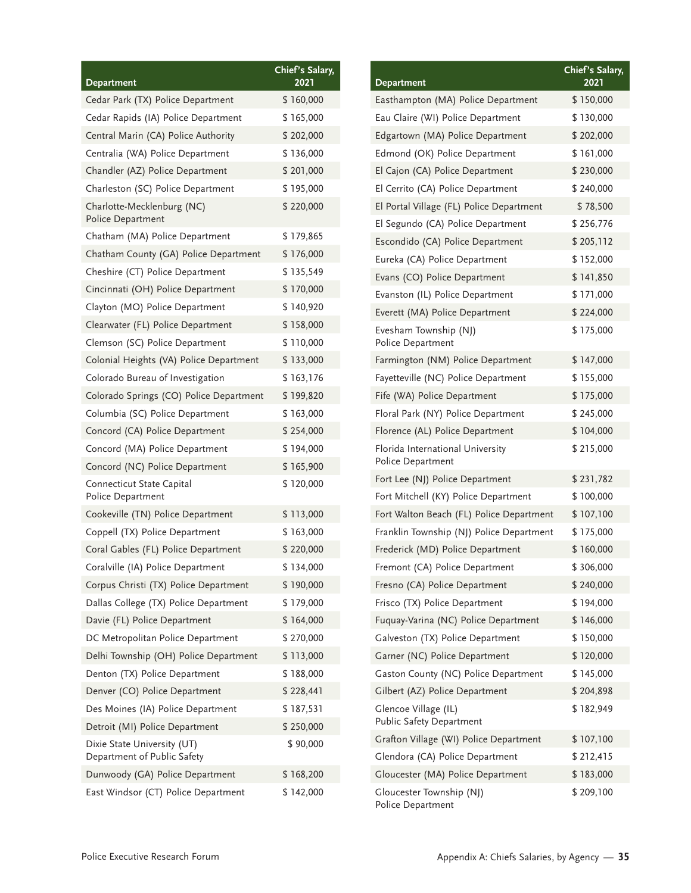| Department | Chief's Salary, 2021 |
|---|---|
| Cedar Park (TX) Police Department | $ 160,000 |
| Cedar Rapids (IA) Police Department | $ 165,000 |
| Central Marin (CA) Police Authority | $ 202,000 |
| Centralia (WA) Police Department | $ 136,000 |
| Chandler (AZ) Police Department | $ 201,000 |
| Charleston (SC) Police Department | $ 195,000 |
| Charlotte-Mecklenburg (NC) Police Department | $ 220,000 |
| Chatham (MA) Police Department | $ 179,865 |
| Chatham County (GA) Police Department | $ 176,000 |
| Cheshire (CT) Police Department | $ 135,549 |
| Cincinnati (OH) Police Department | $ 170,000 |
| Clayton (MO) Police Department | $ 140,920 |
| Clearwater (FL) Police Department | $ 158,000 |
| Clemson (SC) Police Department | $ 110,000 |
| Colonial Heights (VA) Police Department | $ 133,000 |
| Colorado Bureau of Investigation | $ 163,176 |
| Colorado Springs (CO) Police Department | $ 199,820 |
| Columbia (SC) Police Department | $ 163,000 |
| Concord (CA) Police Department | $ 254,000 |
| Concord (MA) Police Department | $ 194,000 |
| Concord (NC) Police Department | $ 165,900 |
| Connecticut State Capital Police Department | $ 120,000 |
| Cookeville (TN) Police Department | $ 113,000 |
| Coppell (TX) Police Department | $ 163,000 |
| Coral Gables (FL) Police Department | $ 220,000 |
| Coralville (IA) Police Department | $ 134,000 |
| Corpus Christi (TX) Police Department | $ 190,000 |
| Dallas College (TX) Police Department | $ 179,000 |
| Davie (FL) Police Department | $ 164,000 |
| DC Metropolitan Police Department | $ 270,000 |
| Delhi Township (OH) Police Department | $ 113,000 |
| Denton (TX) Police Department | $ 188,000 |
| Denver (CO) Police Department | $ 228,441 |
| Des Moines (IA) Police Department | $ 187,531 |
| Detroit (MI) Police Department | $ 250,000 |
| Dixie State University (UT) Department of Public Safety | $ 90,000 |
| Dunwoody (GA) Police Department | $ 168,200 |
| East Windsor (CT) Police Department | $ 142,000 |
| Easthampton (MA) Police Department | $ 150,000 |
| Eau Claire (WI) Police Department | $ 130,000 |
| Edgartown (MA) Police Department | $ 202,000 |
| Edmond (OK) Police Department | $ 161,000 |
| El Cajon (CA) Police Department | $ 230,000 |
| El Cerrito (CA) Police Department | $ 240,000 |
| El Portal Village (FL) Police Department | $ 78,500 |
| El Segundo (CA) Police Department | $ 256,776 |
| Escondido (CA) Police Department | $ 205,112 |
| Eureka (CA) Police Department | $ 152,000 |
| Evans (CO) Police Department | $ 141,850 |
| Evanston (IL) Police Department | $ 171,000 |
| Everett (MA) Police Department | $ 224,000 |
| Evesham Township (NJ) Police Department | $ 175,000 |
| Farmington (NM) Police Department | $ 147,000 |
| Fayetteville (NC) Police Department | $ 155,000 |
| Fife (WA) Police Department | $ 175,000 |
| Floral Park (NY) Police Department | $ 245,000 |
| Florence (AL) Police Department | $ 104,000 |
| Florida International University Police Department | $ 215,000 |
| Fort Lee (NJ) Police Department | $ 231,782 |
| Fort Mitchell (KY) Police Department | $ 100,000 |
| Fort Walton Beach (FL) Police Department | $ 107,100 |
| Franklin Township (NJ) Police Department | $ 175,000 |
| Frederick (MD) Police Department | $ 160,000 |
| Fremont (CA) Police Department | $ 306,000 |
| Fresno (CA) Police Department | $ 240,000 |
| Frisco (TX) Police Department | $ 194,000 |
| Fuquay-Varina (NC) Police Department | $ 146,000 |
| Galveston (TX) Police Department | $ 150,000 |
| Garner (NC) Police Department | $ 120,000 |
| Gaston County (NC) Police Department | $ 145,000 |
| Gilbert (AZ) Police Department | $ 204,898 |
| Glencoe Village (IL) Public Safety Department | $ 182,949 |
| Grafton Village (WI) Police Department | $ 107,100 |
| Glendora (CA) Police Department | $ 212,415 |
| Gloucester (MA) Police Department | $ 183,000 |
| Gloucester Township (NJ) Police Department | $ 209,100 |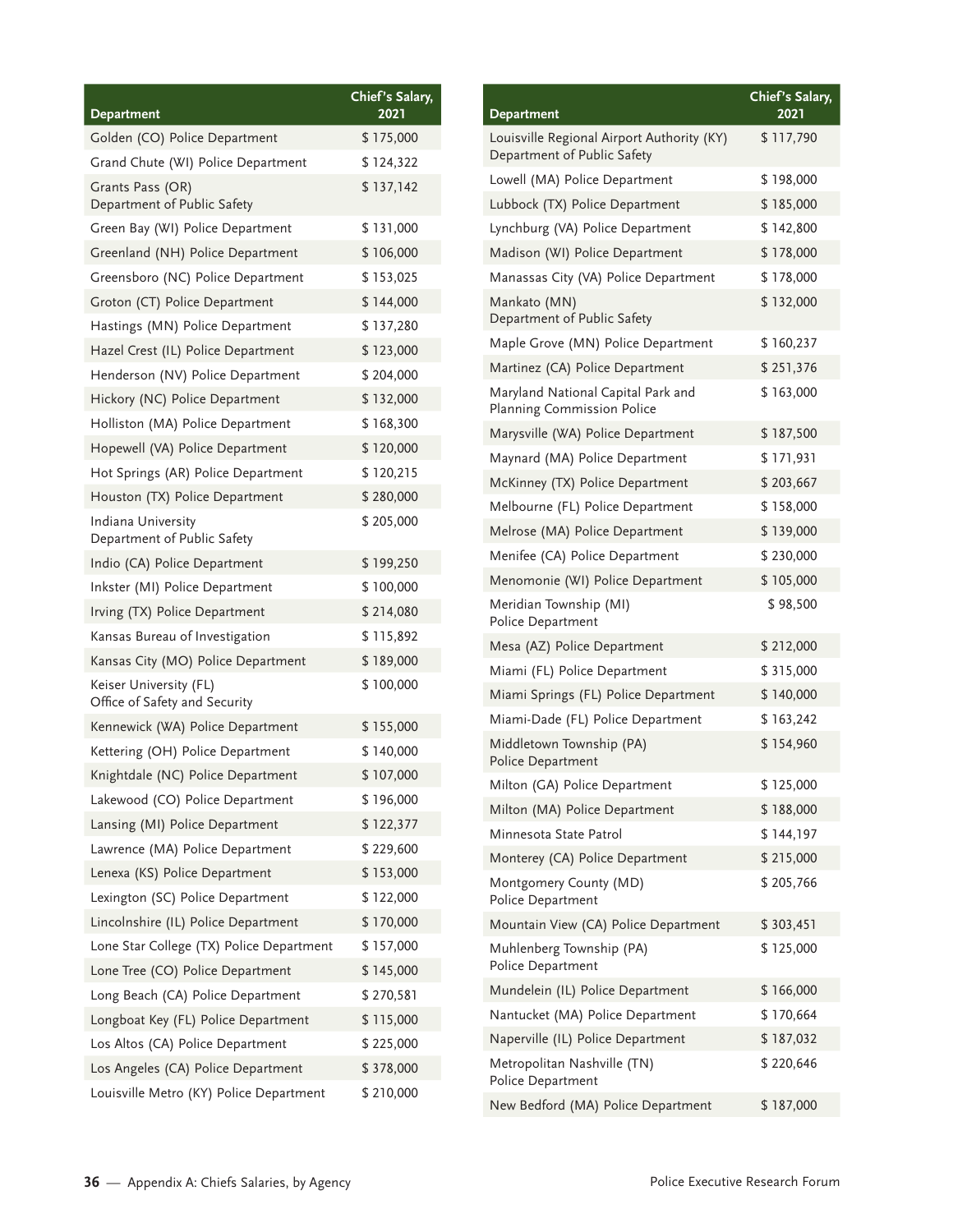| Department | Chief's Salary, 2021 |
|---|---|
| Golden (CO) Police Department | $ 175,000 |
| Grand Chute (WI) Police Department | $ 124,322 |
| Grants Pass (OR) Department of Public Safety | $ 137,142 |
| Green Bay (WI) Police Department | $ 131,000 |
| Greenland (NH) Police Department | $ 106,000 |
| Greensboro (NC) Police Department | $ 153,025 |
| Groton (CT) Police Department | $ 144,000 |
| Hastings (MN) Police Department | $ 137,280 |
| Hazel Crest (IL) Police Department | $ 123,000 |
| Henderson (NV) Police Department | $ 204,000 |
| Hickory (NC) Police Department | $ 132,000 |
| Holliston (MA) Police Department | $ 168,300 |
| Hopewell (VA) Police Department | $ 120,000 |
| Hot Springs (AR) Police Department | $ 120,215 |
| Houston (TX) Police Department | $ 280,000 |
| Indiana University Department of Public Safety | $ 205,000 |
| Indio (CA) Police Department | $ 199,250 |
| Inkster (MI) Police Department | $ 100,000 |
| Irving (TX) Police Department | $ 214,080 |
| Kansas Bureau of Investigation | $ 115,892 |
| Kansas City (MO) Police Department | $ 189,000 |
| Keiser University (FL) Office of Safety and Security | $ 100,000 |
| Kennewick (WA) Police Department | $ 155,000 |
| Kettering (OH) Police Department | $ 140,000 |
| Knightdale (NC) Police Department | $ 107,000 |
| Lakewood (CO) Police Department | $ 196,000 |
| Lansing (MI) Police Department | $ 122,377 |
| Lawrence (MA) Police Department | $ 229,600 |
| Lenexa (KS) Police Department | $ 153,000 |
| Lexington (SC) Police Department | $ 122,000 |
| Lincolnshire (IL) Police Department | $ 170,000 |
| Lone Star College (TX) Police Department | $ 157,000 |
| Lone Tree (CO) Police Department | $ 145,000 |
| Long Beach (CA) Police Department | $ 270,581 |
| Longboat Key (FL) Police Department | $ 115,000 |
| Los Altos (CA) Police Department | $ 225,000 |
| Los Angeles (CA) Police Department | $ 378,000 |
| Louisville Metro (KY) Police Department | $ 210,000 |
| Louisville Regional Airport Authority (KY) Department of Public Safety | $ 117,790 |
| Lowell (MA) Police Department | $ 198,000 |
| Lubbock (TX) Police Department | $ 185,000 |
| Lynchburg (VA) Police Department | $ 142,800 |
| Madison (WI) Police Department | $ 178,000 |
| Manassas City (VA) Police Department | $ 178,000 |
| Mankato (MN) Department of Public Safety | $ 132,000 |
| Maple Grove (MN) Police Department | $ 160,237 |
| Martinez (CA) Police Department | $ 251,376 |
| Maryland National Capital Park and Planning Commission Police | $ 163,000 |
| Marysville (WA) Police Department | $ 187,500 |
| Maynard (MA) Police Department | $ 171,931 |
| McKinney (TX) Police Department | $ 203,667 |
| Melbourne (FL) Police Department | $ 158,000 |
| Melrose (MA) Police Department | $ 139,000 |
| Menifee (CA) Police Department | $ 230,000 |
| Menomonie (WI) Police Department | $ 105,000 |
| Meridian Township (MI) Police Department | $ 98,500 |
| Mesa (AZ) Police Department | $ 212,000 |
| Miami (FL) Police Department | $ 315,000 |
| Miami Springs (FL) Police Department | $ 140,000 |
| Miami-Dade (FL) Police Department | $ 163,242 |
| Middletown Township (PA) Police Department | $ 154,960 |
| Milton (GA) Police Department | $ 125,000 |
| Milton (MA) Police Department | $ 188,000 |
| Minnesota State Patrol | $ 144,197 |
| Monterey (CA) Police Department | $ 215,000 |
| Montgomery County (MD) Police Department | $ 205,766 |
| Mountain View (CA) Police Department | $ 303,451 |
| Muhlenberg Township (PA) Police Department | $ 125,000 |
| Mundelein (IL) Police Department | $ 166,000 |
| Nantucket (MA) Police Department | $ 170,664 |
| Naperville (IL) Police Department | $ 187,032 |
| Metropolitan Nashville (TN) Police Department | $ 220,646 |
| New Bedford (MA) Police Department | $ 187,000 |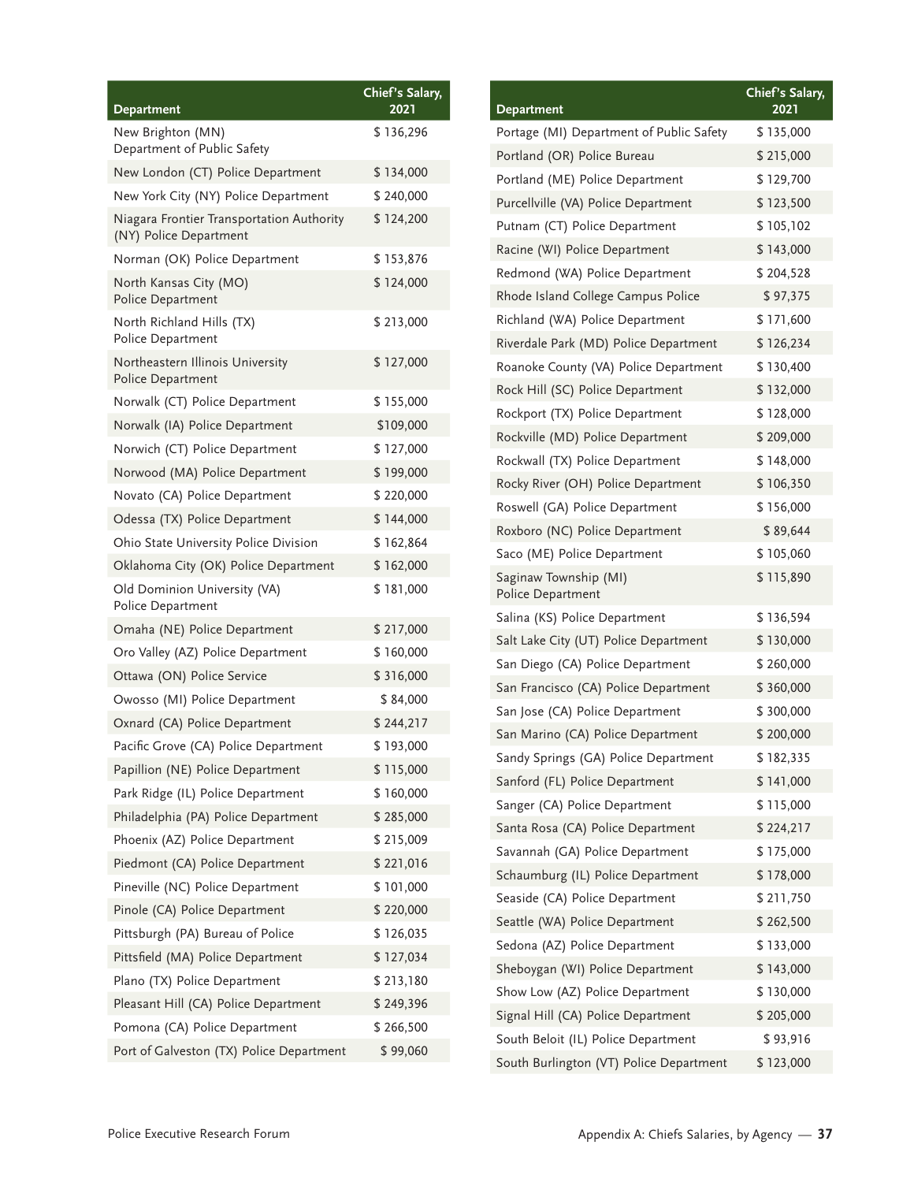| Department | Chief's Salary, 2021 |
|---|---|
| New Brighton (MN) Department of Public Safety | $ 136,296 |
| New London (CT) Police Department | $ 134,000 |
| New York City (NY) Police Department | $ 240,000 |
| Niagara Frontier Transportation Authority (NY) Police Department | $ 124,200 |
| Norman (OK) Police Department | $ 153,876 |
| North Kansas City (MO) Police Department | $ 124,000 |
| North Richland Hills (TX) Police Department | $ 213,000 |
| Northeastern Illinois University Police Department | $ 127,000 |
| Norwalk (CT) Police Department | $ 155,000 |
| Norwalk (IA) Police Department | $109,000 |
| Norwich (CT) Police Department | $ 127,000 |
| Norwood (MA) Police Department | $ 199,000 |
| Novato (CA) Police Department | $ 220,000 |
| Odessa (TX) Police Department | $ 144,000 |
| Ohio State University Police Division | $ 162,864 |
| Oklahoma City (OK) Police Department | $ 162,000 |
| Old Dominion University (VA) Police Department | $ 181,000 |
| Omaha (NE) Police Department | $ 217,000 |
| Oro Valley (AZ) Police Department | $ 160,000 |
| Ottawa (ON) Police Service | $ 316,000 |
| Owosso (MI) Police Department | $ 84,000 |
| Oxnard (CA) Police Department | $ 244,217 |
| Pacific Grove (CA) Police Department | $ 193,000 |
| Papillion (NE) Police Department | $ 115,000 |
| Park Ridge (IL) Police Department | $ 160,000 |
| Philadelphia (PA) Police Department | $ 285,000 |
| Phoenix (AZ) Police Department | $ 215,009 |
| Piedmont (CA) Police Department | $ 221,016 |
| Pineville (NC) Police Department | $ 101,000 |
| Pinole (CA) Police Department | $ 220,000 |
| Pittsburgh (PA) Bureau of Police | $ 126,035 |
| Pittsfield (MA) Police Department | $ 127,034 |
| Plano (TX) Police Department | $ 213,180 |
| Pleasant Hill (CA) Police Department | $ 249,396 |
| Pomona (CA) Police Department | $ 266,500 |
| Port of Galveston (TX) Police Department | $ 99,060 |
| Portage (MI) Department of Public Safety | $ 135,000 |
| Portland (OR) Police Bureau | $ 215,000 |
| Portland (ME) Police Department | $ 129,700 |
| Purcellville (VA) Police Department | $ 123,500 |
| Putnam (CT) Police Department | $ 105,102 |
| Racine (WI) Police Department | $ 143,000 |
| Redmond (WA) Police Department | $ 204,528 |
| Rhode Island College Campus Police | $ 97,375 |
| Richland (WA) Police Department | $ 171,600 |
| Riverdale Park (MD) Police Department | $ 126,234 |
| Roanoke County (VA) Police Department | $ 130,400 |
| Rock Hill (SC) Police Department | $ 132,000 |
| Rockport (TX) Police Department | $ 128,000 |
| Rockville (MD) Police Department | $ 209,000 |
| Rockwall (TX) Police Department | $ 148,000 |
| Rocky River (OH) Police Department | $ 106,350 |
| Roswell (GA) Police Department | $ 156,000 |
| Roxboro (NC) Police Department | $ 89,644 |
| Saco (ME) Police Department | $ 105,060 |
| Saginaw Township (MI) Police Department | $ 115,890 |
| Salina (KS) Police Department | $ 136,594 |
| Salt Lake City (UT) Police Department | $ 130,000 |
| San Diego (CA) Police Department | $ 260,000 |
| San Francisco (CA) Police Department | $ 360,000 |
| San Jose (CA) Police Department | $ 300,000 |
| San Marino (CA) Police Department | $ 200,000 |
| Sandy Springs (GA) Police Department | $ 182,335 |
| Sanford (FL) Police Department | $ 141,000 |
| Sanger (CA) Police Department | $ 115,000 |
| Santa Rosa (CA) Police Department | $ 224,217 |
| Savannah (GA) Police Department | $ 175,000 |
| Schaumburg (IL) Police Department | $ 178,000 |
| Seaside (CA) Police Department | $ 211,750 |
| Seattle (WA) Police Department | $ 262,500 |
| Sedona (AZ) Police Department | $ 133,000 |
| Sheboygan (WI) Police Department | $ 143,000 |
| Show Low (AZ) Police Department | $ 130,000 |
| Signal Hill (CA) Police Department | $ 205,000 |
| South Beloit (IL) Police Department | $ 93,916 |
| South Burlington (VT) Police Department | $ 123,000 |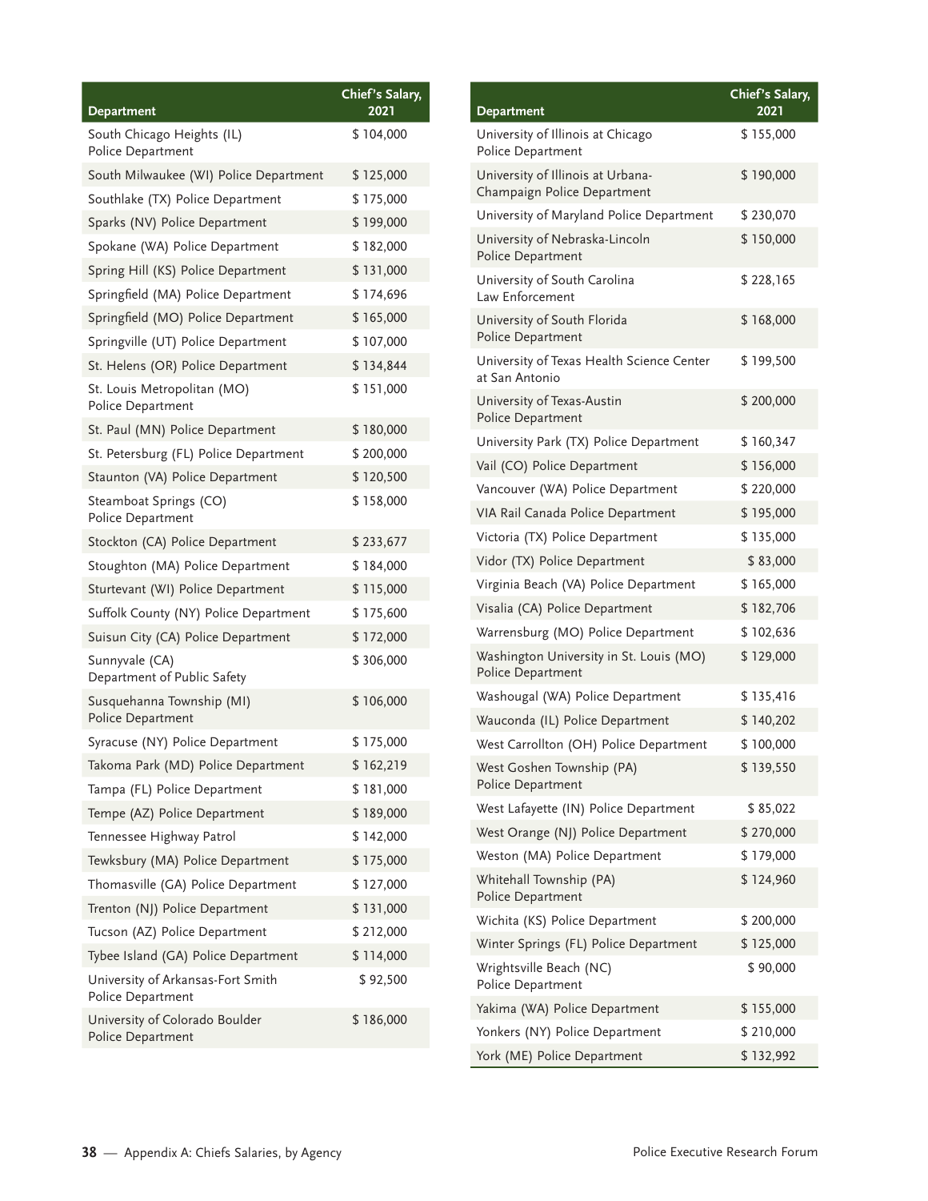| Department | Chief's Salary, 2021 |
|---|---|
| South Chicago Heights (IL) Police Department | $ 104,000 |
| South Milwaukee (WI) Police Department | $ 125,000 |
| Southlake (TX) Police Department | $ 175,000 |
| Sparks (NV) Police Department | $ 199,000 |
| Spokane (WA) Police Department | $ 182,000 |
| Spring Hill (KS) Police Department | $ 131,000 |
| Springfield (MA) Police Department | $ 174,696 |
| Springfield (MO) Police Department | $ 165,000 |
| Springville (UT) Police Department | $ 107,000 |
| St. Helens (OR) Police Department | $ 134,844 |
| St. Louis Metropolitan (MO) Police Department | $ 151,000 |
| St. Paul (MN) Police Department | $ 180,000 |
| St. Petersburg (FL) Police Department | $ 200,000 |
| Staunton (VA) Police Department | $ 120,500 |
| Steamboat Springs (CO) Police Department | $ 158,000 |
| Stockton (CA) Police Department | $ 233,677 |
| Stoughton (MA) Police Department | $ 184,000 |
| Sturtevant (WI) Police Department | $ 115,000 |
| Suffolk County (NY) Police Department | $ 175,600 |
| Suisun City (CA) Police Department | $ 172,000 |
| Sunnyvale (CA) Department of Public Safety | $ 306,000 |
| Susquehanna Township (MI) Police Department | $ 106,000 |
| Syracuse (NY) Police Department | $ 175,000 |
| Takoma Park (MD) Police Department | $ 162,219 |
| Tampa (FL) Police Department | $ 181,000 |
| Tempe (AZ) Police Department | $ 189,000 |
| Tennessee Highway Patrol | $ 142,000 |
| Tewksbury (MA) Police Department | $ 175,000 |
| Thomasville (GA) Police Department | $ 127,000 |
| Trenton (NJ) Police Department | $ 131,000 |
| Tucson (AZ) Police Department | $ 212,000 |
| Tybee Island (GA) Police Department | $ 114,000 |
| University of Arkansas-Fort Smith Police Department | $ 92,500 |
| University of Colorado Boulder Police Department | $ 186,000 |
| University of Illinois at Chicago Police Department | $ 155,000 |
| University of Illinois at Urbana-Champaign Police Department | $ 190,000 |
| University of Maryland Police Department | $ 230,070 |
| University of Nebraska-Lincoln Police Department | $ 150,000 |
| University of South Carolina Law Enforcement | $ 228,165 |
| University of South Florida Police Department | $ 168,000 |
| University of Texas Health Science Center at San Antonio | $ 199,500 |
| University of Texas-Austin Police Department | $ 200,000 |
| University Park (TX) Police Department | $ 160,347 |
| Vail (CO) Police Department | $ 156,000 |
| Vancouver (WA) Police Department | $ 220,000 |
| VIA Rail Canada Police Department | $ 195,000 |
| Victoria (TX) Police Department | $ 135,000 |
| Vidor (TX) Police Department | $ 83,000 |
| Virginia Beach (VA) Police Department | $ 165,000 |
| Visalia (CA) Police Department | $ 182,706 |
| Warrensburg (MO) Police Department | $ 102,636 |
| Washington University in St. Louis (MO) Police Department | $ 129,000 |
| Washougal (WA) Police Department | $ 135,416 |
| Wauconda (IL) Police Department | $ 140,202 |
| West Carrollton (OH) Police Department | $ 100,000 |
| West Goshen Township (PA) Police Department | $ 139,550 |
| West Lafayette (IN) Police Department | $ 85,022 |
| West Orange (NJ) Police Department | $ 270,000 |
| Weston (MA) Police Department | $ 179,000 |
| Whitehall Township (PA) Police Department | $ 124,960 |
| Wichita (KS) Police Department | $ 200,000 |
| Winter Springs (FL) Police Department | $ 125,000 |
| Wrightsville Beach (NC) Police Department | $ 90,000 |
| Yakima (WA) Police Department | $ 155,000 |
| Yonkers (NY) Police Department | $ 210,000 |
| York (ME) Police Department | $ 132,992 |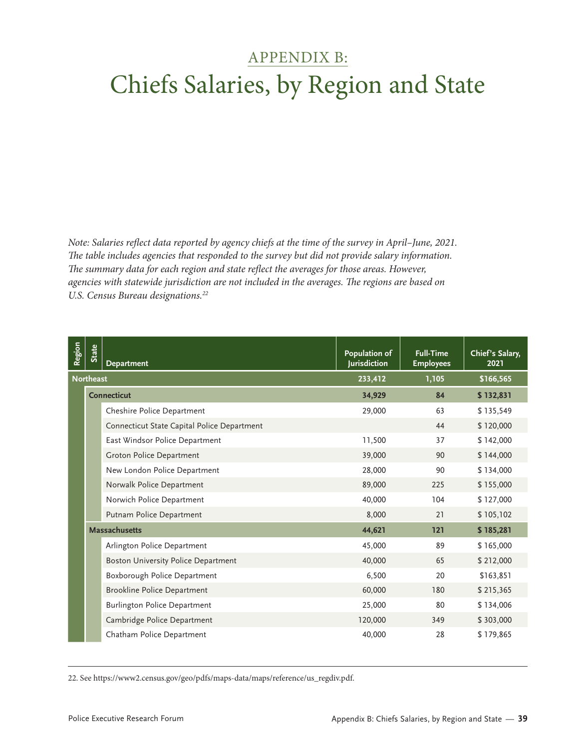# APPENDIX B:

# Chiefs Salaries, by Region and State

*Note: Salaries reflect data reported by agency chiefs at the time of the survey in April–June, 2021. The table includes agencies that responded to the survey but did not provide salary information. The summary data for each region and state reflect the averages for those areas. However, agencies with statewide jurisdiction are not included in the averages. The regions are based on U.S. Census Bureau designations.[22]*

| Region | State | Department | Population of Jurisdiction | Full-Time Employees | Chief's Salary, 2021 |
|---|---|---|---|---|---|
| **Northeast** | | | **233,412** | **1,105** | **$166,565** |
| | **Connecticut** | | **34,929** | **84** | **$ 132,831** |
| | | Cheshire Police Department | 29,000 | 63 | $ 135,549 |
| | | Connecticut State Capital Police Department | | 44 | $ 120,000 |
| | | East Windsor Police Department | 11,500 | 37 | $ 142,000 |
| | | Groton Police Department | 39,000 | 90 | $ 144,000 |
| | | New London Police Department | 28,000 | 90 | $ 134,000 |
| | | Norwalk Police Department | 89,000 | 225 | $ 155,000 |
| | | Norwich Police Department | 40,000 | 104 | $ 127,000 |
| | | Putnam Police Department | 8,000 | 21 | $ 105,102 |
| | **Massachusetts** | | **44,621** | **121** | **$ 185,281** |
| | | Arlington Police Department | 45,000 | 89 | $ 165,000 |
| | | Boston University Police Department | 40,000 | 65 | $ 212,000 |
| | | Boxborough Police Department | 6,500 | 20 | $163,851 |
| | | Brookline Police Department | 60,000 | 180 | $ 215,365 |
| | | Burlington Police Department | 25,000 | 80 | $ 134,006 |
| | | Cambridge Police Department | 120,000 | 349 | $ 303,000 |
| | | Chatham Police Department | 40,000 | 28 | $ 179,865 |

22. See https://www2.census.gov/geo/pdfs/maps-data/maps/reference/us_regdiv.pdf.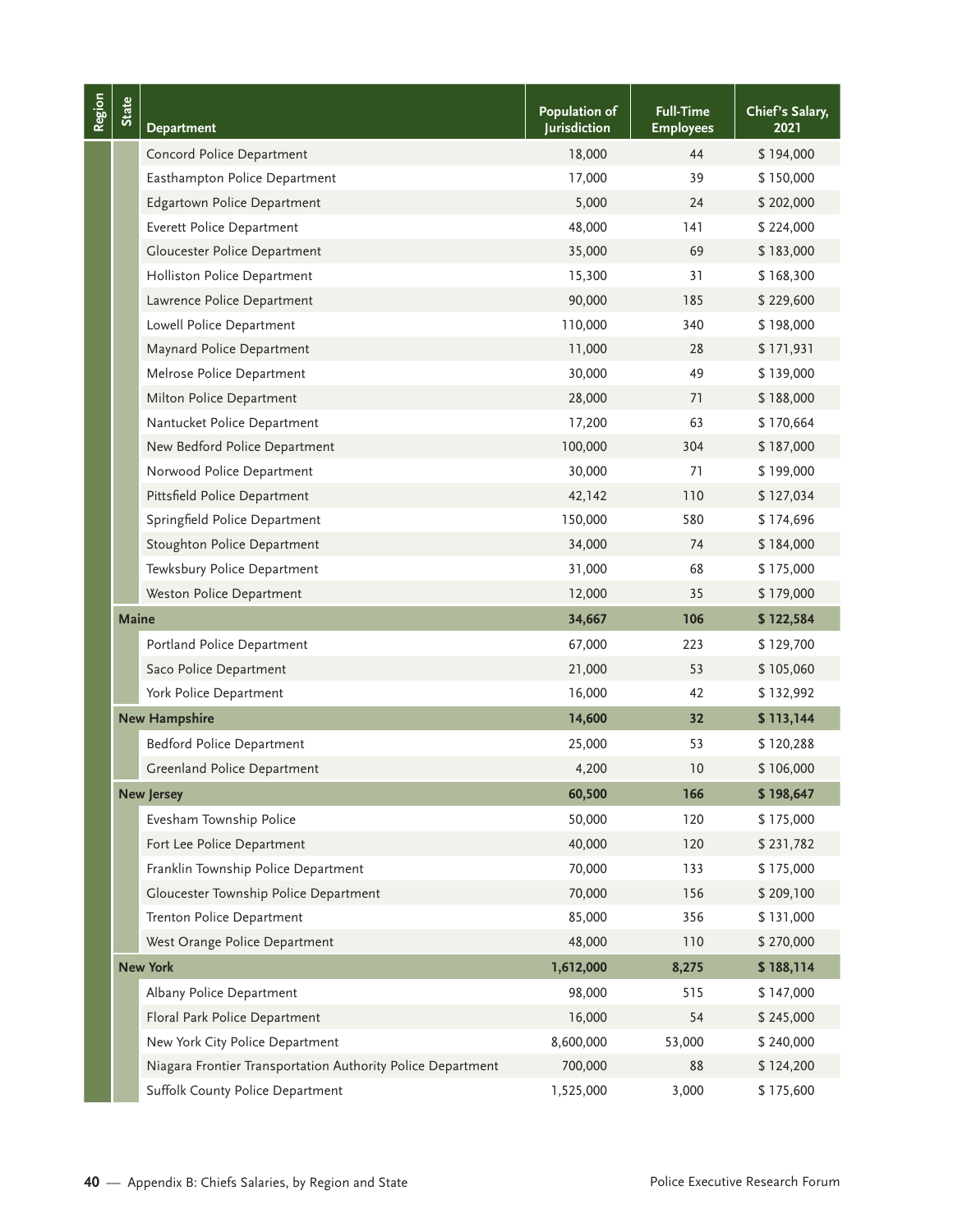| Region | State | Department | Population of Jurisdiction | Full-Time Employees | Chief's Salary, 2021 |
|---|---|---|---|---|---|
| | | Concord Police Department | 18,000 | 44 | $ 194,000 |
| | | Easthampton Police Department | 17,000 | 39 | $ 150,000 |
| | | Edgartown Police Department | 5,000 | 24 | $ 202,000 |
| | | Everett Police Department | 48,000 | 141 | $ 224,000 |
| | | Gloucester Police Department | 35,000 | 69 | $ 183,000 |
| | | Holliston Police Department | 15,300 | 31 | $ 168,300 |
| | | Lawrence Police Department | 90,000 | 185 | $ 229,600 |
| | | Lowell Police Department | 110,000 | 340 | $ 198,000 |
| | | Maynard Police Department | 11,000 | 28 | $ 171,931 |
| | | Melrose Police Department | 30,000 | 49 | $ 139,000 |
| | | Milton Police Department | 28,000 | 71 | $ 188,000 |
| | | Nantucket Police Department | 17,200 | 63 | $ 170,664 |
| | | New Bedford Police Department | 100,000 | 304 | $ 187,000 |
| | | Norwood Police Department | 30,000 | 71 | $ 199,000 |
| | | Pittsfield Police Department | 42,142 | 110 | $ 127,034 |
| | | Springfield Police Department | 150,000 | 580 | $ 174,696 |
| | | Stoughton Police Department | 34,000 | 74 | $ 184,000 |
| | | Tewksbury Police Department | 31,000 | 68 | $ 175,000 |
| | | Weston Police Department | 12,000 | 35 | $ 179,000 |
| | **Maine** | | **34,667** | **106** | **$ 122,584** |
| | | Portland Police Department | 67,000 | 223 | $ 129,700 |
| | | Saco Police Department | 21,000 | 53 | $ 105,060 |
| | | York Police Department | 16,000 | 42 | $ 132,992 |
| | **New Hampshire** | | **14,600** | **32** | **$ 113,144** |
| | | Bedford Police Department | 25,000 | 53 | $ 120,288 |
| | | Greenland Police Department | 4,200 | 10 | $ 106,000 |
| | **New Jersey** | | **60,500** | **166** | **$ 198,647** |
| | | Evesham Township Police | 50,000 | 120 | $ 175,000 |
| | | Fort Lee Police Department | 40,000 | 120 | $ 231,782 |
| | | Franklin Township Police Department | 70,000 | 133 | $ 175,000 |
| | | Gloucester Township Police Department | 70,000 | 156 | $ 209,100 |
| | | Trenton Police Department | 85,000 | 356 | $ 131,000 |
| | | West Orange Police Department | 48,000 | 110 | $ 270,000 |
| | **New York** | | **1,612,000** | **8,275** | **$ 188,114** |
| | | Albany Police Department | 98,000 | 515 | $ 147,000 |
| | | Floral Park Police Department | 16,000 | 54 | $ 245,000 |
| | | New York City Police Department | 8,600,000 | 53,000 | $ 240,000 |
| | | Niagara Frontier Transportation Authority Police Department | 700,000 | 88 | $ 124,200 |
| | | Suffolk County Police Department | 1,525,000 | 3,000 | $ 175,600 |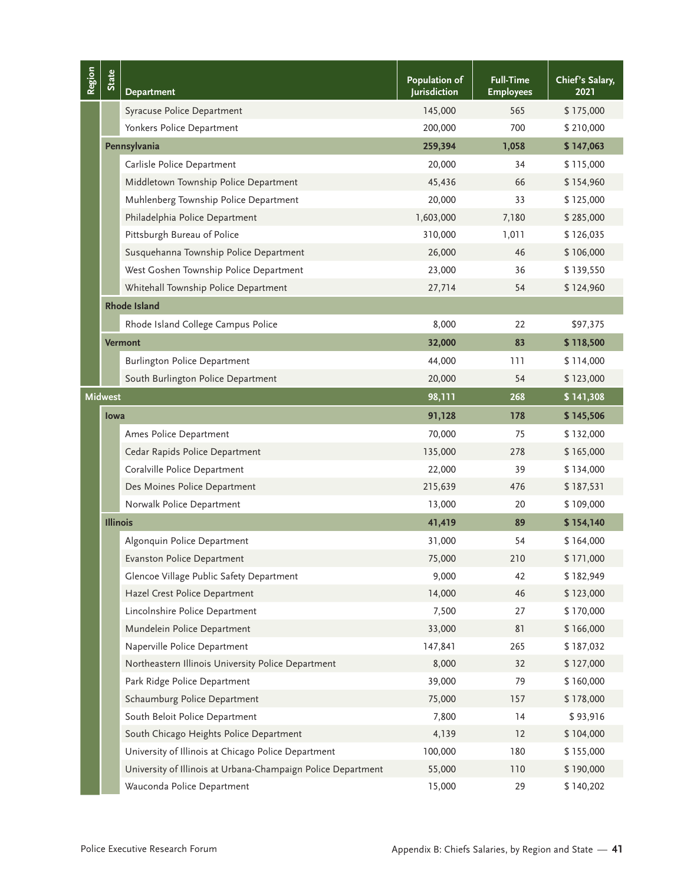| Region | State | Department | Population of Jurisdiction | Full-Time Employees | Chief's Salary, 2021 |
|---|---|---|---|---|---|
| | | Syracuse Police Department | 145,000 | 565 | $ 175,000 |
| | | Yonkers Police Department | 200,000 | 700 | $ 210,000 |
| | **Pennsylvania** | | **259,394** | **1,058** | **$ 147,063** |
| | | Carlisle Police Department | 20,000 | 34 | $ 115,000 |
| | | Middletown Township Police Department | 45,436 | 66 | $ 154,960 |
| | | Muhlenberg Township Police Department | 20,000 | 33 | $ 125,000 |
| | | Philadelphia Police Department | 1,603,000 | 7,180 | $ 285,000 |
| | | Pittsburgh Bureau of Police | 310,000 | 1,011 | $ 126,035 |
| | | Susquehanna Township Police Department | 26,000 | 46 | $ 106,000 |
| | | West Goshen Township Police Department | 23,000 | 36 | $ 139,550 |
| | | Whitehall Township Police Department | 27,714 | 54 | $ 124,960 |
| | **Rhode Island** | | | | |
| | | Rhode Island College Campus Police | 8,000 | 22 | $97,375 |
| | **Vermont** | | **32,000** | **83** | **$ 118,500** |
| | | Burlington Police Department | 44,000 | 111 | $ 114,000 |
| | | South Burlington Police Department | 20,000 | 54 | $ 123,000 |
| **Midwest** | | | **98,111** | **268** | **$ 141,308** |
| | **Iowa** | | **91,128** | **178** | **$ 145,506** |
| | | Ames Police Department | 70,000 | 75 | $ 132,000 |
| | | Cedar Rapids Police Department | 135,000 | 278 | $ 165,000 |
| | | Coralville Police Department | 22,000 | 39 | $ 134,000 |
| | | Des Moines Police Department | 215,639 | 476 | $ 187,531 |
| | | Norwalk Police Department | 13,000 | 20 | $ 109,000 |
| | **Illinois** | | **41,419** | **89** | **$ 154,140** |
| | | Algonquin Police Department | 31,000 | 54 | $ 164,000 |
| | | Evanston Police Department | 75,000 | 210 | $ 171,000 |
| | | Glencoe Village Public Safety Department | 9,000 | 42 | $ 182,949 |
| | | Hazel Crest Police Department | 14,000 | 46 | $ 123,000 |
| | | Lincolnshire Police Department | 7,500 | 27 | $ 170,000 |
| | | Mundelein Police Department | 33,000 | 81 | $ 166,000 |
| | | Naperville Police Department | 147,841 | 265 | $ 187,032 |
| | | Northeastern Illinois University Police Department | 8,000 | 32 | $ 127,000 |
| | | Park Ridge Police Department | 39,000 | 79 | $ 160,000 |
| | | Schaumburg Police Department | 75,000 | 157 | $ 178,000 |
| | | South Beloit Police Department | 7,800 | 14 | $ 93,916 |
| | | South Chicago Heights Police Department | 4,139 | 12 | $ 104,000 |
| | | University of Illinois at Chicago Police Department | 100,000 | 180 | $ 155,000 |
| | | University of Illinois at Urbana-Champaign Police Department | 55,000 | 110 | $ 190,000 |
| | | Wauconda Police Department | 15,000 | 29 | $ 140,202 |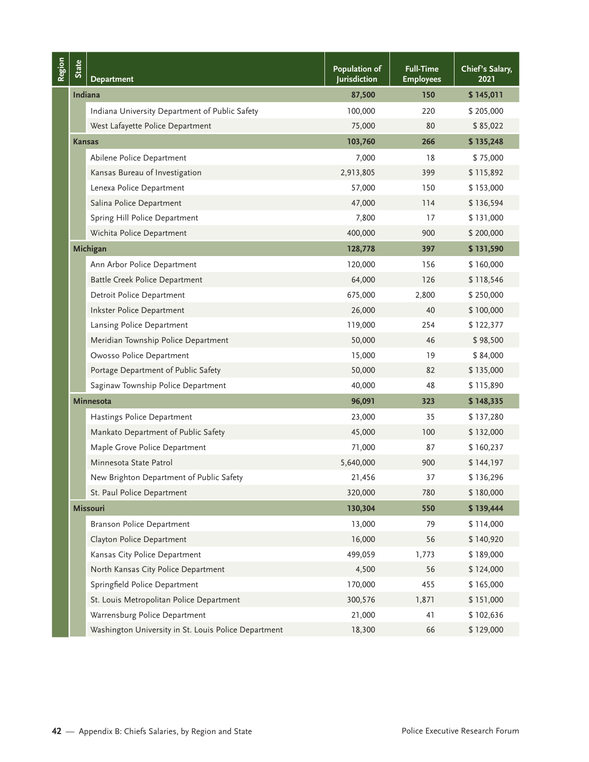| Region | State | Department | Population of Jurisdiction | Full-Time Employees | Chief's Salary, 2021 |
|---|---|---|---|---|---|
| | **Indiana** | | **87,500** | **150** | **$ 145,011** |
| | | Indiana University Department of Public Safety | 100,000 | 220 | $ 205,000 |
| | | West Lafayette Police Department | 75,000 | 80 | $ 85,022 |
| | **Kansas** | | **103,760** | **266** | **$ 135,248** |
| | | Abilene Police Department | 7,000 | 18 | $ 75,000 |
| | | Kansas Bureau of Investigation | 2,913,805 | 399 | $ 115,892 |
| | | Lenexa Police Department | 57,000 | 150 | $ 153,000 |
| | | Salina Police Department | 47,000 | 114 | $ 136,594 |
| | | Spring Hill Police Department | 7,800 | 17 | $ 131,000 |
| | | Wichita Police Department | 400,000 | 900 | $ 200,000 |
| | **Michigan** | | **128,778** | **397** | **$ 131,590** |
| | | Ann Arbor Police Department | 120,000 | 156 | $ 160,000 |
| | | Battle Creek Police Department | 64,000 | 126 | $ 118,546 |
| | | Detroit Police Department | 675,000 | 2,800 | $ 250,000 |
| | | Inkster Police Department | 26,000 | 40 | $ 100,000 |
| | | Lansing Police Department | 119,000 | 254 | $ 122,377 |
| | | Meridian Township Police Department | 50,000 | 46 | $ 98,500 |
| | | Owosso Police Department | 15,000 | 19 | $ 84,000 |
| | | Portage Department of Public Safety | 50,000 | 82 | $ 135,000 |
| | | Saginaw Township Police Department | 40,000 | 48 | $ 115,890 |
| | **Minnesota** | | **96,091** | **323** | **$ 148,335** |
| | | Hastings Police Department | 23,000 | 35 | $ 137,280 |
| | | Mankato Department of Public Safety | 45,000 | 100 | $ 132,000 |
| | | Maple Grove Police Department | 71,000 | 87 | $ 160,237 |
| | | Minnesota State Patrol | 5,640,000 | 900 | $ 144,197 |
| | | New Brighton Department of Public Safety | 21,456 | 37 | $ 136,296 |
| | | St. Paul Police Department | 320,000 | 780 | $ 180,000 |
| | **Missouri** | | **130,304** | **550** | **$ 139,444** |
| | | Branson Police Department | 13,000 | 79 | $ 114,000 |
| | | Clayton Police Department | 16,000 | 56 | $ 140,920 |
| | | Kansas City Police Department | 499,059 | 1,773 | $ 189,000 |
| | | North Kansas City Police Department | 4,500 | 56 | $ 124,000 |
| | | Springfield Police Department | 170,000 | 455 | $ 165,000 |
| | | St. Louis Metropolitan Police Department | 300,576 | 1,871 | $ 151,000 |
| | | Warrensburg Police Department | 21,000 | 41 | $ 102,636 |
| | | Washington University in St. Louis Police Department | 18,300 | 66 | $ 129,000 |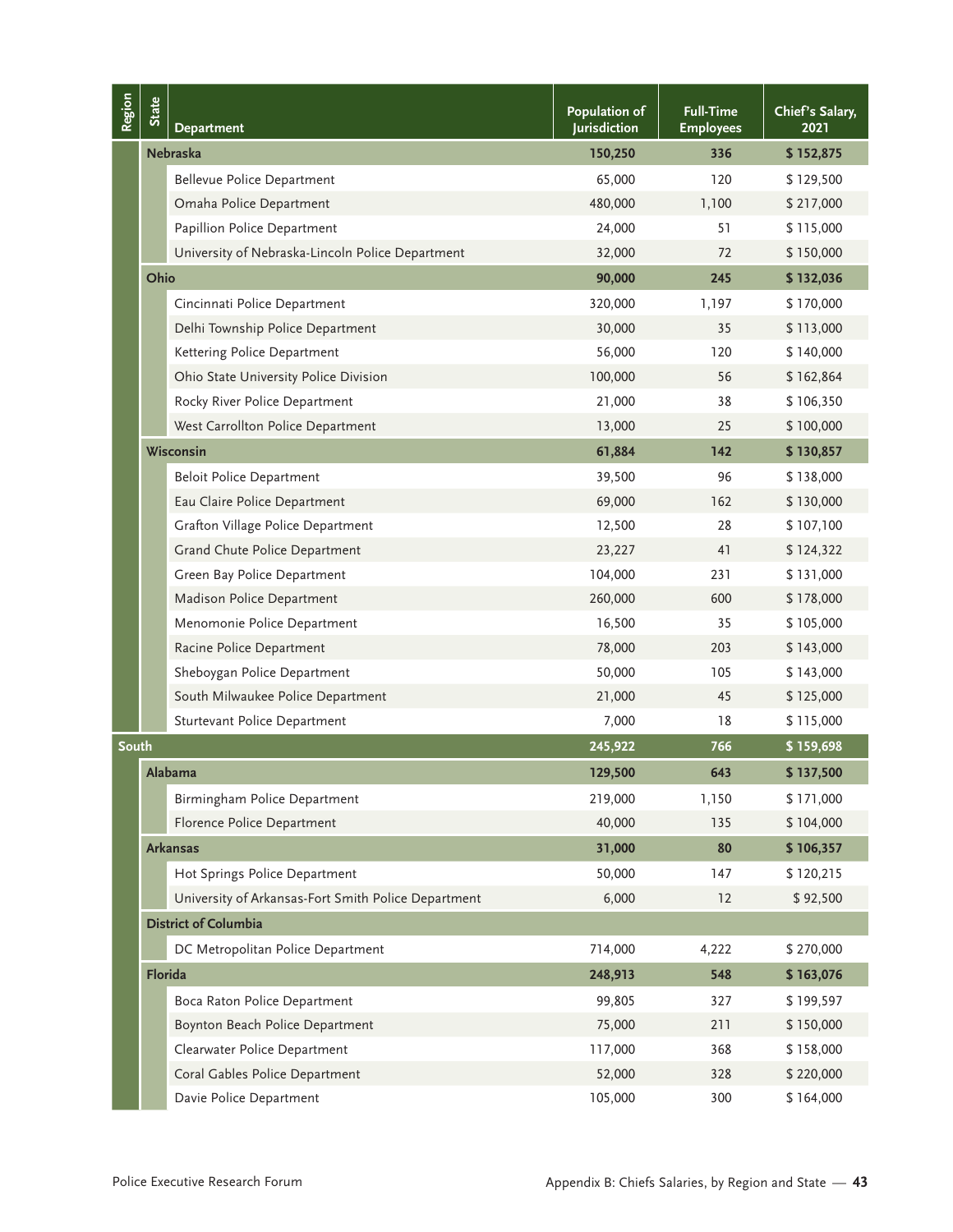| Region | State | Department | Population of Jurisdiction | Full-Time Employees | Chief's Salary, 2021 |
|---|---|---|---|---|---|
| | **Nebraska** | | **150,250** | **336** | **$ 152,875** |
| | | Bellevue Police Department | 65,000 | 120 | $ 129,500 |
| | | Omaha Police Department | 480,000 | 1,100 | $ 217,000 |
| | | Papillion Police Department | 24,000 | 51 | $ 115,000 |
| | | University of Nebraska-Lincoln Police Department | 32,000 | 72 | $ 150,000 |
| | **Ohio** | | **90,000** | **245** | **$ 132,036** |
| | | Cincinnati Police Department | 320,000 | 1,197 | $ 170,000 |
| | | Delhi Township Police Department | 30,000 | 35 | $ 113,000 |
| | | Kettering Police Department | 56,000 | 120 | $ 140,000 |
| | | Ohio State University Police Division | 100,000 | 56 | $ 162,864 |
| | | Rocky River Police Department | 21,000 | 38 | $ 106,350 |
| | | West Carrollton Police Department | 13,000 | 25 | $ 100,000 |
| | **Wisconsin** | | **61,884** | **142** | **$ 130,857** |
| | | Beloit Police Department | 39,500 | 96 | $ 138,000 |
| | | Eau Claire Police Department | 69,000 | 162 | $ 130,000 |
| | | Grafton Village Police Department | 12,500 | 28 | $ 107,100 |
| | | Grand Chute Police Department | 23,227 | 41 | $ 124,322 |
| | | Green Bay Police Department | 104,000 | 231 | $ 131,000 |
| | | Madison Police Department | 260,000 | 600 | $ 178,000 |
| | | Menomonie Police Department | 16,500 | 35 | $ 105,000 |
| | | Racine Police Department | 78,000 | 203 | $ 143,000 |
| | | Sheboygan Police Department | 50,000 | 105 | $ 143,000 |
| | | South Milwaukee Police Department | 21,000 | 45 | $ 125,000 |
| | | Sturtevant Police Department | 7,000 | 18 | $ 115,000 |
| **South** | | | **245,922** | **766** | **$ 159,698** |
| | **Alabama** | | **129,500** | **643** | **$ 137,500** |
| | | Birmingham Police Department | 219,000 | 1,150 | $ 171,000 |
| | | Florence Police Department | 40,000 | 135 | $ 104,000 |
| | **Arkansas** | | **31,000** | **80** | **$ 106,357** |
| | | Hot Springs Police Department | 50,000 | 147 | $ 120,215 |
| | | University of Arkansas-Fort Smith Police Department | 6,000 | 12 | $ 92,500 |
| | **District of Columbia** | | | | |
| | | DC Metropolitan Police Department | 714,000 | 4,222 | $ 270,000 |
| | **Florida** | | **248,913** | **548** | **$ 163,076** |
| | | Boca Raton Police Department | 99,805 | 327 | $ 199,597 |
| | | Boynton Beach Police Department | 75,000 | 211 | $ 150,000 |
| | | Clearwater Police Department | 117,000 | 368 | $ 158,000 |
| | | Coral Gables Police Department | 52,000 | 328 | $ 220,000 |
| | | Davie Police Department | 105,000 | 300 | $ 164,000 |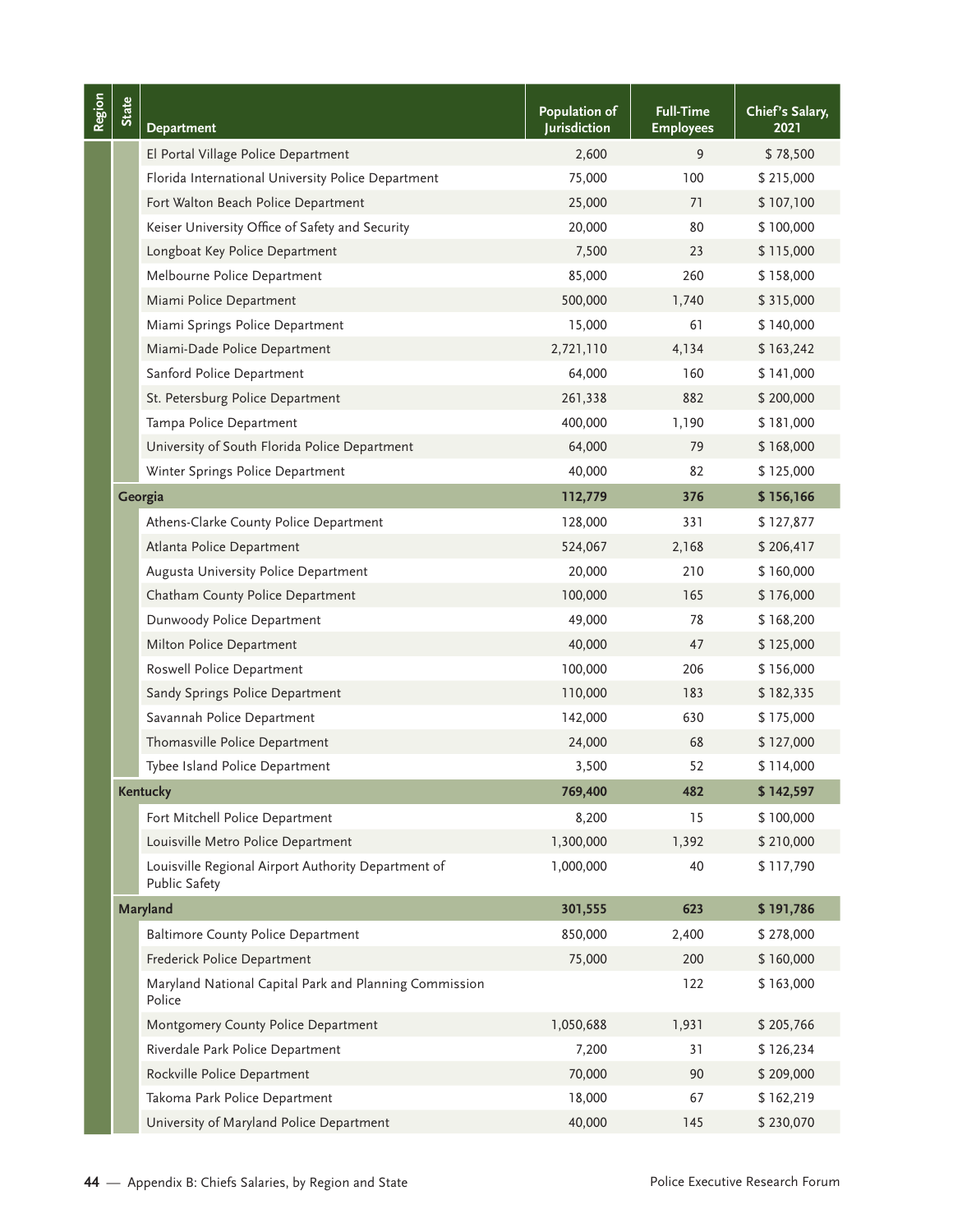| Region | State | Department | Population of Jurisdiction | Full-Time Employees | Chief's Salary, 2021 |
|---|---|---|---|---|---|
| | | El Portal Village Police Department | 2,600 | 9 | $ 78,500 |
| | | Florida International University Police Department | 75,000 | 100 | $ 215,000 |
| | | Fort Walton Beach Police Department | 25,000 | 71 | $ 107,100 |
| | | Keiser University Office of Safety and Security | 20,000 | 80 | $ 100,000 |
| | | Longboat Key Police Department | 7,500 | 23 | $ 115,000 |
| | | Melbourne Police Department | 85,000 | 260 | $ 158,000 |
| | | Miami Police Department | 500,000 | 1,740 | $ 315,000 |
| | | Miami Springs Police Department | 15,000 | 61 | $ 140,000 |
| | | Miami-Dade Police Department | 2,721,110 | 4,134 | $ 163,242 |
| | | Sanford Police Department | 64,000 | 160 | $ 141,000 |
| | | St. Petersburg Police Department | 261,338 | 882 | $ 200,000 |
| | | Tampa Police Department | 400,000 | 1,190 | $ 181,000 |
| | | University of South Florida Police Department | 64,000 | 79 | $ 168,000 |
| | | Winter Springs Police Department | 40,000 | 82 | $ 125,000 |
| | **Georgia** | | **112,779** | **376** | **$ 156,166** |
| | | Athens-Clarke County Police Department | 128,000 | 331 | $ 127,877 |
| | | Atlanta Police Department | 524,067 | 2,168 | $ 206,417 |
| | | Augusta University Police Department | 20,000 | 210 | $ 160,000 |
| | | Chatham County Police Department | 100,000 | 165 | $ 176,000 |
| | | Dunwoody Police Department | 49,000 | 78 | $ 168,200 |
| | | Milton Police Department | 40,000 | 47 | $ 125,000 |
| | | Roswell Police Department | 100,000 | 206 | $ 156,000 |
| | | Sandy Springs Police Department | 110,000 | 183 | $ 182,335 |
| | | Savannah Police Department | 142,000 | 630 | $ 175,000 |
| | | Thomasville Police Department | 24,000 | 68 | $ 127,000 |
| | | Tybee Island Police Department | 3,500 | 52 | $ 114,000 |
| | **Kentucky** | | **769,400** | **482** | **$ 142,597** |
| | | Fort Mitchell Police Department | 8,200 | 15 | $ 100,000 |
| | | Louisville Metro Police Department | 1,300,000 | 1,392 | $ 210,000 |
| | | Louisville Regional Airport Authority Department of Public Safety | 1,000,000 | 40 | $ 117,790 |
| | **Maryland** | | **301,555** | **623** | **$ 191,786** |
| | | Baltimore County Police Department | 850,000 | 2,400 | $ 278,000 |
| | | Frederick Police Department | 75,000 | 200 | $ 160,000 |
| | | Maryland National Capital Park and Planning Commission Police | | 122 | $ 163,000 |
| | | Montgomery County Police Department | 1,050,688 | 1,931 | $ 205,766 |
| | | Riverdale Park Police Department | 7,200 | 31 | $ 126,234 |
| | | Rockville Police Department | 70,000 | 90 | $ 209,000 |
| | | Takoma Park Police Department | 18,000 | 67 | $ 162,219 |
| | | University of Maryland Police Department | 40,000 | 145 | $ 230,070 |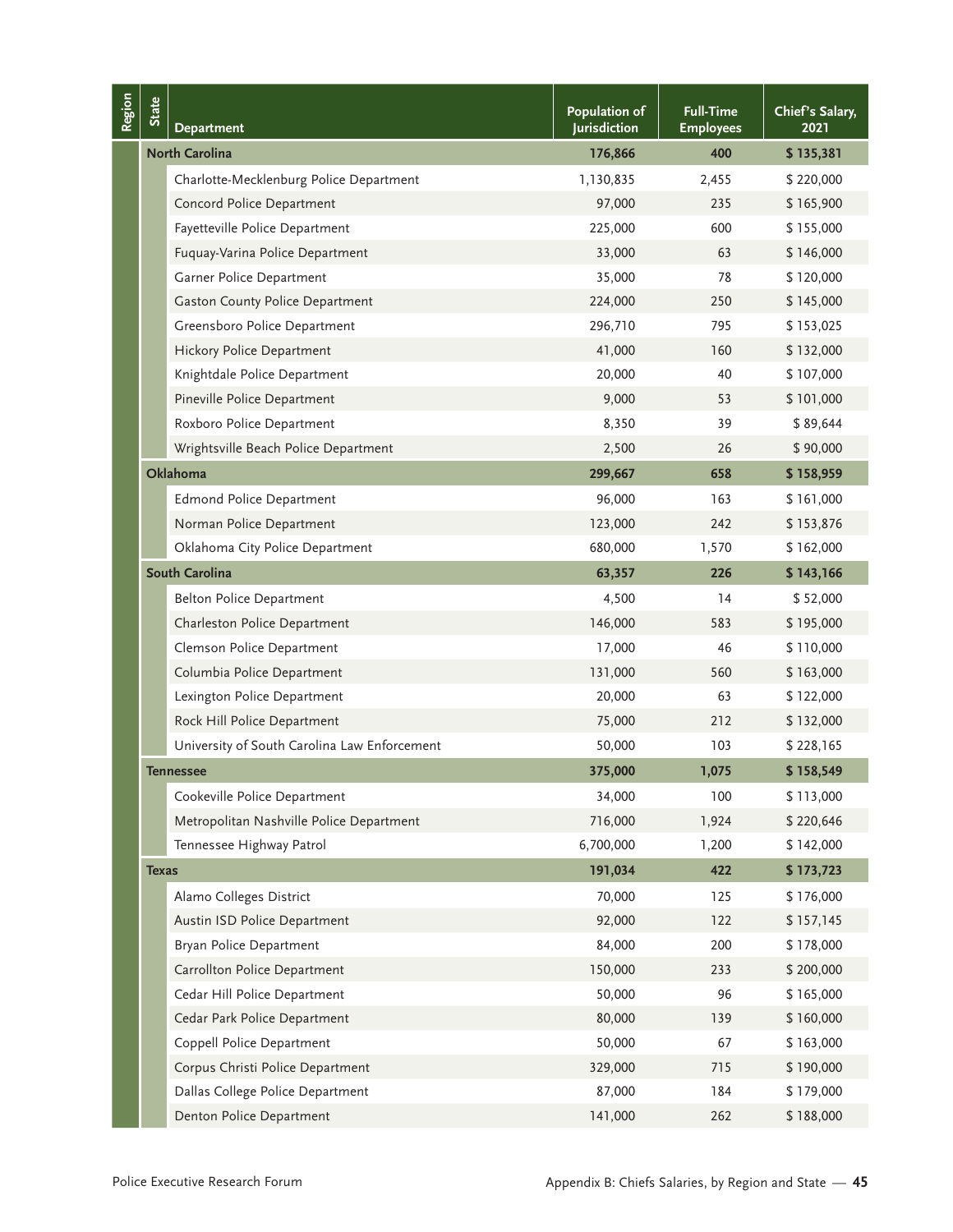| Region | State | Department | Population of Jurisdiction | Full-Time Employees | Chief's Salary, 2021 |
|---|---|---|---|---|---|
| | **North Carolina** | | **176,866** | **400** | **$ 135,381** |
| | | Charlotte-Mecklenburg Police Department | 1,130,835 | 2,455 | $ 220,000 |
| | | Concord Police Department | 97,000 | 235 | $ 165,900 |
| | | Fayetteville Police Department | 225,000 | 600 | $ 155,000 |
| | | Fuquay-Varina Police Department | 33,000 | 63 | $ 146,000 |
| | | Garner Police Department | 35,000 | 78 | $ 120,000 |
| | | Gaston County Police Department | 224,000 | 250 | $ 145,000 |
| | | Greensboro Police Department | 296,710 | 795 | $ 153,025 |
| | | Hickory Police Department | 41,000 | 160 | $ 132,000 |
| | | Knightdale Police Department | 20,000 | 40 | $ 107,000 |
| | | Pineville Police Department | 9,000 | 53 | $ 101,000 |
| | | Roxboro Police Department | 8,350 | 39 | $ 89,644 |
| | | Wrightsville Beach Police Department | 2,500 | 26 | $ 90,000 |
| | **Oklahoma** | | **299,667** | **658** | **$ 158,959** |
| | | Edmond Police Department | 96,000 | 163 | $ 161,000 |
| | | Norman Police Department | 123,000 | 242 | $ 153,876 |
| | | Oklahoma City Police Department | 680,000 | 1,570 | $ 162,000 |
| | **South Carolina** | | **63,357** | **226** | **$ 143,166** |
| | | Belton Police Department | 4,500 | 14 | $ 52,000 |
| | | Charleston Police Department | 146,000 | 583 | $ 195,000 |
| | | Clemson Police Department | 17,000 | 46 | $ 110,000 |
| | | Columbia Police Department | 131,000 | 560 | $ 163,000 |
| | | Lexington Police Department | 20,000 | 63 | $ 122,000 |
| | | Rock Hill Police Department | 75,000 | 212 | $ 132,000 |
| | | University of South Carolina Law Enforcement | 50,000 | 103 | $ 228,165 |
| | **Tennessee** | | **375,000** | **1,075** | **$ 158,549** |
| | | Cookeville Police Department | 34,000 | 100 | $ 113,000 |
| | | Metropolitan Nashville Police Department | 716,000 | 1,924 | $ 220,646 |
| | | Tennessee Highway Patrol | 6,700,000 | 1,200 | $ 142,000 |
| | **Texas** | | **191,034** | **422** | **$ 173,723** |
| | | Alamo Colleges District | 70,000 | 125 | $ 176,000 |
| | | Austin ISD Police Department | 92,000 | 122 | $ 157,145 |
| | | Bryan Police Department | 84,000 | 200 | $ 178,000 |
| | | Carrollton Police Department | 150,000 | 233 | $ 200,000 |
| | | Cedar Hill Police Department | 50,000 | 96 | $ 165,000 |
| | | Cedar Park Police Department | 80,000 | 139 | $ 160,000 |
| | | Coppell Police Department | 50,000 | 67 | $ 163,000 |
| | | Corpus Christi Police Department | 329,000 | 715 | $ 190,000 |
| | | Dallas College Police Department | 87,000 | 184 | $ 179,000 |
| | | Denton Police Department | 141,000 | 262 | $ 188,000 |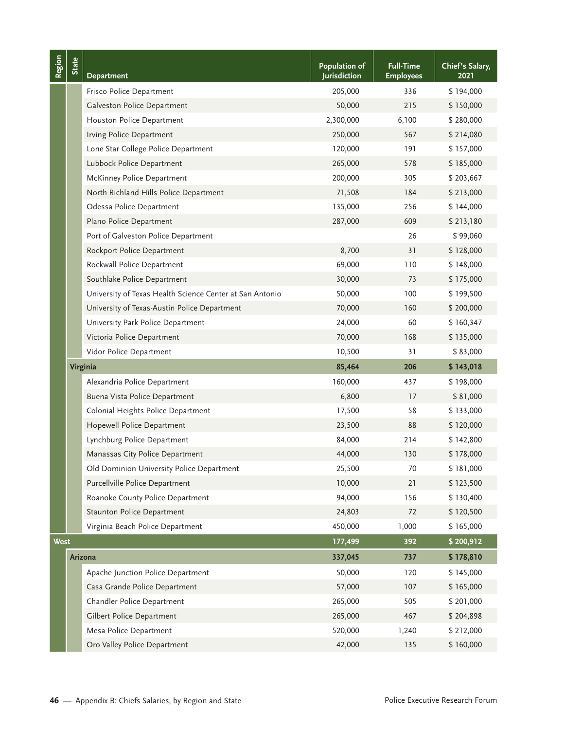| Region | State | Department | Population of Jurisdiction | Full-Time Employees | Chief's Salary, 2021 |
|---|---|---|---|---|---|
| | | Frisco Police Department | 205,000 | 336 | $ 194,000 |
| | | Galveston Police Department | 50,000 | 215 | $ 150,000 |
| | | Houston Police Department | 2,300,000 | 6,100 | $ 280,000 |
| | | Irving Police Department | 250,000 | 567 | $ 214,080 |
| | | Lone Star College Police Department | 120,000 | 191 | $ 157,000 |
| | | Lubbock Police Department | 265,000 | 578 | $ 185,000 |
| | | McKinney Police Department | 200,000 | 305 | $ 203,667 |
| | | North Richland Hills Police Department | 71,508 | 184 | $ 213,000 |
| | | Odessa Police Department | 135,000 | 256 | $ 144,000 |
| | | Plano Police Department | 287,000 | 609 | $ 213,180 |
| | | Port of Galveston Police Department | | 26 | $ 99,060 |
| | | Rockport Police Department | 8,700 | 31 | $ 128,000 |
| | | Rockwall Police Department | 69,000 | 110 | $ 148,000 |
| | | Southlake Police Department | 30,000 | 73 | $ 175,000 |
| | | University of Texas Health Science Center at San Antonio | 50,000 | 100 | $ 199,500 |
| | | University of Texas-Austin Police Department | 70,000 | 160 | $ 200,000 |
| | | University Park Police Department | 24,000 | 60 | $ 160,347 |
| | | Victoria Police Department | 70,000 | 168 | $ 135,000 |
| | | Vidor Police Department | 10,500 | 31 | $ 83,000 |
| | **Virginia** | | **85,464** | **206** | **$ 143,018** |
| | | Alexandria Police Department | 160,000 | 437 | $ 198,000 |
| | | Buena Vista Police Department | 6,800 | 17 | $ 81,000 |
| | | Colonial Heights Police Department | 17,500 | 58 | $ 133,000 |
| | | Hopewell Police Department | 23,500 | 88 | $ 120,000 |
| | | Lynchburg Police Department | 84,000 | 214 | $ 142,800 |
| | | Manassas City Police Department | 44,000 | 130 | $ 178,000 |
| | | Old Dominion University Police Department | 25,500 | 70 | $ 181,000 |
| | | Purcellville Police Department | 10,000 | 21 | $ 123,500 |
| | | Roanoke County Police Department | 94,000 | 156 | $ 130,400 |
| | | Staunton Police Department | 24,803 | 72 | $ 120,500 |
| | | Virginia Beach Police Department | 450,000 | 1,000 | $ 165,000 |
| **West** | | | **177,499** | **392** | **$ 200,912** |
| | **Arizona** | | **337,045** | **737** | **$ 178,810** |
| | | Apache Junction Police Department | 50,000 | 120 | $ 145,000 |
| | | Casa Grande Police Department | 57,000 | 107 | $ 165,000 |
| | | Chandler Police Department | 265,000 | 505 | $ 201,000 |
| | | Gilbert Police Department | 265,000 | 467 | $ 204,898 |
| | | Mesa Police Department | 520,000 | 1,240 | $ 212,000 |
| | | Oro Valley Police Department | 42,000 | 135 | $ 160,000 |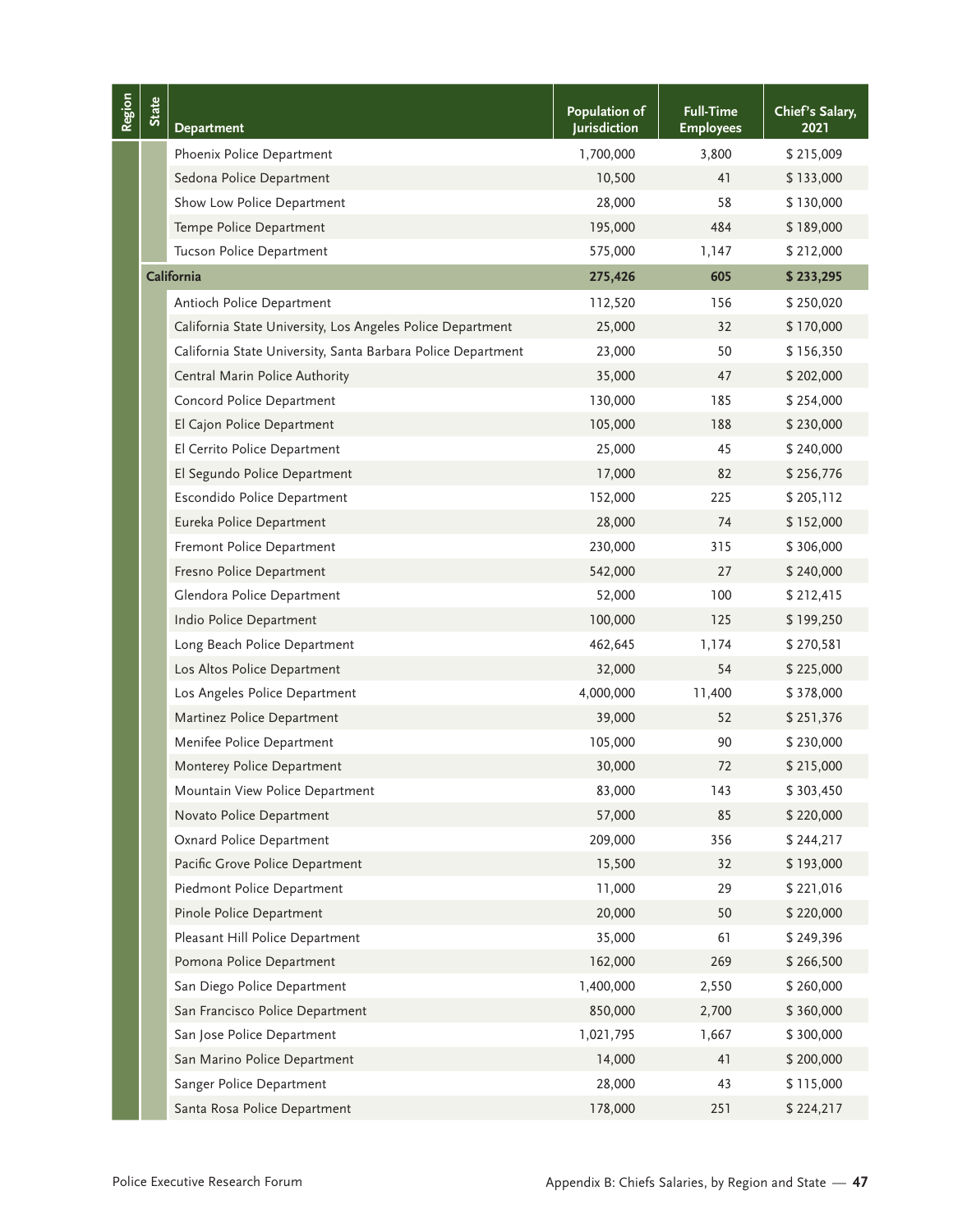| Region | State | Department | Population of Jurisdiction | Full-Time Employees | Chief's Salary, 2021 |
|---|---|---|---|---|---|
| | | Phoenix Police Department | 1,700,000 | 3,800 | $ 215,009 |
| | | Sedona Police Department | 10,500 | 41 | $ 133,000 |
| | | Show Low Police Department | 28,000 | 58 | $ 130,000 |
| | | Tempe Police Department | 195,000 | 484 | $ 189,000 |
| | | Tucson Police Department | 575,000 | 1,147 | $ 212,000 |
| | **California** | | **275,426** | **605** | **$ 233,295** |
| | | Antioch Police Department | 112,520 | 156 | $ 250,020 |
| | | California State University, Los Angeles Police Department | 25,000 | 32 | $ 170,000 |
| | | California State University, Santa Barbara Police Department | 23,000 | 50 | $ 156,350 |
| | | Central Marin Police Authority | 35,000 | 47 | $ 202,000 |
| | | Concord Police Department | 130,000 | 185 | $ 254,000 |
| | | El Cajon Police Department | 105,000 | 188 | $ 230,000 |
| | | El Cerrito Police Department | 25,000 | 45 | $ 240,000 |
| | | El Segundo Police Department | 17,000 | 82 | $ 256,776 |
| | | Escondido Police Department | 152,000 | 225 | $ 205,112 |
| | | Eureka Police Department | 28,000 | 74 | $ 152,000 |
| | | Fremont Police Department | 230,000 | 315 | $ 306,000 |
| | | Fresno Police Department | 542,000 | 27 | $ 240,000 |
| | | Glendora Police Department | 52,000 | 100 | $ 212,415 |
| | | Indio Police Department | 100,000 | 125 | $ 199,250 |
| | | Long Beach Police Department | 462,645 | 1,174 | $ 270,581 |
| | | Los Altos Police Department | 32,000 | 54 | $ 225,000 |
| | | Los Angeles Police Department | 4,000,000 | 11,400 | $ 378,000 |
| | | Martinez Police Department | 39,000 | 52 | $ 251,376 |
| | | Menifee Police Department | 105,000 | 90 | $ 230,000 |
| | | Monterey Police Department | 30,000 | 72 | $ 215,000 |
| | | Mountain View Police Department | 83,000 | 143 | $ 303,450 |
| | | Novato Police Department | 57,000 | 85 | $ 220,000 |
| | | Oxnard Police Department | 209,000 | 356 | $ 244,217 |
| | | Pacific Grove Police Department | 15,500 | 32 | $ 193,000 |
| | | Piedmont Police Department | 11,000 | 29 | $ 221,016 |
| | | Pinole Police Department | 20,000 | 50 | $ 220,000 |
| | | Pleasant Hill Police Department | 35,000 | 61 | $ 249,396 |
| | | Pomona Police Department | 162,000 | 269 | $ 266,500 |
| | | San Diego Police Department | 1,400,000 | 2,550 | $ 260,000 |
| | | San Francisco Police Department | 850,000 | 2,700 | $ 360,000 |
| | | San Jose Police Department | 1,021,795 | 1,667 | $ 300,000 |
| | | San Marino Police Department | 14,000 | 41 | $ 200,000 |
| | | Sanger Police Department | 28,000 | 43 | $ 115,000 |
| | | Santa Rosa Police Department | 178,000 | 251 | $ 224,217 |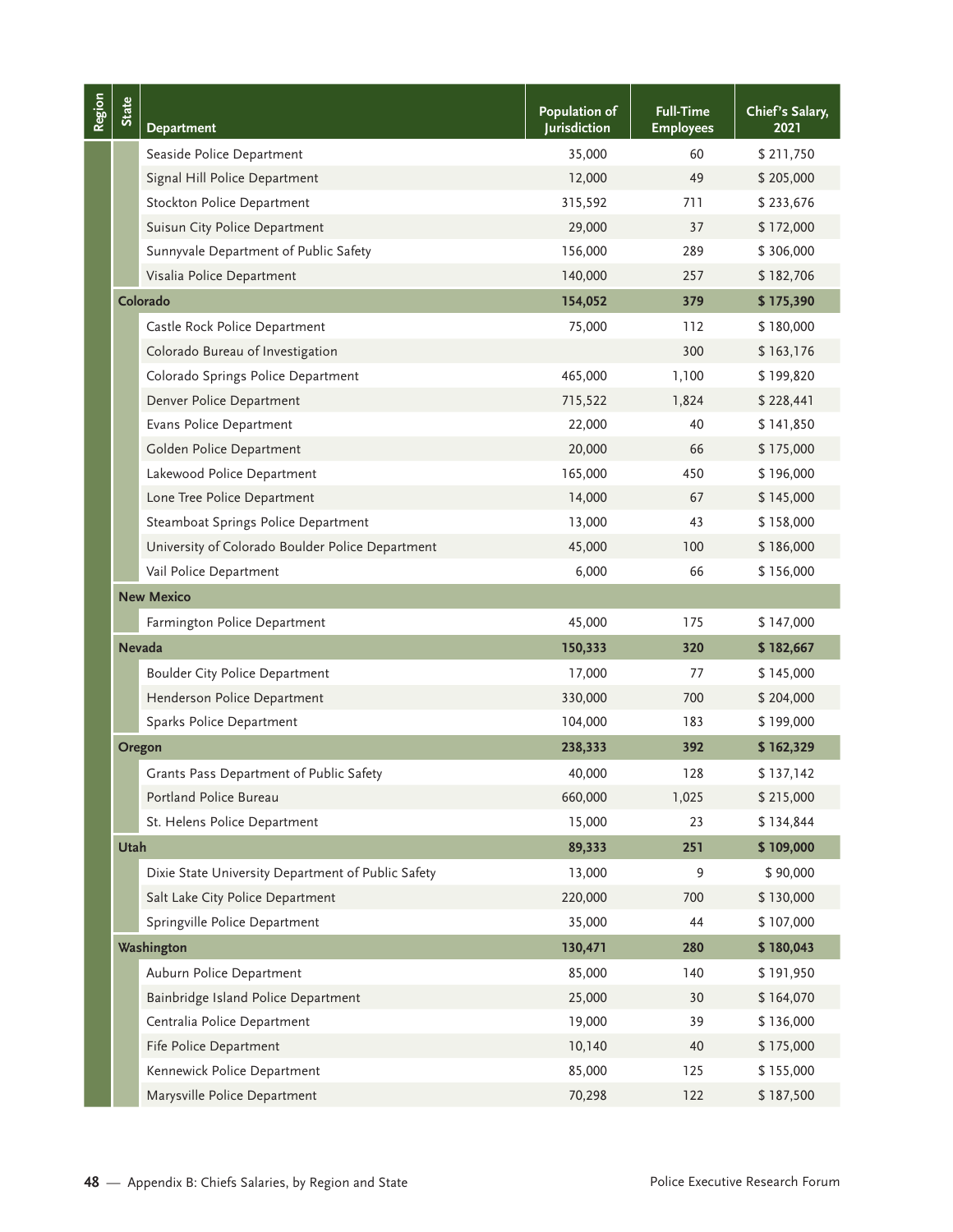| Region | State | Department | Population of Jurisdiction | Full-Time Employees | Chief's Salary, 2021 |
|---|---|---|---|---|---|
| | | Seaside Police Department | 35,000 | 60 | $ 211,750 |
| | | Signal Hill Police Department | 12,000 | 49 | $ 205,000 |
| | | Stockton Police Department | 315,592 | 711 | $ 233,676 |
| | | Suisun City Police Department | 29,000 | 37 | $ 172,000 |
| | | Sunnyvale Department of Public Safety | 156,000 | 289 | $ 306,000 |
| | | Visalia Police Department | 140,000 | 257 | $ 182,706 |
| | **Colorado** | | **154,052** | **379** | **$ 175,390** |
| | | Castle Rock Police Department | 75,000 | 112 | $ 180,000 |
| | | Colorado Bureau of Investigation | | 300 | $ 163,176 |
| | | Colorado Springs Police Department | 465,000 | 1,100 | $ 199,820 |
| | | Denver Police Department | 715,522 | 1,824 | $ 228,441 |
| | | Evans Police Department | 22,000 | 40 | $ 141,850 |
| | | Golden Police Department | 20,000 | 66 | $ 175,000 |
| | | Lakewood Police Department | 165,000 | 450 | $ 196,000 |
| | | Lone Tree Police Department | 14,000 | 67 | $ 145,000 |
| | | Steamboat Springs Police Department | 13,000 | 43 | $ 158,000 |
| | | University of Colorado Boulder Police Department | 45,000 | 100 | $ 186,000 |
| | | Vail Police Department | 6,000 | 66 | $ 156,000 |
| | **New Mexico** | | | | |
| | | Farmington Police Department | 45,000 | 175 | $ 147,000 |
| | **Nevada** | | **150,333** | **320** | **$ 182,667** |
| | | Boulder City Police Department | 17,000 | 77 | $ 145,000 |
| | | Henderson Police Department | 330,000 | 700 | $ 204,000 |
| | | Sparks Police Department | 104,000 | 183 | $ 199,000 |
| | **Oregon** | | **238,333** | **392** | **$ 162,329** |
| | | Grants Pass Department of Public Safety | 40,000 | 128 | $ 137,142 |
| | | Portland Police Bureau | 660,000 | 1,025 | $ 215,000 |
| | | St. Helens Police Department | 15,000 | 23 | $ 134,844 |
| | **Utah** | | **89,333** | **251** | **$ 109,000** |
| | | Dixie State University Department of Public Safety | 13,000 | 9 | $ 90,000 |
| | | Salt Lake City Police Department | 220,000 | 700 | $ 130,000 |
| | | Springville Police Department | 35,000 | 44 | $ 107,000 |
| | **Washington** | | **130,471** | **280** | **$ 180,043** |
| | | Auburn Police Department | 85,000 | 140 | $ 191,950 |
| | | Bainbridge Island Police Department | 25,000 | 30 | $ 164,070 |
| | | Centralia Police Department | 19,000 | 39 | $ 136,000 |
| | | Fife Police Department | 10,140 | 40 | $ 175,000 |
| | | Kennewick Police Department | 85,000 | 125 | $ 155,000 |
| | | Marysville Police Department | 70,298 | 122 | $ 187,500 |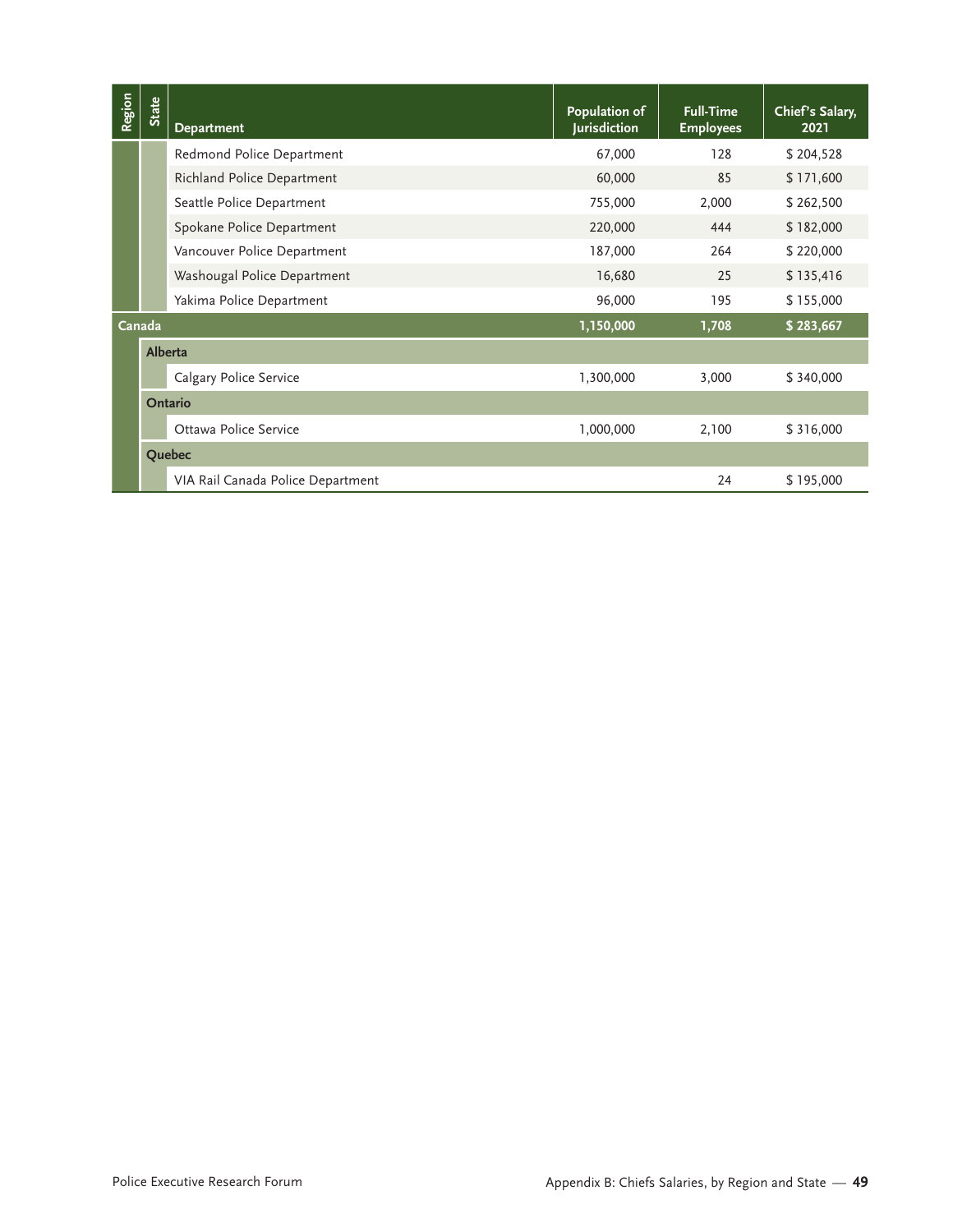| Region | State | Department | Population of Jurisdiction | Full-Time Employees | Chief's Salary, 2021 |
|---|---|---|---|---|---|
| | | Redmond Police Department | 67,000 | 128 | $ 204,528 |
| | | Richland Police Department | 60,000 | 85 | $ 171,600 |
| | | Seattle Police Department | 755,000 | 2,000 | $ 262,500 |
| | | Spokane Police Department | 220,000 | 444 | $ 182,000 |
| | | Vancouver Police Department | 187,000 | 264 | $ 220,000 |
| | | Washougal Police Department | 16,680 | 25 | $ 135,416 |
| | | Yakima Police Department | 96,000 | 195 | $ 155,000 |
| **Canada** | | | **1,150,000** | **1,708** | **$ 283,667** |
| | **Alberta** | | | | |
| | | Calgary Police Service | 1,300,000 | 3,000 | $ 340,000 |
| | **Ontario** | | | | |
| | | Ottawa Police Service | 1,000,000 | 2,100 | $ 316,000 |
| | **Quebec** | | | | |
| | | VIA Rail Canada Police Department | | 24 | $ 195,000 |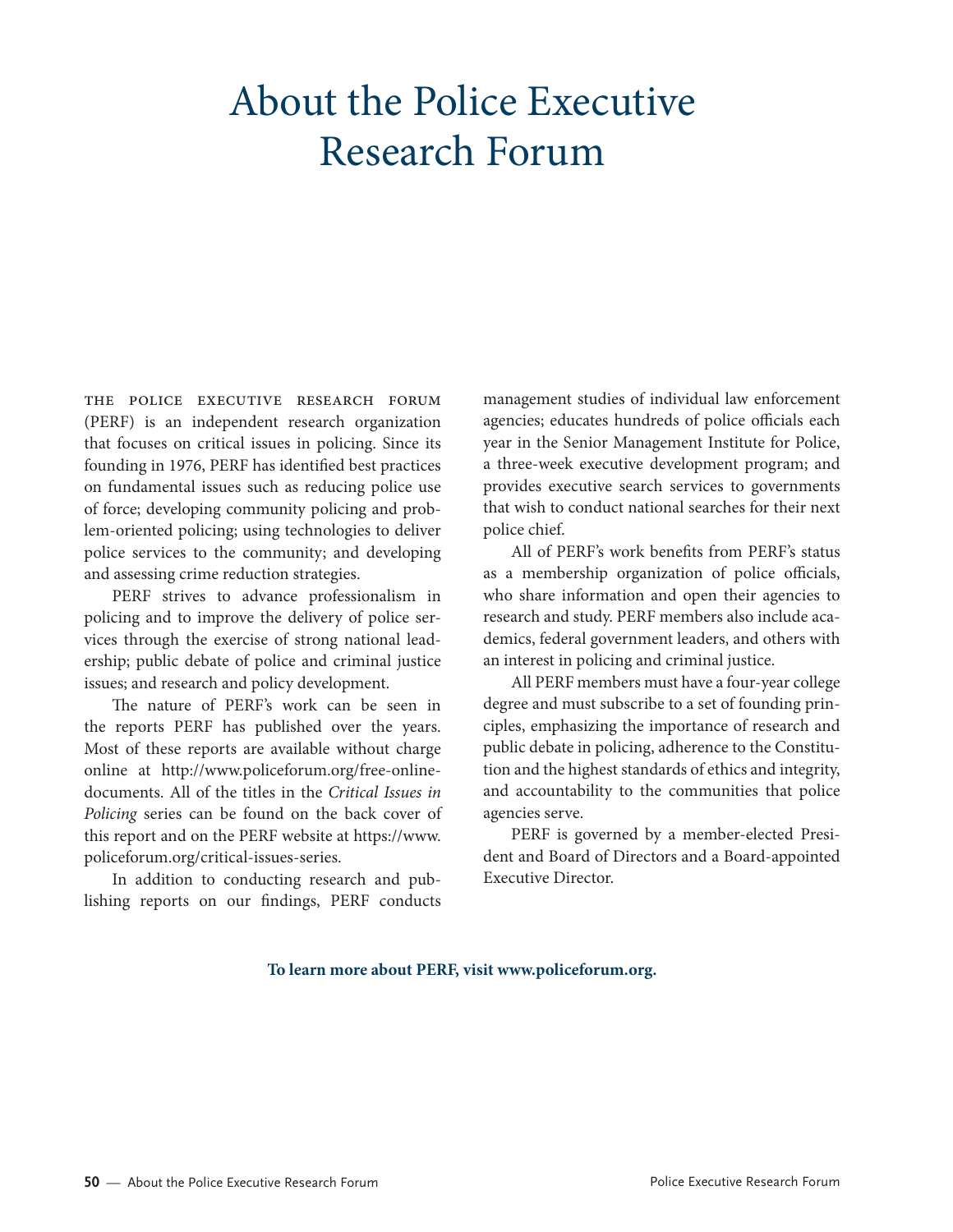# About the Police Executive Research Forum

THE POLICE EXECUTIVE RESEARCH FORUM (PERF) is an independent research organization that focuses on critical issues in policing. Since its founding in 1976, PERF has identified best practices on fundamental issues such as reducing police use of force; developing community policing and problem-oriented policing; using technologies to deliver police services to the community; and developing and assessing crime reduction strategies.

PERF strives to advance professionalism in policing and to improve the delivery of police services through the exercise of strong national leadership; public debate of police and criminal justice issues; and research and policy development.

The nature of PERF's work can be seen in the reports PERF has published over the years. Most of these reports are available without charge online at http://www.policeforum.org/free-online-documents. All of the titles in the *Critical Issues in Policing* series can be found on the back cover of this report and on the PERF website at https://www.policeforum.org/critical-issues-series.

In addition to conducting research and publishing reports on our findings, PERF conducts management studies of individual law enforcement agencies; educates hundreds of police officials each year in the Senior Management Institute for Police, a three-week executive development program; and provides executive search services to governments that wish to conduct national searches for their next police chief.

All of PERF's work benefits from PERF's status as a membership organization of police officials, who share information and open their agencies to research and study. PERF members also include academics, federal government leaders, and others with an interest in policing and criminal justice.

All PERF members must have a four-year college degree and must subscribe to a set of founding principles, emphasizing the importance of research and public debate in policing, adherence to the Constitution and the highest standards of ethics and integrity, and accountability to the communities that police agencies serve.

PERF is governed by a member-elected President and Board of Directors and a Board-appointed Executive Director.

**To learn more about PERF, visit www.policeforum.org.**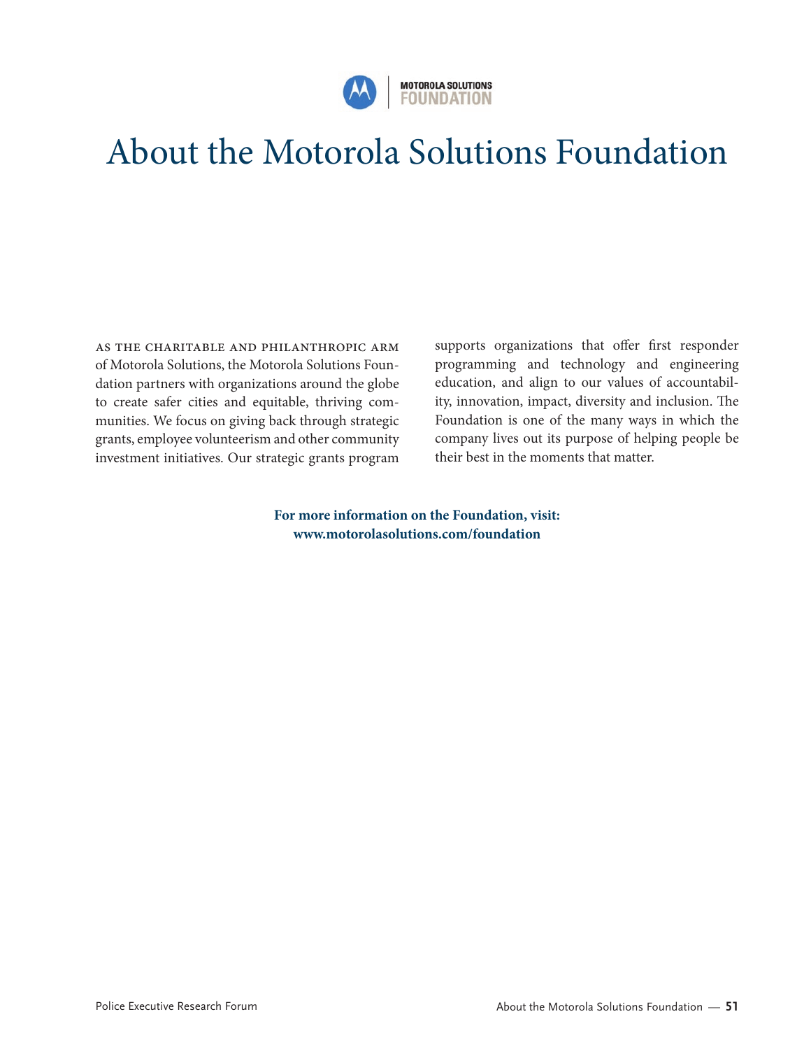# About the Motorola Solutions Foundation

As the charitable and philanthropic arm of Motorola Solutions, the Motorola Solutions Foundation partners with organizations around the globe to create safer cities and equitable, thriving communities. We focus on giving back through strategic grants, employee volunteerism and other community investment initiatives. Our strategic grants program supports organizations that offer first responder programming and technology and engineering education, and align to our values of accountability, innovation, impact, diversity and inclusion. The Foundation is one of the many ways in which the company lives out its purpose of helping people be their best in the moments that matter.

**For more information on the Foundation, visit:**
**www.motorolasolutions.com/foundation**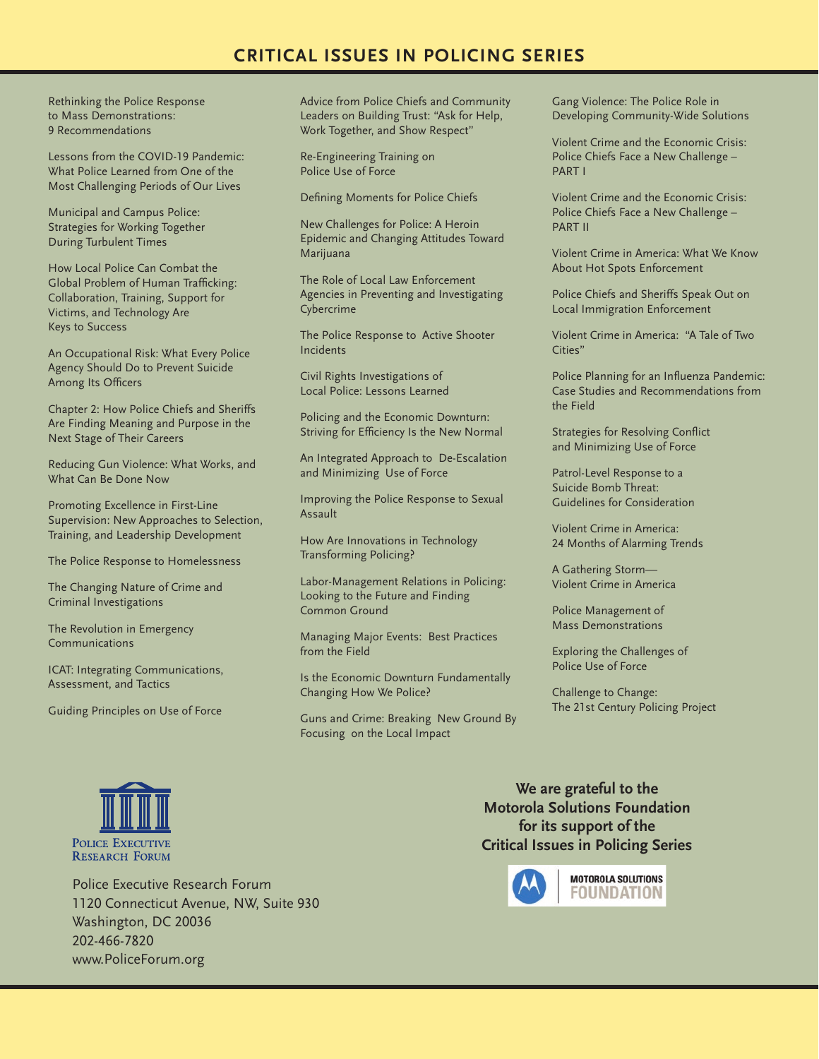## CRITICAL ISSUES IN POLICING SERIES

Rethinking the Police Response to Mass Demonstrations: 9 Recommendations

Lessons from the COVID-19 Pandemic: What Police Learned from One of the Most Challenging Periods of Our Lives

Municipal and Campus Police: Strategies for Working Together During Turbulent Times

How Local Police Can Combat the Global Problem of Human Trafficking: Collaboration, Training, Support for Victims, and Technology Are Keys to Success

An Occupational Risk: What Every Police Agency Should Do to Prevent Suicide Among Its Officers

Chapter 2: How Police Chiefs and Sheriffs Are Finding Meaning and Purpose in the Next Stage of Their Careers

Reducing Gun Violence: What Works, and What Can Be Done Now

Promoting Excellence in First-Line Supervision: New Approaches to Selection, Training, and Leadership Development

The Police Response to Homelessness

The Changing Nature of Crime and Criminal Investigations

The Revolution in Emergency Communications

ICAT: Integrating Communications, Assessment, and Tactics

Guiding Principles on Use of Force

Advice from Police Chiefs and Community Leaders on Building Trust: "Ask for Help, Work Together, and Show Respect"

Re-Engineering Training on Police Use of Force

Defining Moments for Police Chiefs

New Challenges for Police: A Heroin Epidemic and Changing Attitudes Toward Marijuana

The Role of Local Law Enforcement Agencies in Preventing and Investigating Cybercrime

The Police Response to Active Shooter Incidents

Civil Rights Investigations of Local Police: Lessons Learned

Policing and the Economic Downturn: Striving for Efficiency Is the New Normal

An Integrated Approach to De-Escalation and Minimizing Use of Force

Improving the Police Response to Sexual Assault

How Are Innovations in Technology Transforming Policing?

Labor-Management Relations in Policing: Looking to the Future and Finding Common Ground

Managing Major Events: Best Practices from the Field

Is the Economic Downturn Fundamentally Changing How We Police?

Guns and Crime: Breaking New Ground By Focusing on the Local Impact

Gang Violence: The Police Role in Developing Community-Wide Solutions

Violent Crime and the Economic Crisis: Police Chiefs Face a New Challenge – PART I

Violent Crime and the Economic Crisis: Police Chiefs Face a New Challenge – PART II

Violent Crime in America: What We Know About Hot Spots Enforcement

Police Chiefs and Sheriffs Speak Out on Local Immigration Enforcement

Violent Crime in America: "A Tale of Two Cities"

Police Planning for an Influenza Pandemic: Case Studies and Recommendations from the Field

Strategies for Resolving Conflict and Minimizing Use of Force

Patrol-Level Response to a Suicide Bomb Threat: Guidelines for Consideration

Violent Crime in America: 24 Months of Alarming Trends

A Gathering Storm— Violent Crime in America

Police Management of Mass Demonstrations

Exploring the Challenges of Police Use of Force

Challenge to Change: The 21st Century Policing Project

Police Executive Research Forum

Police Executive Research Forum
1120 Connecticut Avenue, NW, Suite 930
Washington, DC 20036
202-466-7820
www.PoliceForum.org

**We are grateful to the Motorola Solutions Foundation for its support of the Critical Issues in Policing Series**

MOTOROLA SOLUTIONS FOUNDATION